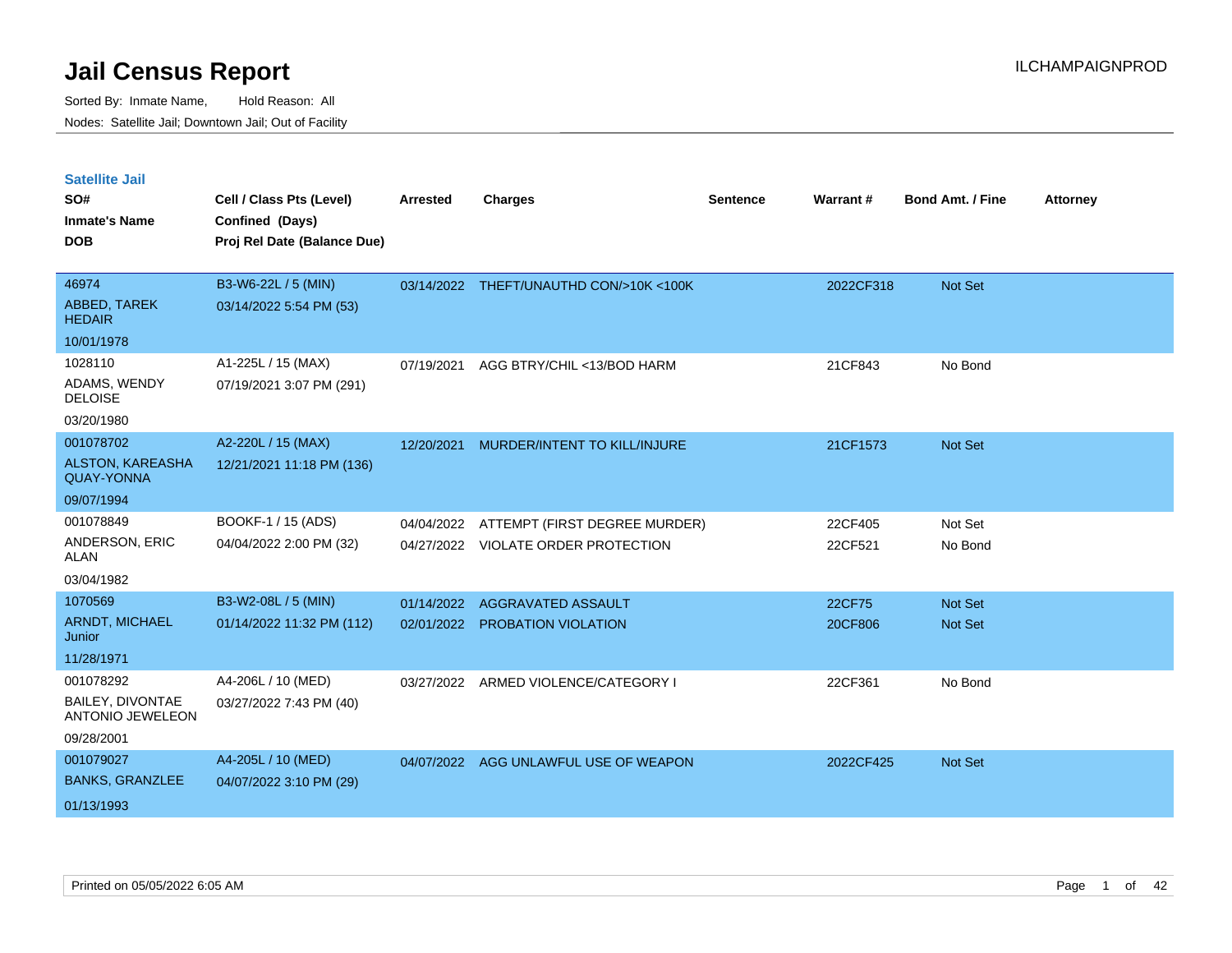# Jail Census Report

Sorted By: Inmate Name, Hold Reason: All

Nodes: Satellite Jail; Downtown Jail; Out of Facility

## Satellite Jail

| SO# / Inmate's Name / DOB | Cell / Class Pts (Level) / Confined (Days) / Proj Rel Date (Balance Due) | Arrested | Charges | Sentence | Warrant # | Bond Amt. / Fine | Attorney |
|---|---|---|---|---|---|---|---|
| 46974<br>ABBED, TAREK HEDAIR<br>10/01/1978 | B3-W6-22L / 5 (MIN)<br>03/14/2022 5:54 PM (53) | 03/14/2022 | THEFT/UNAUTHD CON/>10K <100K | | 2022CF318 | Not Set | |
| 1028110<br>ADAMS, WENDY DELOISE<br>03/20/1980 | A1-225L / 15 (MAX)<br>07/19/2021 3:07 PM (291) | 07/19/2021 | AGG BTRY/CHIL <13/BOD HARM | | 21CF843 | No Bond | |
| 001078702<br>ALSTON, KAREASHA QUAY-YONNA<br>09/07/1994 | A2-220L / 15 (MAX)<br>12/21/2021 11:18 PM (136) | 12/20/2021 | MURDER/INTENT TO KILL/INJURE | | 21CF1573 | Not Set | |
| 001078849<br>ANDERSON, ERIC ALAN<br>03/04/1982 | BOOKF-1 / 15 (ADS)<br>04/04/2022 2:00 PM (32) | 04/04/2022<br>04/27/2022 | ATTEMPT (FIRST DEGREE MURDER)<br>VIOLATE ORDER PROTECTION | | 22CF405<br>22CF521 | Not Set<br>No Bond | |
| 1070569<br>ARNDT, MICHAEL Junior<br>11/28/1971 | B3-W2-08L / 5 (MIN)<br>01/14/2022 11:32 PM (112) | 01/14/2022<br>02/01/2022 | AGGRAVATED ASSAULT<br>PROBATION VIOLATION | | 22CF75<br>20CF806 | Not Set<br>Not Set | |
| 001078292<br>BAILEY, DIVONTAE ANTONIO JEWELEON<br>09/28/2001 | A4-206L / 10 (MED)<br>03/27/2022 7:43 PM (40) | 03/27/2022 | ARMED VIOLENCE/CATEGORY I | | 22CF361 | No Bond | |
| 001079027<br>BANKS, GRANZLEE<br>01/13/1993 | A4-205L / 10 (MED)<br>04/07/2022 3:10 PM (29) | 04/07/2022 | AGG UNLAWFUL USE OF WEAPON | | 2022CF425 | Not Set | |

Printed on 05/05/2022 6:05 AM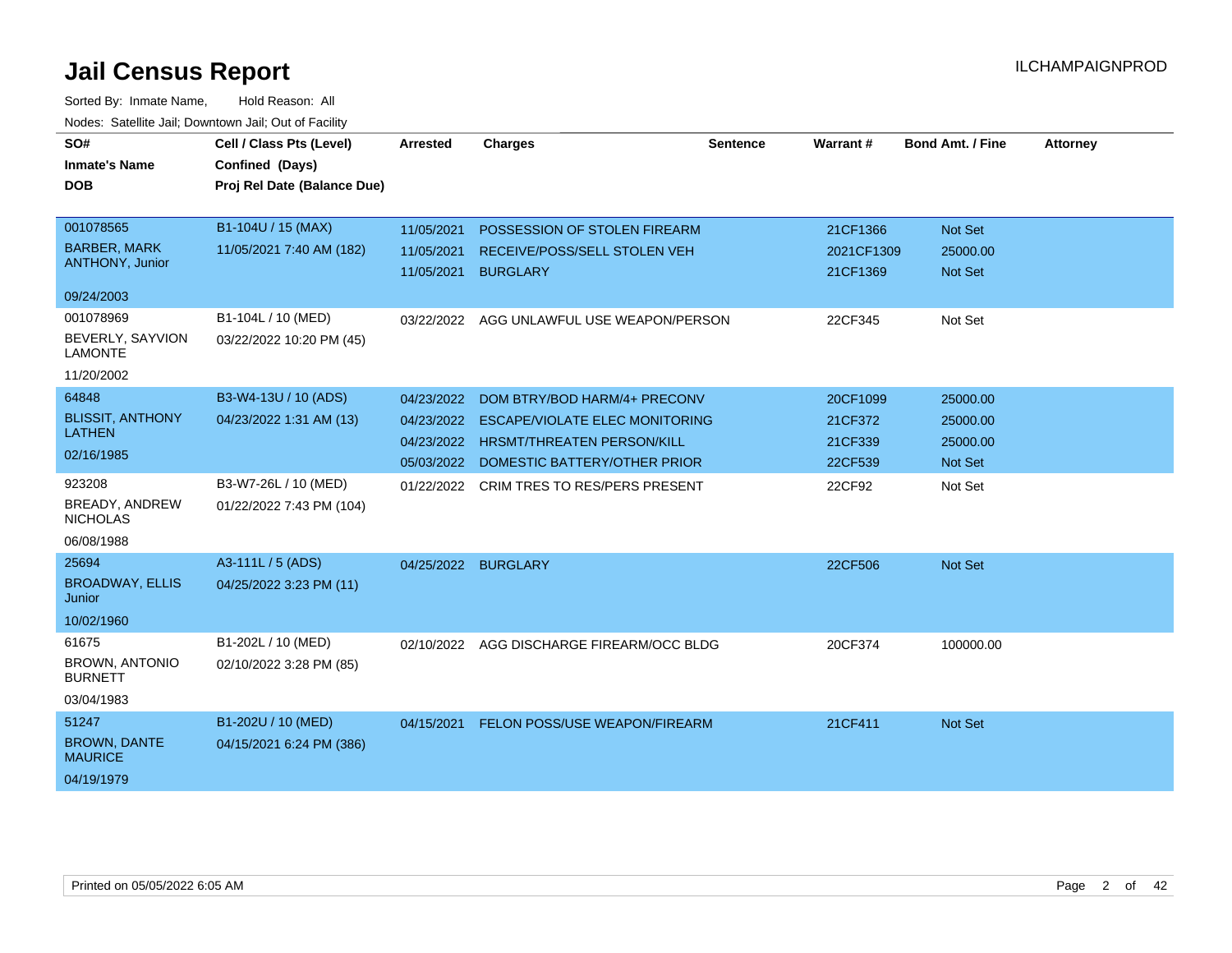# Jail Census Report

ILCHAMPAIGNPROD

Sorted By: Inmate Name, Hold Reason: All

Nodes: Satellite Jail; Downtown Jail; Out of Facility

| SO# / Inmate's Name / DOB | Cell / Class Pts (Level) / Confined (Days) / Proj Rel Date (Balance Due) | Arrested | Charges | Sentence | Warrant # | Bond Amt. / Fine | Attorney |
|---|---|---|---|---|---|---|---|
| 001078565 BARBER, MARK ANTHONY, Junior 09/24/2003 | B1-104U / 15 (MAX) 11/05/2021 7:40 AM (182) | 11/05/2021 | POSSESSION OF STOLEN FIREARM | | 21CF1366 | Not Set | |
| | | 11/05/2021 | RECEIVE/POSS/SELL STOLEN VEH | | 2021CF1309 | 25000.00 | |
| | | 11/05/2021 | BURGLARY | | 21CF1369 | Not Set | |
| 001078969 BEVERLY, SAYVION LAMONTE 11/20/2002 | B1-104L / 10 (MED) 03/22/2022 10:20 PM (45) | 03/22/2022 | AGG UNLAWFUL USE WEAPON/PERSON | | 22CF345 | Not Set | |
| 64848 BLISSIT, ANTHONY LATHEN 02/16/1985 | B3-W4-13U / 10 (ADS) 04/23/2022 1:31 AM (13) | 04/23/2022 | DOM BTRY/BOD HARM/4+ PRECONV | | 20CF1099 | 25000.00 | |
| | | 04/23/2022 | ESCAPE/VIOLATE ELEC MONITORING | | 21CF372 | 25000.00 | |
| | | 04/23/2022 | HRSMT/THREATEN PERSON/KILL | | 21CF339 | 25000.00 | |
| | | 05/03/2022 | DOMESTIC BATTERY/OTHER PRIOR | | 22CF539 | Not Set | |
| 923208 BREADY, ANDREW NICHOLAS 06/08/1988 | B3-W7-26L / 10 (MED) 01/22/2022 7:43 PM (104) | 01/22/2022 | CRIM TRES TO RES/PERS PRESENT | | 22CF92 | Not Set | |
| 25694 BROADWAY, ELLIS Junior 10/02/1960 | A3-111L / 5 (ADS) 04/25/2022 3:23 PM (11) | 04/25/2022 | BURGLARY | | 22CF506 | Not Set | |
| 61675 BROWN, ANTONIO BURNETT 03/04/1983 | B1-202L / 10 (MED) 02/10/2022 3:28 PM (85) | 02/10/2022 | AGG DISCHARGE FIREARM/OCC BLDG | | 20CF374 | 100000.00 | |
| 51247 BROWN, DANTE MAURICE 04/19/1979 | B1-202U / 10 (MED) 04/15/2021 6:24 PM (386) | 04/15/2021 | FELON POSS/USE WEAPON/FIREARM | | 21CF411 | Not Set | |

Printed on 05/05/2022 6:05 AM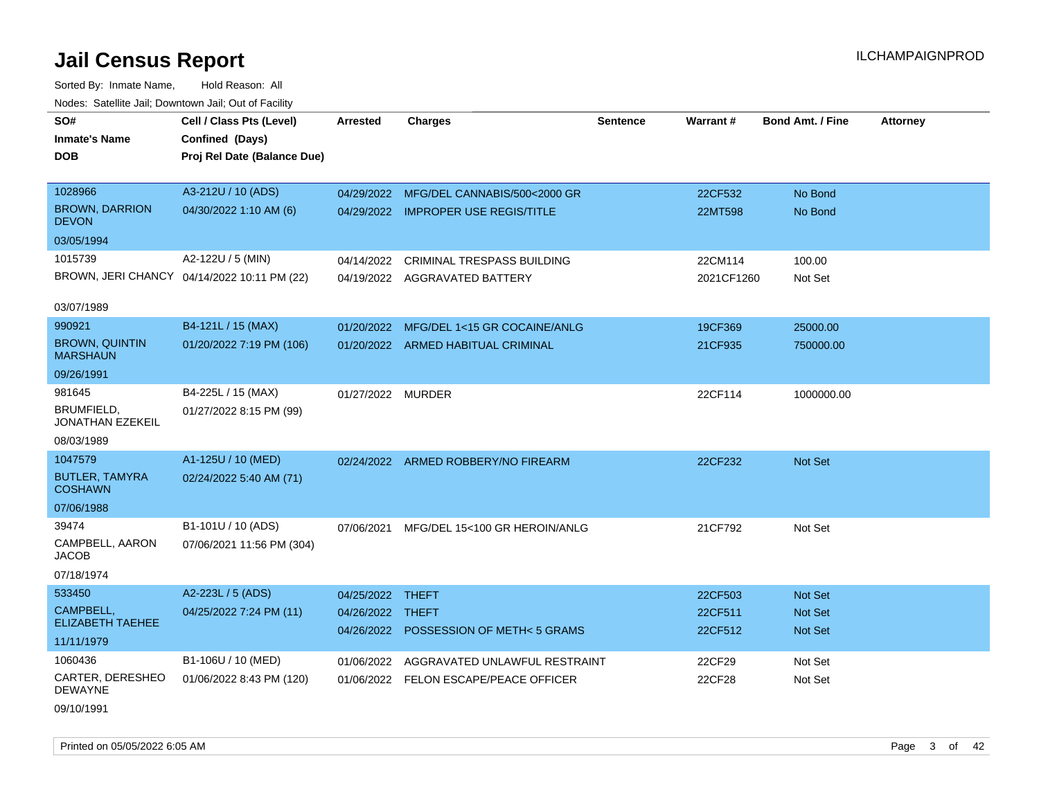# Jail Census Report

ILCHAMPAIGNPROD

Sorted By: Inmate Name, Hold Reason: All

Nodes: Satellite Jail; Downtown Jail; Out of Facility

| SO# / Inmate's Name / DOB | Cell / Class Pts (Level) / Confined (Days) / Proj Rel Date (Balance Due) | Arrested | Charges | Sentence | Warrant # | Bond Amt. / Fine | Attorney |
|---|---|---|---|---|---|---|---|
| 1028966<br>BROWN, DARRION DEVON<br>03/05/1994 | A3-212U / 10 (ADS)<br>04/30/2022 1:10 AM (6) | 04/29/2022<br>04/29/2022 | MFG/DEL CANNABIS/500<2000 GR<br>IMPROPER USE REGIS/TITLE | | 22CF532<br>22MT598 | No Bond<br>No Bond | |
| 1015739<br>BROWN, JERI CHANCY<br>03/07/1989 | A2-122U / 5 (MIN)<br>04/14/2022 10:11 PM (22) | 04/14/2022<br>04/19/2022 | CRIMINAL TRESPASS BUILDING<br>AGGRAVATED BATTERY | | 22CM114<br>2021CF1260 | 100.00<br>Not Set | |
| 990921<br>BROWN, QUINTIN MARSHAUN<br>09/26/1991 | B4-121L / 15 (MAX)<br>01/20/2022 7:19 PM (106) | 01/20/2022<br>01/20/2022 | MFG/DEL 1<15 GR COCAINE/ANLG<br>ARMED HABITUAL CRIMINAL | | 19CF369<br>21CF935 | 25000.00<br>750000.00 | |
| 981645<br>BRUMFIELD, JONATHAN EZEKEIL<br>08/03/1989 | B4-225L / 15 (MAX)<br>01/27/2022 8:15 PM (99) | 01/27/2022 | MURDER | | 22CF114 | 1000000.00 | |
| 1047579<br>BUTLER, TAMYRA COSHAWN<br>07/06/1988 | A1-125U / 10 (MED)<br>02/24/2022 5:40 AM (71) | 02/24/2022 | ARMED ROBBERY/NO FIREARM | | 22CF232 | Not Set | |
| 39474<br>CAMPBELL, AARON JACOB<br>07/18/1974 | B1-101U / 10 (ADS)<br>07/06/2021 11:56 PM (304) | 07/06/2021 | MFG/DEL 15<100 GR HEROIN/ANLG | | 21CF792 | Not Set | |
| 533450<br>CAMPBELL, ELIZABETH TAEHEE<br>11/11/1979 | A2-223L / 5 (ADS)<br>04/25/2022 7:24 PM (11) | 04/25/2022<br>04/26/2022<br>04/26/2022 | THEFT<br>THEFT<br>POSSESSION OF METH< 5 GRAMS | | 22CF503<br>22CF511<br>22CF512 | Not Set<br>Not Set<br>Not Set | |
| 1060436<br>CARTER, DERESHEO DEWAYNE<br>09/10/1991 | B1-106U / 10 (MED)<br>01/06/2022 8:43 PM (120) | 01/06/2022<br>01/06/2022 | AGGRAVATED UNLAWFUL RESTRAINT<br>FELON ESCAPE/PEACE OFFICER | | 22CF29<br>22CF28 | Not Set<br>Not Set | |

Printed on 05/05/2022 6:05 AM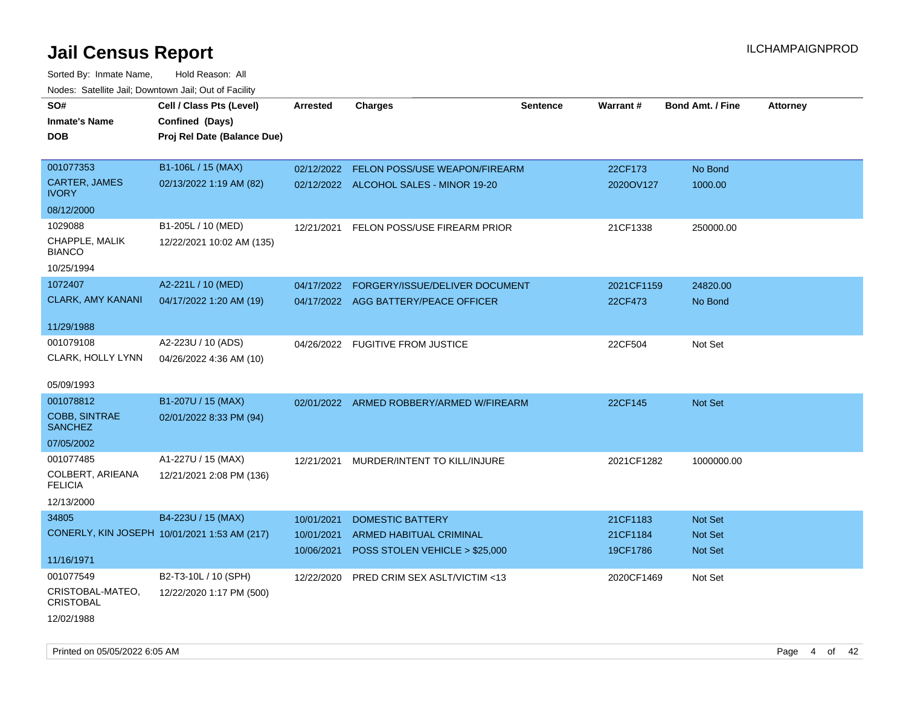# Jail Census Report

Sorted By: Inmate Name, Hold Reason: All

Nodes: Satellite Jail; Downtown Jail; Out of Facility

| SO# / Inmate's Name / DOB | Cell / Class Pts (Level) / Confined (Days) / Proj Rel Date (Balance Due) | Arrested | Charges | Sentence | Warrant # | Bond Amt. / Fine | Attorney |
|---|---|---|---|---|---|---|---|
| 001077353<br>CARTER, JAMES IVORY<br>08/12/2000 | B1-106L / 15 (MAX)<br>02/13/2022 1:19 AM (82) | 02/12/2022<br>02/12/2022 | FELON POSS/USE WEAPON/FIREARM<br>ALCOHOL SALES - MINOR 19-20 | | 22CF173<br>2020OV127 | No Bond<br>1000.00 | |
| 1029088<br>CHAPPLE, MALIK BIANCO<br>10/25/1994 | B1-205L / 10 (MED)<br>12/22/2021 10:02 AM (135) | 12/21/2021 | FELON POSS/USE FIREARM PRIOR | | 21CF1338 | 250000.00 | |
| 1072407<br>CLARK, AMY KANANI<br>11/29/1988 | A2-221L / 10 (MED)<br>04/17/2022 1:20 AM (19) | 04/17/2022<br>04/17/2022 | FORGERY/ISSUE/DELIVER DOCUMENT<br>AGG BATTERY/PEACE OFFICER | | 2021CF1159<br>22CF473 | 24820.00<br>No Bond | |
| 001079108<br>CLARK, HOLLY LYNN<br>05/09/1993 | A2-223U / 10 (ADS)<br>04/26/2022 4:36 AM (10) | 04/26/2022 | FUGITIVE FROM JUSTICE | | 22CF504 | Not Set | |
| 001078812<br>COBB, SINTRAE SANCHEZ<br>07/05/2002 | B1-207U / 15 (MAX)<br>02/01/2022 8:33 PM (94) | 02/01/2022 | ARMED ROBBERY/ARMED W/FIREARM | | 22CF145 | Not Set | |
| 001077485<br>COLBERT, ARIEANA FELICIA<br>12/13/2000 | A1-227U / 15 (MAX)<br>12/21/2021 2:08 PM (136) | 12/21/2021 | MURDER/INTENT TO KILL/INJURE | | 2021CF1282 | 1000000.00 | |
| 34805<br>CONERLY, KIN JOSEPH<br>11/16/1971 | B4-223U / 15 (MAX)<br>10/01/2021 1:53 AM (217) | 10/01/2021<br>10/01/2021<br>10/06/2021 | DOMESTIC BATTERY<br>ARMED HABITUAL CRIMINAL<br>POSS STOLEN VEHICLE > $25,000 | | 21CF1183<br>21CF1184<br>19CF1786 | Not Set<br>Not Set<br>Not Set | |
| 001077549<br>CRISTOBAL-MATEO, CRISTOBAL<br>12/02/1988 | B2-T3-10L / 10 (SPH)<br>12/22/2020 1:17 PM (500) | 12/22/2020 | PRED CRIM SEX ASLT/VICTIM <13 | | 2020CF1469 | Not Set | |

Printed on 05/05/2022 6:05 AM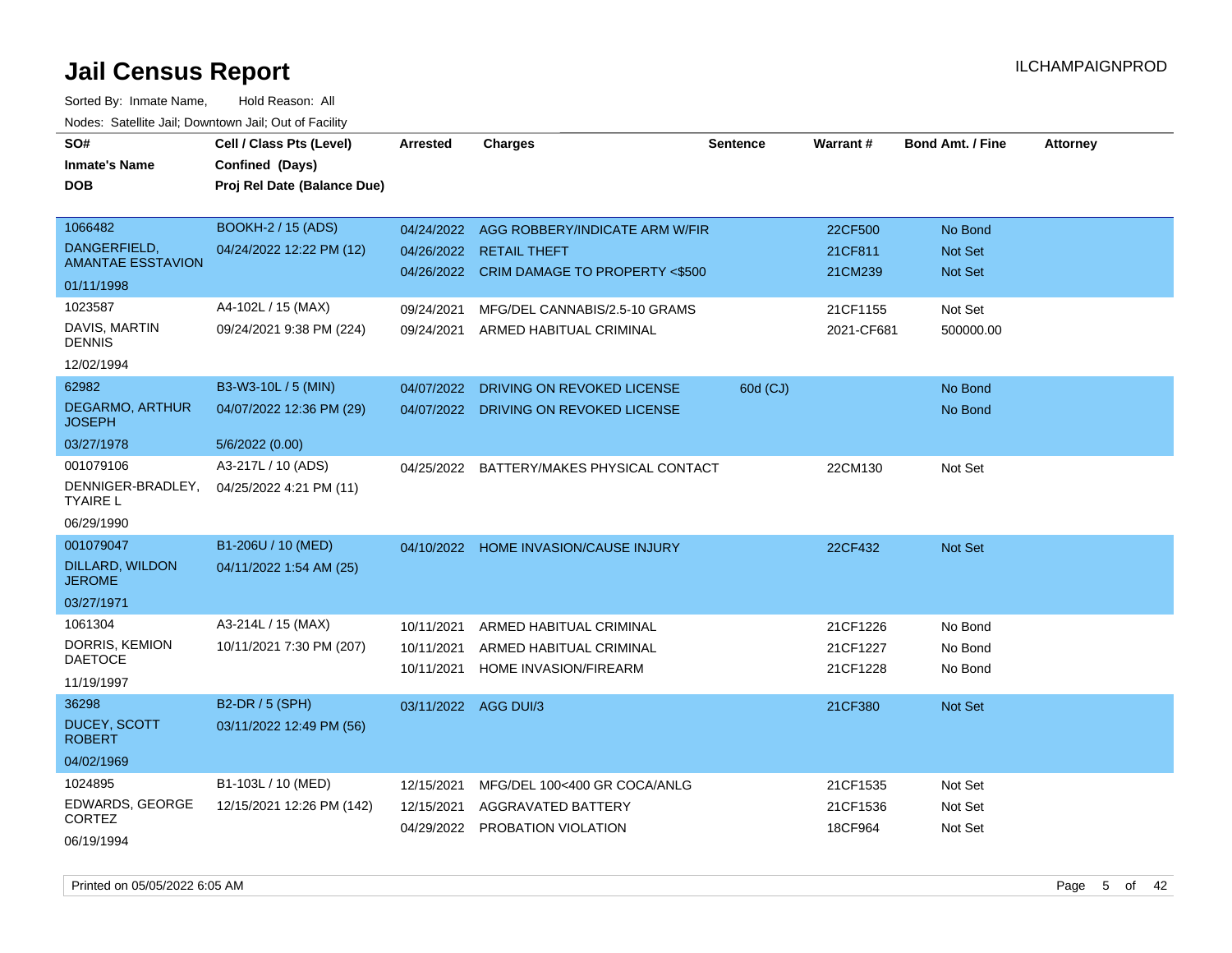# Jail Census Report

ILCHAMPAIGNPROD

Sorted By: Inmate Name, Hold Reason: All

Nodes: Satellite Jail; Downtown Jail; Out of Facility

| SO#<br>Inmate's Name<br>DOB | Cell / Class Pts (Level)<br>Confined (Days)<br>Proj Rel Date (Balance Due) | Arrested | Charges | Sentence | Warrant # | Bond Amt. / Fine | Attorney |
|---|---|---|---|---|---|---|---|
| 1066482<br>DANGERFIELD, AMANTAE ESSTAVION<br>01/11/1998 | BOOKH-2 / 15 (ADS)<br>04/24/2022 12:22 PM (12) | 04/24/2022<br>04/26/2022<br>04/26/2022 | AGG ROBBERY/INDICATE ARM W/FIR<br>RETAIL THEFT<br>CRIM DAMAGE TO PROPERTY <$500 | | 22CF500<br>21CF811<br>21CM239 | No Bond<br>Not Set<br>Not Set | |
| 1023587<br>DAVIS, MARTIN DENNIS<br>12/02/1994 | A4-102L / 15 (MAX)<br>09/24/2021 9:38 PM (224) | 09/24/2021<br>09/24/2021 | MFG/DEL CANNABIS/2.5-10 GRAMS<br>ARMED HABITUAL CRIMINAL | | 21CF1155<br>2021-CF681 | Not Set<br>500000.00 | |
| 62982<br>DEGARMO, ARTHUR JOSEPH<br>03/27/1978 | B3-W3-10L / 5 (MIN)<br>04/07/2022 12:36 PM (29)<br>5/6/2022 (0.00) | 04/07/2022<br>04/07/2022 | DRIVING ON REVOKED LICENSE<br>DRIVING ON REVOKED LICENSE | 60d (CJ) | | No Bond<br>No Bond | |
| 001079106<br>DENNIGER-BRADLEY, TYAIRE L<br>06/29/1990 | A3-217L / 10 (ADS)<br>04/25/2022 4:21 PM (11) | 04/25/2022 | BATTERY/MAKES PHYSICAL CONTACT | | 22CM130 | Not Set | |
| 001079047<br>DILLARD, WILDON JEROME<br>03/27/1971 | B1-206U / 10 (MED)<br>04/11/2022 1:54 AM (25) | 04/10/2022 | HOME INVASION/CAUSE INJURY | | 22CF432 | Not Set | |
| 1061304<br>DORRIS, KEMION DAETOCE<br>11/19/1997 | A3-214L / 15 (MAX)<br>10/11/2021 7:30 PM (207) | 10/11/2021<br>10/11/2021<br>10/11/2021 | ARMED HABITUAL CRIMINAL<br>ARMED HABITUAL CRIMINAL<br>HOME INVASION/FIREARM | | 21CF1226<br>21CF1227<br>21CF1228 | No Bond<br>No Bond<br>No Bond | |
| 36298<br>DUCEY, SCOTT ROBERT<br>04/02/1969 | B2-DR / 5 (SPH)<br>03/11/2022 12:49 PM (56) | 03/11/2022 | AGG DUI/3 | | 21CF380 | Not Set | |
| 1024895<br>EDWARDS, GEORGE CORTEZ<br>06/19/1994 | B1-103L / 10 (MED)<br>12/15/2021 12:26 PM (142) | 12/15/2021<br>12/15/2021<br>04/29/2022 | MFG/DEL 100<400 GR COCA/ANLG<br>AGGRAVATED BATTERY<br>PROBATION VIOLATION | | 21CF1535<br>21CF1536<br>18CF964 | Not Set<br>Not Set<br>Not Set | |

Printed on 05/05/2022 6:05 AM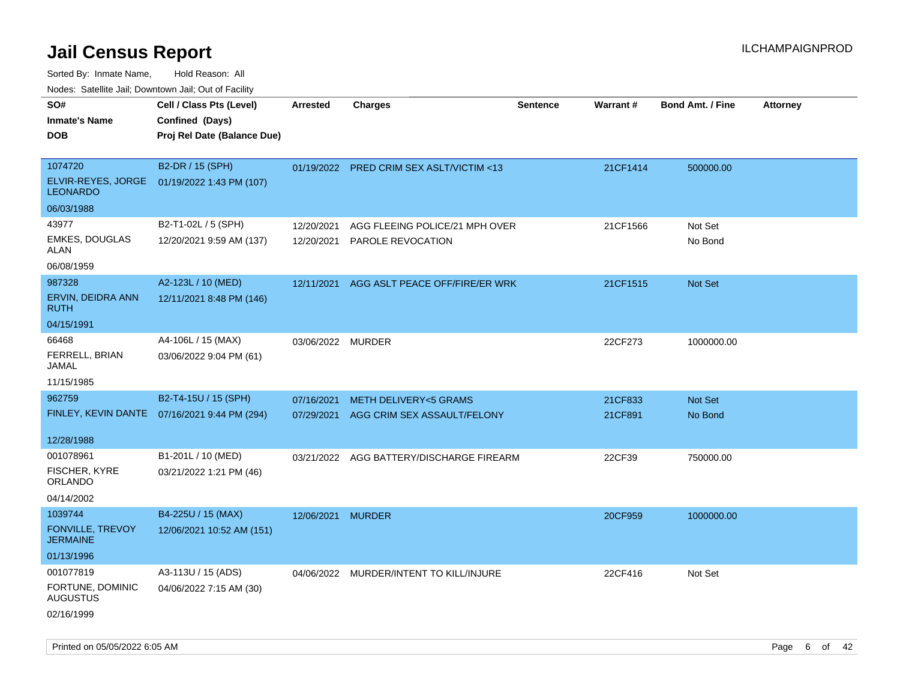# Jail Census Report

ILCHAMPAIGNPROD

Sorted By: Inmate Name, Hold Reason: All

Nodes: Satellite Jail; Downtown Jail; Out of Facility

| SO# / Inmate's Name / DOB | Cell / Class Pts (Level) / Confined (Days) / Proj Rel Date (Balance Due) | Arrested | Charges | Sentence | Warrant # | Bond Amt. / Fine | Attorney |
|---|---|---|---|---|---|---|---|
| 1074720 ELVIR-REYES, JORGE LEONARDO 06/03/1988 | B2-DR / 15 (SPH) 01/19/2022 1:43 PM (107) | 01/19/2022 | PRED CRIM SEX ASLT/VICTIM <13 | | 21CF1414 | 500000.00 | |
| 43977 EMKES, DOUGLAS ALAN 06/08/1959 | B2-T1-02L / 5 (SPH) 12/20/2021 9:59 AM (137) | 12/20/2021 | AGG FLEEING POLICE/21 MPH OVER | | 21CF1566 | Not Set | |
| | | 12/20/2021 | PAROLE REVOCATION | | | No Bond | |
| 987328 ERVIN, DEIDRA ANN RUTH 04/15/1991 | A2-123L / 10 (MED) 12/11/2021 8:48 PM (146) | 12/11/2021 | AGG ASLT PEACE OFF/FIRE/ER WRK | | 21CF1515 | Not Set | |
| 66468 FERRELL, BRIAN JAMAL 11/15/1985 | A4-106L / 15 (MAX) 03/06/2022 9:04 PM (61) | 03/06/2022 | MURDER | | 22CF273 | 1000000.00 | |
| 962759 FINLEY, KEVIN DANTE 12/28/1988 | B2-T4-15U / 15 (SPH) 07/16/2021 9:44 PM (294) | 07/16/2021 | METH DELIVERY<5 GRAMS | | 21CF833 | Not Set | |
| | | 07/29/2021 | AGG CRIM SEX ASSAULT/FELONY | | 21CF891 | No Bond | |
| 001078961 FISCHER, KYRE ORLANDO 04/14/2002 | B1-201L / 10 (MED) 03/21/2022 1:21 PM (46) | 03/21/2022 | AGG BATTERY/DISCHARGE FIREARM | | 22CF39 | 750000.00 | |
| 1039744 FONVILLE, TREVOY JERMAINE 01/13/1996 | B4-225U / 15 (MAX) 12/06/2021 10:52 AM (151) | 12/06/2021 | MURDER | | 20CF959 | 1000000.00 | |
| 001077819 FORTUNE, DOMINIC AUGUSTUS 02/16/1999 | A3-113U / 15 (ADS) 04/06/2022 7:15 AM (30) | 04/06/2022 | MURDER/INTENT TO KILL/INJURE | | 22CF416 | Not Set | |

Printed on 05/05/2022 6:05 AM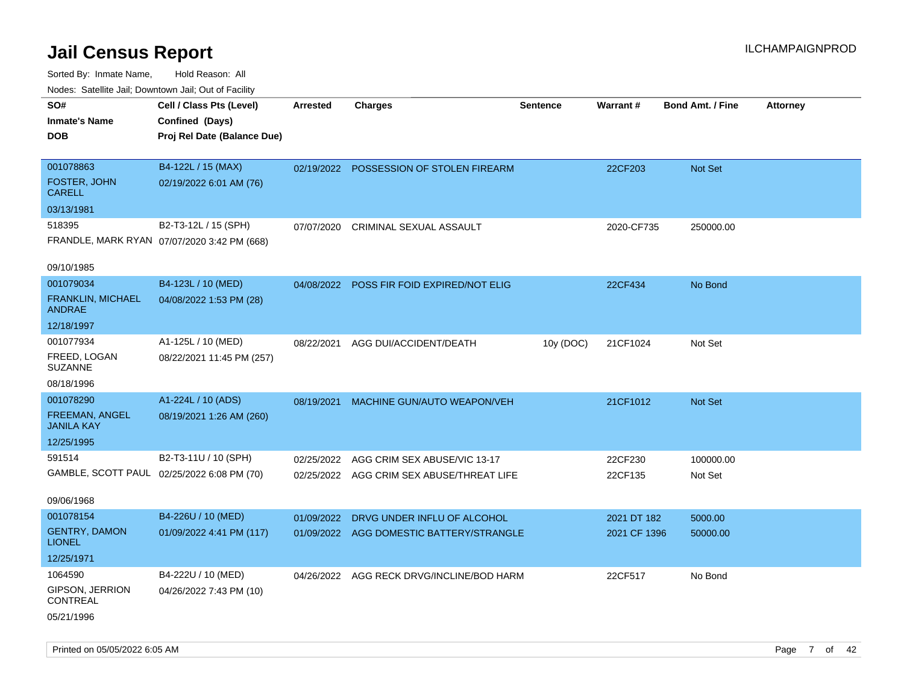# Jail Census Report

ILCHAMPAIGNPROD

Sorted By: Inmate Name, Hold Reason: All

Nodes: Satellite Jail; Downtown Jail; Out of Facility

| SO# / Inmate's Name / DOB | Cell / Class Pts (Level) / Confined (Days) / Proj Rel Date (Balance Due) | Arrested | Charges | Sentence | Warrant # | Bond Amt. / Fine | Attorney |
|---|---|---|---|---|---|---|---|
| 001078863 FOSTER, JOHN CARELL 03/13/1981 | B4-122L / 15 (MAX) 02/19/2022 6:01 AM (76) | 02/19/2022 | POSSESSION OF STOLEN FIREARM | | 22CF203 | Not Set | |
| 518395 FRANDLE, MARK RYAN 09/10/1985 | B2-T3-12L / 15 (SPH) 07/07/2020 3:42 PM (668) | 07/07/2020 | CRIMINAL SEXUAL ASSAULT | | 2020-CF735 | 250000.00 | |
| 001079034 FRANKLIN, MICHAEL ANDRAE 12/18/1997 | B4-123L / 10 (MED) 04/08/2022 1:53 PM (28) | 04/08/2022 | POSS FIR FOID EXPIRED/NOT ELIG | | 22CF434 | No Bond | |
| 001077934 FREED, LOGAN SUZANNE 08/18/1996 | A1-125L / 10 (MED) 08/22/2021 11:45 PM (257) | 08/22/2021 | AGG DUI/ACCIDENT/DEATH | 10y (DOC) | 21CF1024 | Not Set | |
| 001078290 FREEMAN, ANGEL JANILA KAY 12/25/1995 | A1-224L / 10 (ADS) 08/19/2021 1:26 AM (260) | 08/19/2021 | MACHINE GUN/AUTO WEAPON/VEH | | 21CF1012 | Not Set | |
| 591514 GAMBLE, SCOTT PAUL 09/06/1968 | B2-T3-11U / 10 (SPH) 02/25/2022 6:08 PM (70) | 02/25/2022 | AGG CRIM SEX ABUSE/VIC 13-17 | | 22CF230 | 100000.00 | |
| | | 02/25/2022 | AGG CRIM SEX ABUSE/THREAT LIFE | | 22CF135 | Not Set | |
| 001078154 GENTRY, DAMON LIONEL 12/25/1971 | B4-226U / 10 (MED) 01/09/2022 4:41 PM (117) | 01/09/2022 | DRVG UNDER INFLU OF ALCOHOL | | 2021 DT 182 | 5000.00 | |
| | | 01/09/2022 | AGG DOMESTIC BATTERY/STRANGLE | | 2021 CF 1396 | 50000.00 | |
| 1064590 GIPSON, JERRION CONTREAL 05/21/1996 | B4-222U / 10 (MED) 04/26/2022 7:43 PM (10) | 04/26/2022 | AGG RECK DRVG/INCLINE/BOD HARM | | 22CF517 | No Bond | |

Printed on 05/05/2022 6:05 AM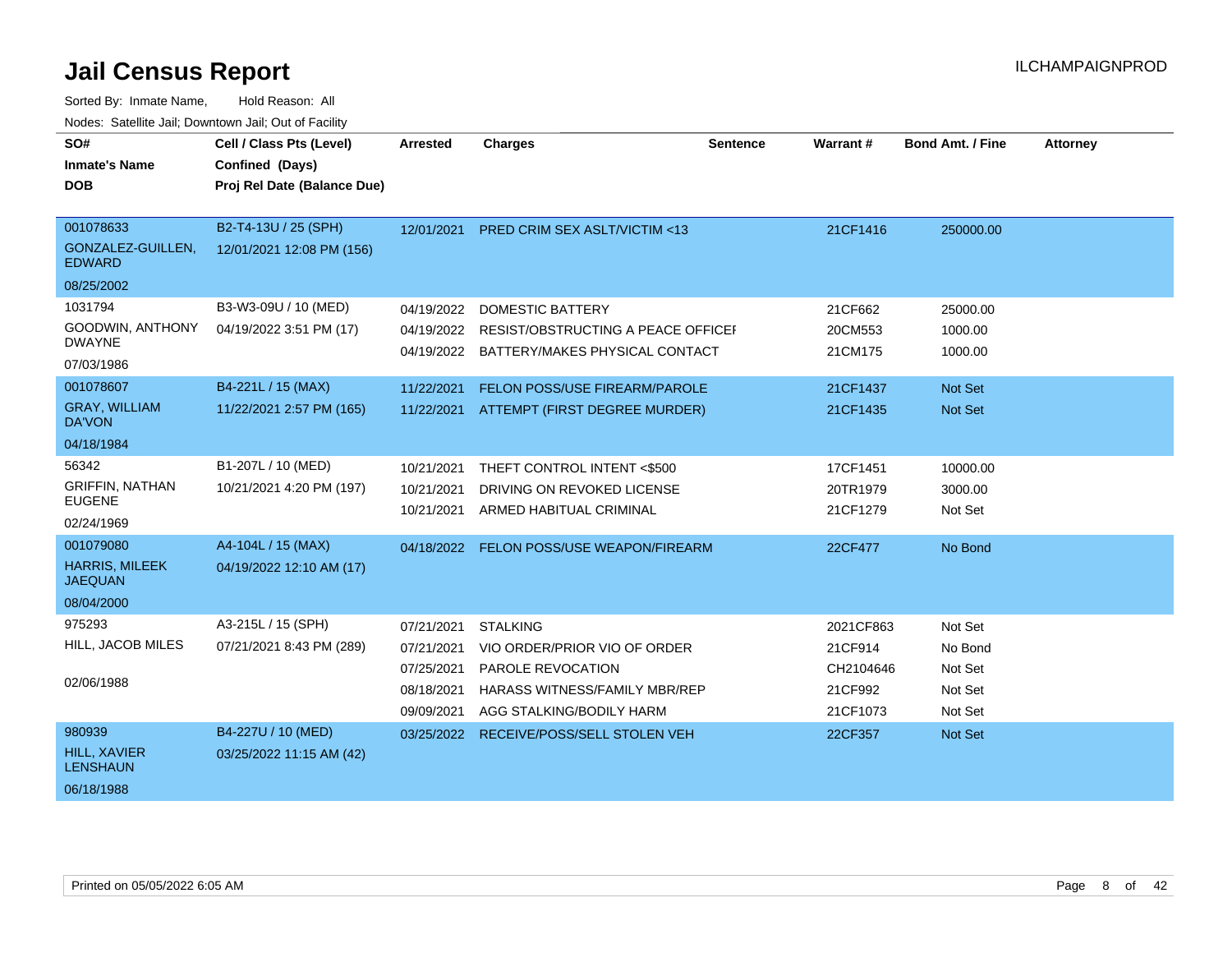# Jail Census Report

ILCHAMPAIGNPROD

Sorted By: Inmate Name, Hold Reason: All

Nodes: Satellite Jail; Downtown Jail; Out of Facility

| SO# / Inmate's Name / DOB | Cell / Class Pts (Level) / Confined (Days) / Proj Rel Date (Balance Due) | Arrested | Charges | Sentence | Warrant # | Bond Amt. / Fine | Attorney |
|---|---|---|---|---|---|---|---|
| 001078633<br>GONZALEZ-GUILLEN, EDWARD<br>08/25/2002 | B2-T4-13U / 25 (SPH)<br>12/01/2021 12:08 PM (156) | 12/01/2021 | PRED CRIM SEX ASLT/VICTIM <13 | | 21CF1416 | 250000.00 | |
| 1031794<br>GOODWIN, ANTHONY DWAYNE<br>07/03/1986 | B3-W3-09U / 10 (MED)<br>04/19/2022 3:51 PM (17) | 04/19/2022 | DOMESTIC BATTERY | | 21CF662 | 25000.00 | |
| | | 04/19/2022 | RESIST/OBSTRUCTING A PEACE OFFICEI | | 20CM553 | 1000.00 | |
| | | 04/19/2022 | BATTERY/MAKES PHYSICAL CONTACT | | 21CM175 | 1000.00 | |
| 001078607<br>GRAY, WILLIAM DA'VON<br>04/18/1984 | B4-221L / 15 (MAX)<br>11/22/2021 2:57 PM (165) | 11/22/2021 | FELON POSS/USE FIREARM/PAROLE | | 21CF1437 | Not Set | |
| | | 11/22/2021 | ATTEMPT (FIRST DEGREE MURDER) | | 21CF1435 | Not Set | |
| 56342<br>GRIFFIN, NATHAN EUGENE<br>02/24/1969 | B1-207L / 10 (MED)<br>10/21/2021 4:20 PM (197) | 10/21/2021 | THEFT CONTROL INTENT <$500 | | 17CF1451 | 10000.00 | |
| | | 10/21/2021 | DRIVING ON REVOKED LICENSE | | 20TR1979 | 3000.00 | |
| | | 10/21/2021 | ARMED HABITUAL CRIMINAL | | 21CF1279 | Not Set | |
| 001079080<br>HARRIS, MILEEK JAEQUAN<br>08/04/2000 | A4-104L / 15 (MAX)<br>04/19/2022 12:10 AM (17) | 04/18/2022 | FELON POSS/USE WEAPON/FIREARM | | 22CF477 | No Bond | |
| 975293<br>HILL, JACOB MILES<br>02/06/1988 | A3-215L / 15 (SPH)<br>07/21/2021 8:43 PM (289) | 07/21/2021 | STALKING | | 2021CF863 | Not Set | |
| | | 07/21/2021 | VIO ORDER/PRIOR VIO OF ORDER | | 21CF914 | No Bond | |
| | | 07/25/2021 | PAROLE REVOCATION | | CH2104646 | Not Set | |
| | | 08/18/2021 | HARASS WITNESS/FAMILY MBR/REP | | 21CF992 | Not Set | |
| | | 09/09/2021 | AGG STALKING/BODILY HARM | | 21CF1073 | Not Set | |
| 980939<br>HILL, XAVIER LENSHAUN<br>06/18/1988 | B4-227U / 10 (MED)<br>03/25/2022 11:15 AM (42) | 03/25/2022 | RECEIVE/POSS/SELL STOLEN VEH | | 22CF357 | Not Set | |

Printed on 05/05/2022 6:05 AM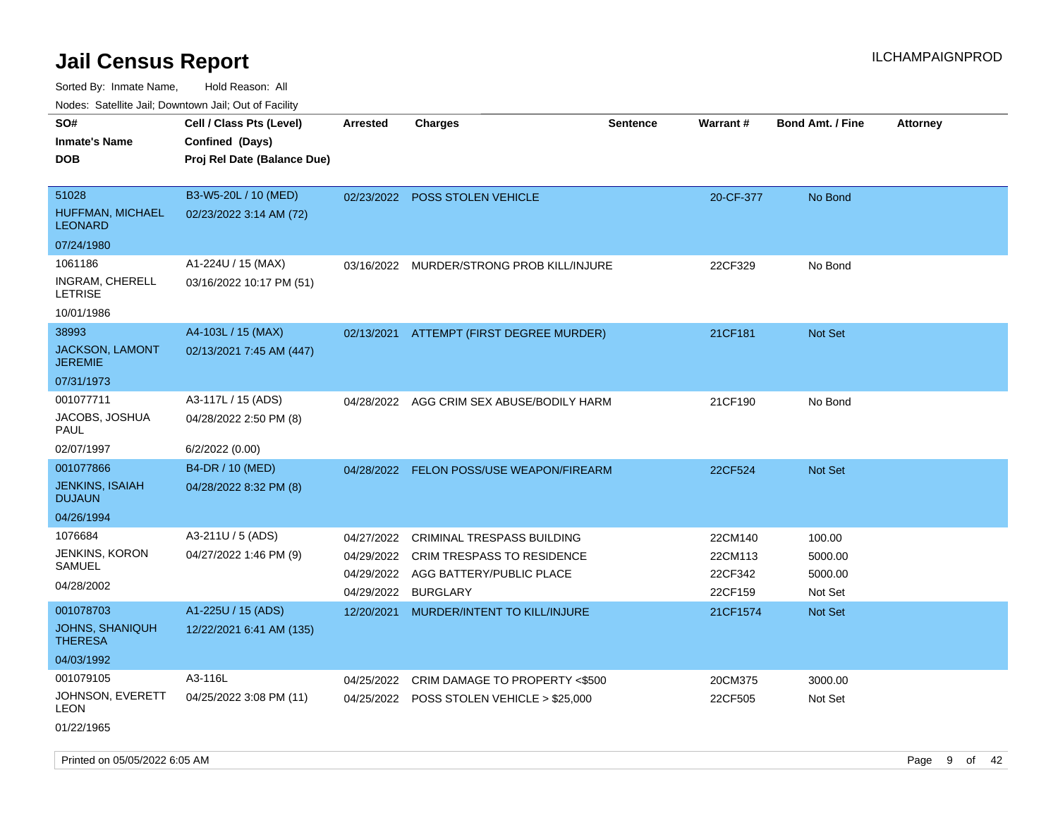# Jail Census Report

Sorted By: Inmate Name, Hold Reason: All

Nodes: Satellite Jail; Downtown Jail; Out of Facility

| SO# / Inmate's Name / DOB | Cell / Class Pts (Level) / Confined (Days) / Proj Rel Date (Balance Due) | Arrested | Charges | Sentence | Warrant # | Bond Amt. / Fine | Attorney |
|---|---|---|---|---|---|---|---|
| 51028<br>HUFFMAN, MICHAEL LEONARD<br>07/24/1980 | B3-W5-20L / 10 (MED)<br>02/23/2022 3:14 AM (72) | 02/23/2022 | POSS STOLEN VEHICLE | | 20-CF-377 | No Bond | |
| 1061186<br>INGRAM, CHERELL LETRISE<br>10/01/1986 | A1-224U / 15 (MAX)<br>03/16/2022 10:17 PM (51) | 03/16/2022 | MURDER/STRONG PROB KILL/INJURE | | 22CF329 | No Bond | |
| 38993<br>JACKSON, LAMONT JEREMIE<br>07/31/1973 | A4-103L / 15 (MAX)<br>02/13/2021 7:45 AM (447) | 02/13/2021 | ATTEMPT (FIRST DEGREE MURDER) | | 21CF181 | Not Set | |
| 001077711<br>JACOBS, JOSHUA PAUL<br>02/07/1997 | A3-117L / 15 (ADS)<br>04/28/2022 2:50 PM (8)<br>6/2/2022 (0.00) | 04/28/2022 | AGG CRIM SEX ABUSE/BODILY HARM | | 21CF190 | No Bond | |
| 001077866<br>JENKINS, ISAIAH DUJAUN<br>04/26/1994 | B4-DR / 10 (MED)<br>04/28/2022 8:32 PM (8) | 04/28/2022 | FELON POSS/USE WEAPON/FIREARM | | 22CF524 | Not Set | |
| 1076684<br>JENKINS, KORON SAMUEL<br>04/28/2002 | A3-211U / 5 (ADS)<br>04/27/2022 1:46 PM (9) | 04/27/2022 | CRIMINAL TRESPASS BUILDING | | 22CM140 | 100.00 | |
| | | 04/29/2022 | CRIM TRESPASS TO RESIDENCE | | 22CM113 | 5000.00 | |
| | | 04/29/2022 | AGG BATTERY/PUBLIC PLACE | | 22CF342 | 5000.00 | |
| | | 04/29/2022 | BURGLARY | | 22CF159 | Not Set | |
| 001078703<br>JOHNS, SHANIQUH THERESA<br>04/03/1992 | A1-225U / 15 (ADS)<br>12/22/2021 6:41 AM (135) | 12/20/2021 | MURDER/INTENT TO KILL/INJURE | | 21CF1574 | Not Set | |
| 001079105<br>JOHNSON, EVERETT LEON<br>01/22/1965 | A3-116L<br>04/25/2022 3:08 PM (11) | 04/25/2022 | CRIM DAMAGE TO PROPERTY <$500 | | 20CM375 | 3000.00 | |
| | | 04/25/2022 | POSS STOLEN VEHICLE > $25,000 | | 22CF505 | Not Set | |

Printed on 05/05/2022 6:05 AM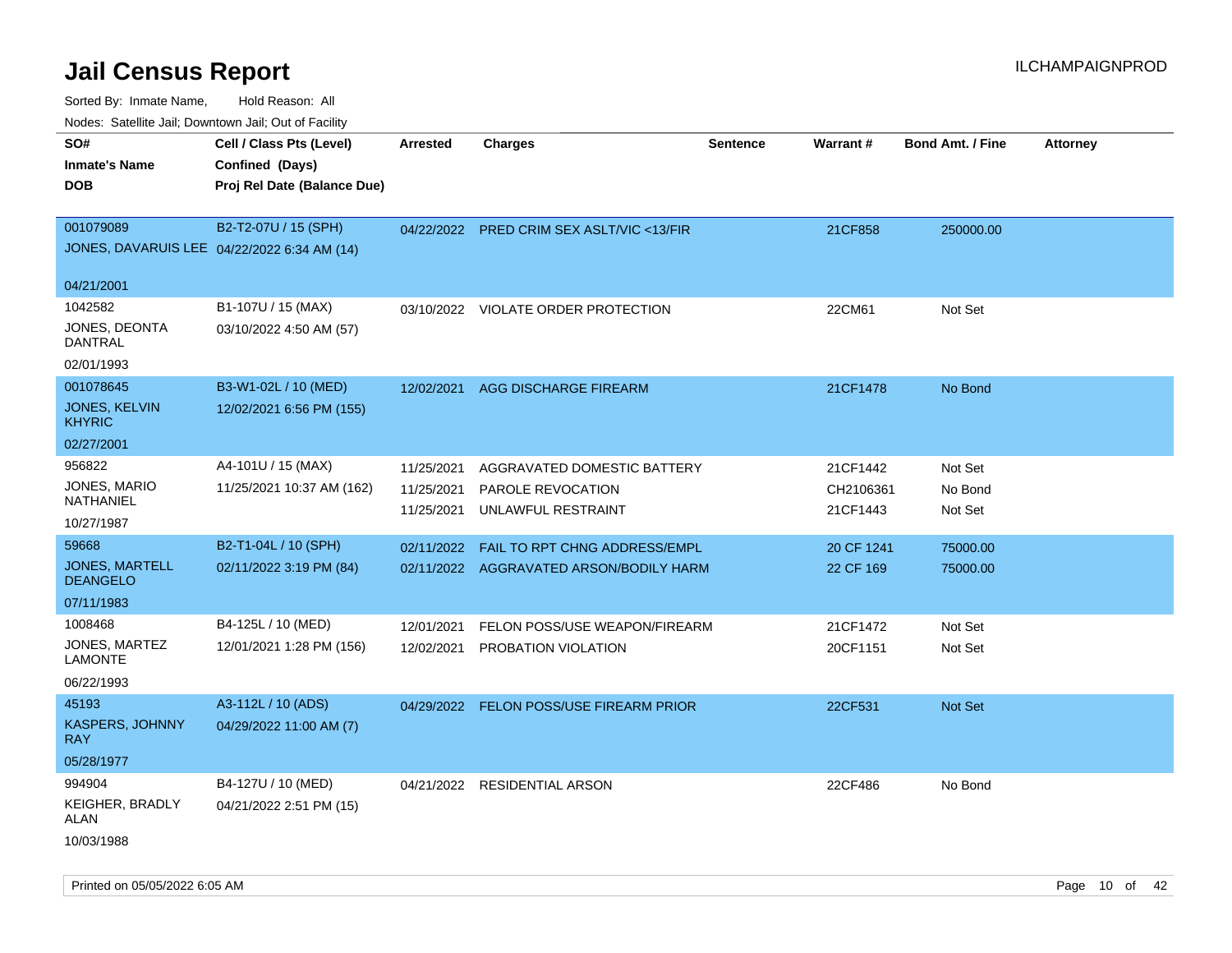# Jail Census Report

ILCHAMPAIGNPROD

Sorted By: Inmate Name, Hold Reason: All

Nodes: Satellite Jail; Downtown Jail; Out of Facility

| SO# / Inmate's Name / DOB | Cell / Class Pts (Level) / Confined (Days) / Proj Rel Date (Balance Due) | Arrested | Charges | Sentence | Warrant # | Bond Amt. / Fine | Attorney |
|---|---|---|---|---|---|---|---|
| 001079089<br>JONES, DAVARUIS LEE<br>04/21/2001 | B2-T2-07U / 15 (SPH)<br>04/22/2022 6:34 AM (14) | 04/22/2022 | PRED CRIM SEX ASLT/VIC <13/FIR | | 21CF858 | 250000.00 | |
| 1042582<br>JONES, DEONTA DANTRAL<br>02/01/1993 | B1-107U / 15 (MAX)<br>03/10/2022 4:50 AM (57) | 03/10/2022 | VIOLATE ORDER PROTECTION | | 22CM61 | Not Set | |
| 001078645<br>JONES, KELVIN KHYRIC<br>02/27/2001 | B3-W1-02L / 10 (MED)<br>12/02/2021 6:56 PM (155) | 12/02/2021 | AGG DISCHARGE FIREARM | | 21CF1478 | No Bond | |
| 956822<br>JONES, MARIO NATHANIEL<br>10/27/1987 | A4-101U / 15 (MAX)<br>11/25/2021 10:37 AM (162) | 11/25/2021<br>11/25/2021<br>11/25/2021 | AGGRAVATED DOMESTIC BATTERY<br>PAROLE REVOCATION<br>UNLAWFUL RESTRAINT | | 21CF1442<br>CH2106361<br>21CF1443 | Not Set<br>No Bond<br>Not Set | |
| 59668<br>JONES, MARTELL DEANGELO<br>07/11/1983 | B2-T1-04L / 10 (SPH)<br>02/11/2022 3:19 PM (84) | 02/11/2022<br>02/11/2022 | FAIL TO RPT CHNG ADDRESS/EMPL<br>AGGRAVATED ARSON/BODILY HARM | | 20 CF 1241<br>22 CF 169 | 75000.00<br>75000.00 | |
| 1008468<br>JONES, MARTEZ LAMONTE<br>06/22/1993 | B4-125L / 10 (MED)<br>12/01/2021 1:28 PM (156) | 12/01/2021<br>12/02/2021 | FELON POSS/USE WEAPON/FIREARM<br>PROBATION VIOLATION | | 21CF1472<br>20CF1151 | Not Set<br>Not Set | |
| 45193<br>KASPERS, JOHNNY RAY<br>05/28/1977 | A3-112L / 10 (ADS)<br>04/29/2022 11:00 AM (7) | 04/29/2022 | FELON POSS/USE FIREARM PRIOR | | 22CF531 | Not Set | |
| 994904<br>KEIGHER, BRADLY ALAN<br>10/03/1988 | B4-127U / 10 (MED)<br>04/21/2022 2:51 PM (15) | 04/21/2022 | RESIDENTIAL ARSON | | 22CF486 | No Bond | |

Printed on 05/05/2022 6:05 AM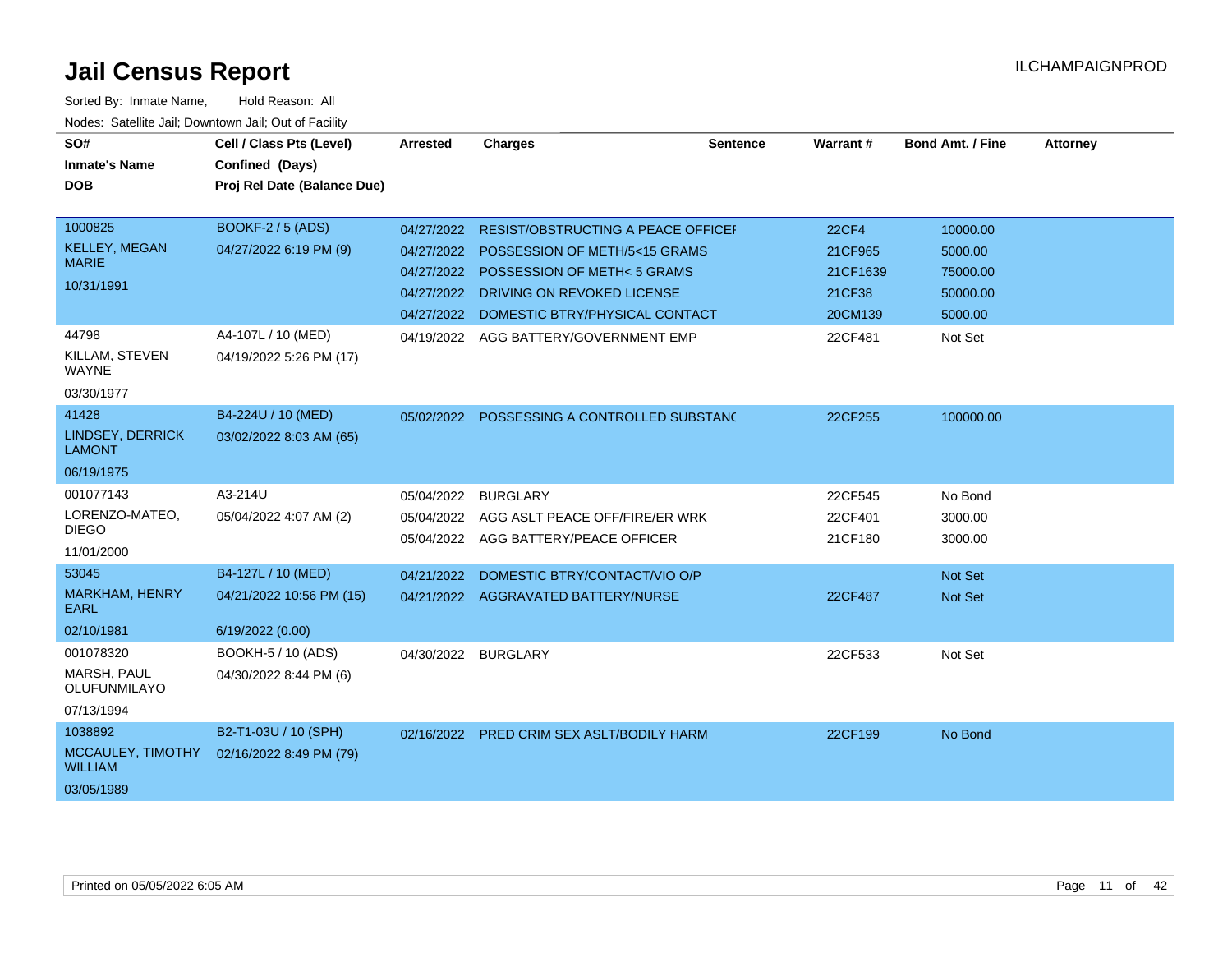# Jail Census Report

ILCHAMPAIGNPROD

Sorted By: Inmate Name, Hold Reason: All

Nodes: Satellite Jail; Downtown Jail; Out of Facility

| SO# / Inmate's Name / DOB | Cell / Class Pts (Level) / Confined (Days) / Proj Rel Date (Balance Due) | Arrested | Charges | Sentence | Warrant # | Bond Amt. / Fine | Attorney |
|---|---|---|---|---|---|---|---|
| 1000825<br>KELLEY, MEGAN MARIE<br>10/31/1991 | BOOKF-2 / 5 (ADS)<br>04/27/2022 6:19 PM (9) | 04/27/2022 | RESIST/OBSTRUCTING A PEACE OFFICEI | | 22CF4 | 10000.00 | |
| | | 04/27/2022 | POSSESSION OF METH/5<15 GRAMS | | 21CF965 | 5000.00 | |
| | | 04/27/2022 | POSSESSION OF METH< 5 GRAMS | | 21CF1639 | 75000.00 | |
| | | 04/27/2022 | DRIVING ON REVOKED LICENSE | | 21CF38 | 50000.00 | |
| | | 04/27/2022 | DOMESTIC BTRY/PHYSICAL CONTACT | | 20CM139 | 5000.00 | |
| 44798<br>KILLAM, STEVEN WAYNE<br>03/30/1977 | A4-107L / 10 (MED)<br>04/19/2022 5:26 PM (17) | 04/19/2022 | AGG BATTERY/GOVERNMENT EMP | | 22CF481 | Not Set | |
| 41428<br>LINDSEY, DERRICK LAMONT<br>06/19/1975 | B4-224U / 10 (MED)<br>03/02/2022 8:03 AM (65) | 05/02/2022 | POSSESSING A CONTROLLED SUBSTANC | | 22CF255 | 100000.00 | |
| 001077143<br>LORENZO-MATEO, DIEGO<br>11/01/2000 | A3-214U<br>05/04/2022 4:07 AM (2) | 05/04/2022 | BURGLARY | | 22CF545 | No Bond | |
| | | 05/04/2022 | AGG ASLT PEACE OFF/FIRE/ER WRK | | 22CF401 | 3000.00 | |
| | | 05/04/2022 | AGG BATTERY/PEACE OFFICER | | 21CF180 | 3000.00 | |
| 53045<br>MARKHAM, HENRY EARL<br>02/10/1981 | B4-127L / 10 (MED)<br>04/21/2022 10:56 PM (15)<br>6/19/2022 (0.00) | 04/21/2022 | DOMESTIC BTRY/CONTACT/VIO O/P | | | Not Set | |
| | | 04/21/2022 | AGGRAVATED BATTERY/NURSE | | 22CF487 | Not Set | |
| 001078320<br>MARSH, PAUL OLUFUNMILAYO<br>07/13/1994 | BOOKH-5 / 10 (ADS)<br>04/30/2022 8:44 PM (6) | 04/30/2022 | BURGLARY | | 22CF533 | Not Set | |
| 1038892<br>MCCAULEY, TIMOTHY WILLIAM<br>03/05/1989 | B2-T1-03U / 10 (SPH)<br>02/16/2022 8:49 PM (79) | 02/16/2022 | PRED CRIM SEX ASLT/BODILY HARM | | 22CF199 | No Bond | |

Printed on 05/05/2022 6:05 AM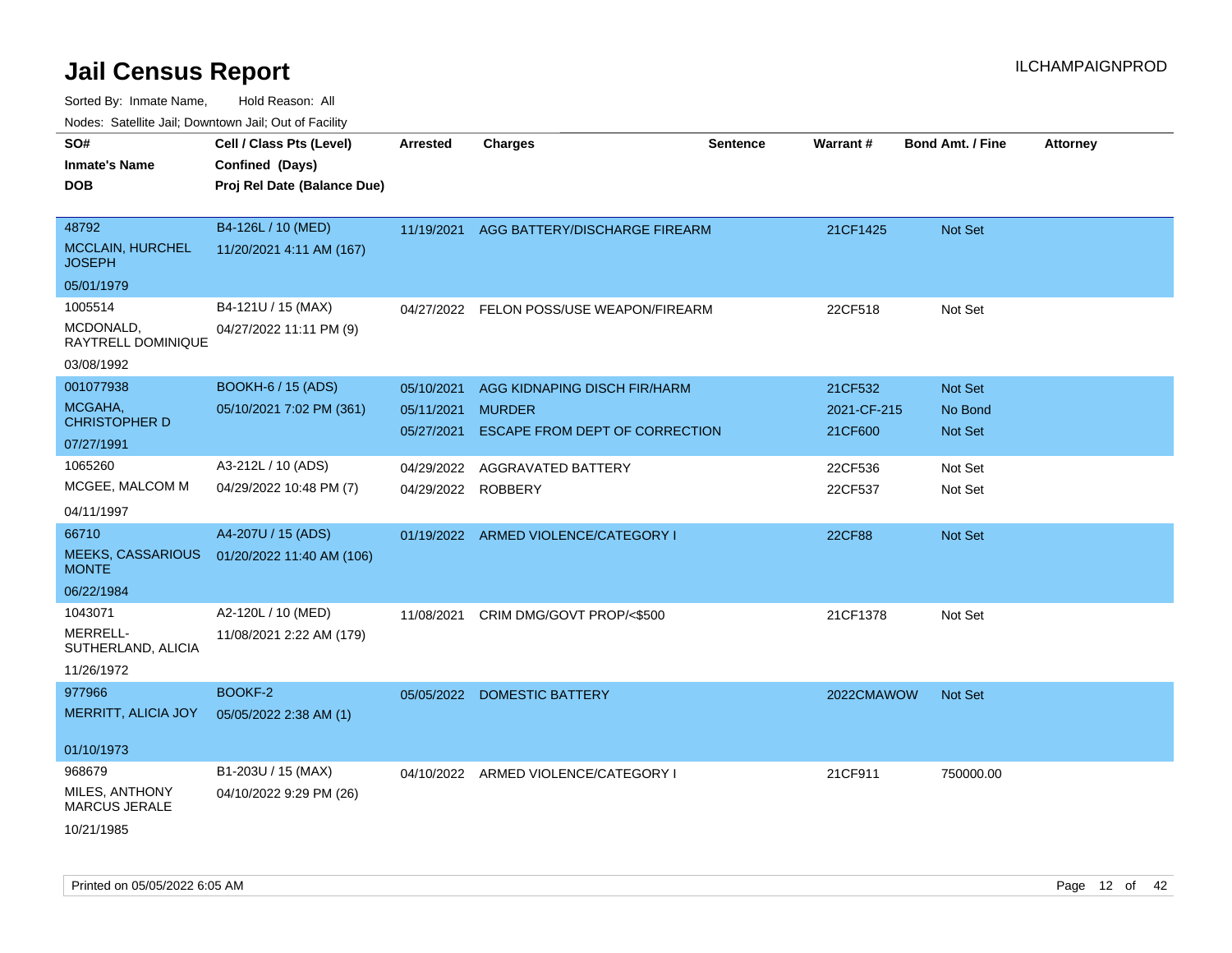# Jail Census Report

Sorted By: Inmate Name, Hold Reason: All

Nodes: Satellite Jail; Downtown Jail; Out of Facility

| SO# / Inmate's Name / DOB | Cell / Class Pts (Level) / Confined (Days) / Proj Rel Date (Balance Due) | Arrested | Charges | Sentence | Warrant # | Bond Amt. / Fine | Attorney |
|---|---|---|---|---|---|---|---|
| 48792<br>MCCLAIN, HURCHEL JOSEPH<br>05/01/1979 | B4-126L / 10 (MED)<br>11/20/2021 4:11 AM (167) | 11/19/2021 | AGG BATTERY/DISCHARGE FIREARM | | 21CF1425 | Not Set | |
| 1005514<br>MCDONALD, RAYTRELL DOMINIQUE<br>03/08/1992 | B4-121U / 15 (MAX)<br>04/27/2022 11:11 PM (9) | 04/27/2022 | FELON POSS/USE WEAPON/FIREARM | | 22CF518 | Not Set | |
| 001077938<br>MCGAHA, CHRISTOPHER D<br>07/27/1991 | BOOKH-6 / 15 (ADS)<br>05/10/2021 7:02 PM (361) | 05/10/2021<br>05/11/2021<br>05/27/2021 | AGG KIDNAPING DISCH FIR/HARM<br>MURDER<br>ESCAPE FROM DEPT OF CORRECTION | | 21CF532<br>2021-CF-215<br>21CF600 | Not Set<br>No Bond<br>Not Set | |
| 1065260<br>MCGEE, MALCOM M<br>04/11/1997 | A3-212L / 10 (ADS)<br>04/29/2022 10:48 PM (7) | 04/29/2022<br>04/29/2022 | AGGRAVATED BATTERY<br>ROBBERY | | 22CF536<br>22CF537 | Not Set<br>Not Set | |
| 66710<br>MEEKS, CASSARIOUS MONTE<br>06/22/1984 | A4-207U / 15 (ADS)<br>01/20/2022 11:40 AM (106) | 01/19/2022 | ARMED VIOLENCE/CATEGORY I | | 22CF88 | Not Set | |
| 1043071<br>MERRELL-SUTHERLAND, ALICIA<br>11/26/1972 | A2-120L / 10 (MED)<br>11/08/2021 2:22 AM (179) | 11/08/2021 | CRIM DMG/GOVT PROP/<$500 | | 21CF1378 | Not Set | |
| 977966<br>MERRITT, ALICIA JOY<br>01/10/1973 | BOOKF-2<br>05/05/2022 2:38 AM (1) | 05/05/2022 | DOMESTIC BATTERY | | 2022CMAWOW | Not Set | |
| 968679<br>MILES, ANTHONY MARCUS JERALE<br>10/21/1985 | B1-203U / 15 (MAX)<br>04/10/2022 9:29 PM (26) | 04/10/2022 | ARMED VIOLENCE/CATEGORY I | | 21CF911 | 750000.00 | |

Printed on 05/05/2022 6:05 AM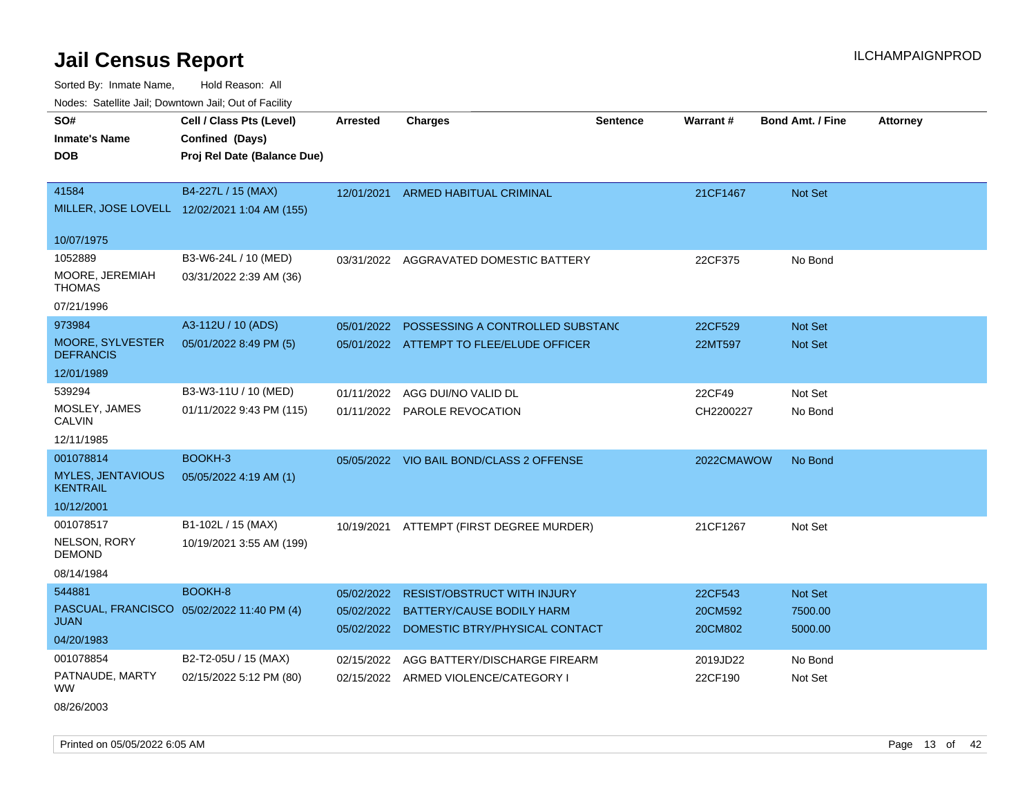# Jail Census Report

Sorted By: Inmate Name, Hold Reason: All

Nodes: Satellite Jail; Downtown Jail; Out of Facility

| SO# / Inmate's Name / DOB | Cell / Class Pts (Level) / Confined (Days) / Proj Rel Date (Balance Due) | Arrested | Charges | Sentence | Warrant # | Bond Amt. / Fine | Attorney |
|---|---|---|---|---|---|---|---|
| 41584<br>MILLER, JOSE LOVELL<br>10/07/1975 | B4-227L / 15 (MAX)<br>12/02/2021 1:04 AM (155) | 12/01/2021 | ARMED HABITUAL CRIMINAL | | 21CF1467 | Not Set | |
| 1052889<br>MOORE, JEREMIAH THOMAS<br>07/21/1996 | B3-W6-24L / 10 (MED)<br>03/31/2022 2:39 AM (36) | 03/31/2022 | AGGRAVATED DOMESTIC BATTERY | | 22CF375 | No Bond | |
| 973984<br>MOORE, SYLVESTER DEFRANCIS<br>12/01/1989 | A3-112U / 10 (ADS)<br>05/01/2022 8:49 PM (5) | 05/01/2022 | POSSESSING A CONTROLLED SUBSTANC | | 22CF529 | Not Set | |
| | | 05/01/2022 | ATTEMPT TO FLEE/ELUDE OFFICER | | 22MT597 | Not Set | |
| 539294<br>MOSLEY, JAMES CALVIN<br>12/11/1985 | B3-W3-11U / 10 (MED)<br>01/11/2022 9:43 PM (115) | 01/11/2022 | AGG DUI/NO VALID DL | | 22CF49 | Not Set | |
| | | 01/11/2022 | PAROLE REVOCATION | | CH2200227 | No Bond | |
| 001078814<br>MYLES, JENTAVIOUS KENTRAIL<br>10/12/2001 | BOOKH-3<br>05/05/2022 4:19 AM (1) | 05/05/2022 | VIO BAIL BOND/CLASS 2 OFFENSE | | 2022CMAWOW | No Bond | |
| 001078517<br>NELSON, RORY DEMOND<br>08/14/1984 | B1-102L / 15 (MAX)<br>10/19/2021 3:55 AM (199) | 10/19/2021 | ATTEMPT (FIRST DEGREE MURDER) | | 21CF1267 | Not Set | |
| 544881<br>PASCUAL, FRANCISCO JUAN<br>04/20/1983 | BOOKH-8<br>05/02/2022 11:40 PM (4) | 05/02/2022 | RESIST/OBSTRUCT WITH INJURY | | 22CF543 | Not Set | |
| | | 05/02/2022 | BATTERY/CAUSE BODILY HARM | | 20CM592 | 7500.00 | |
| | | 05/02/2022 | DOMESTIC BTRY/PHYSICAL CONTACT | | 20CM802 | 5000.00 | |
| 001078854<br>PATNAUDE, MARTY WW<br>08/26/2003 | B2-T2-05U / 15 (MAX)<br>02/15/2022 5:12 PM (80) | 02/15/2022 | AGG BATTERY/DISCHARGE FIREARM | | 2019JD22 | No Bond | |
| | | 02/15/2022 | ARMED VIOLENCE/CATEGORY I | | 22CF190 | Not Set | |

Printed on 05/05/2022 6:05 AM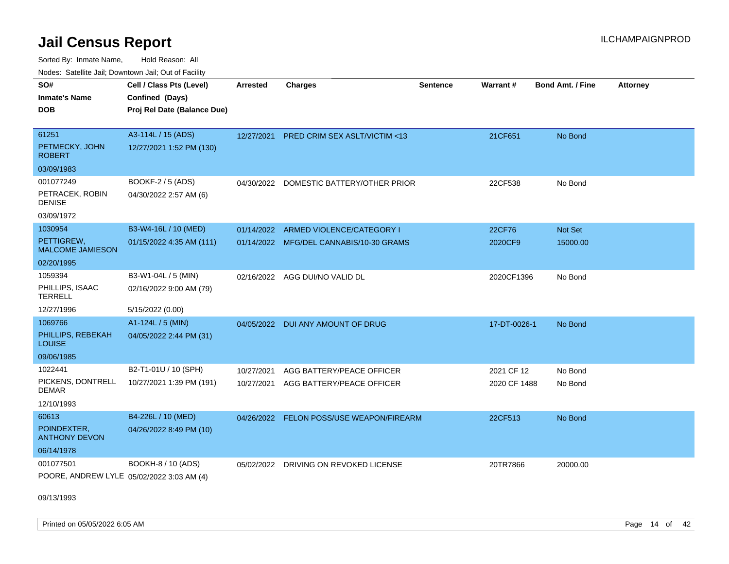# Jail Census Report

Sorted By: Inmate Name, Hold Reason: All

Nodes: Satellite Jail; Downtown Jail; Out of Facility

| SO# / Inmate's Name / DOB | Cell / Class Pts (Level) / Confined (Days) / Proj Rel Date (Balance Due) | Arrested | Charges | Sentence | Warrant # | Bond Amt. / Fine | Attorney |
|---|---|---|---|---|---|---|---|
| 61251<br>PETMECKY, JOHN ROBERT<br>03/09/1983 | A3-114L / 15 (ADS)<br>12/27/2021 1:52 PM (130) | 12/27/2021 | PRED CRIM SEX ASLT/VICTIM <13 | | 21CF651 | No Bond | |
| 001077249<br>PETRACEK, ROBIN DENISE<br>03/09/1972 | BOOKF-2 / 5 (ADS)<br>04/30/2022 2:57 AM (6) | 04/30/2022 | DOMESTIC BATTERY/OTHER PRIOR | | 22CF538 | No Bond | |
| 1030954<br>PETTIGREW, MALCOME JAMIESON<br>02/20/1995 | B3-W4-16L / 10 (MED)<br>01/15/2022 4:35 AM (111) | 01/14/2022<br>01/14/2022 | ARMED VIOLENCE/CATEGORY I<br>MFG/DEL CANNABIS/10-30 GRAMS | | 22CF76<br>2020CF9 | Not Set<br>15000.00 | |
| 1059394<br>PHILLIPS, ISAAC TERRELL<br>12/27/1996 | B3-W1-04L / 5 (MIN)<br>02/16/2022 9:00 AM (79)<br>5/15/2022 (0.00) | 02/16/2022 | AGG DUI/NO VALID DL | | 2020CF1396 | No Bond | |
| 1069766<br>PHILLIPS, REBEKAH LOUISE<br>09/06/1985 | A1-124L / 5 (MIN)<br>04/05/2022 2:44 PM (31) | 04/05/2022 | DUI ANY AMOUNT OF DRUG | | 17-DT-0026-1 | No Bond | |
| 1022441<br>PICKENS, DONTRELL DEMAR<br>12/10/1993 | B2-T1-01U / 10 (SPH)<br>10/27/2021 1:39 PM (191) | 10/27/2021<br>10/27/2021 | AGG BATTERY/PEACE OFFICER<br>AGG BATTERY/PEACE OFFICER | | 2021 CF 12<br>2020 CF 1488 | No Bond<br>No Bond | |
| 60613<br>POINDEXTER, ANTHONY DEVON<br>06/14/1978 | B4-226L / 10 (MED)<br>04/26/2022 8:49 PM (10) | 04/26/2022 | FELON POSS/USE WEAPON/FIREARM | | 22CF513 | No Bond | |
| 001077501<br>POORE, ANDREW LYLE<br>09/13/1993 | BOOKH-8 / 10 (ADS)<br>05/02/2022 3:03 AM (4) | 05/02/2022 | DRIVING ON REVOKED LICENSE | | 20TR7866 | 20000.00 | |

Printed on 05/05/2022 6:05 AM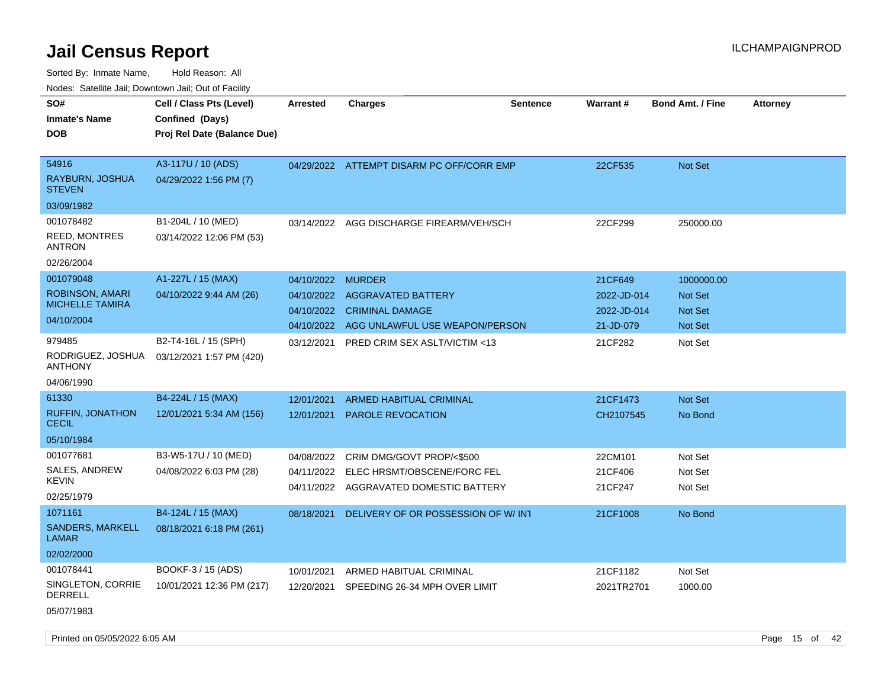# Jail Census Report

ILCHAMPAIGNPROD

Sorted By: Inmate Name, Hold Reason: All

Nodes: Satellite Jail; Downtown Jail; Out of Facility

| SO# / Inmate's Name / DOB | Cell / Class Pts (Level) / Confined (Days) / Proj Rel Date (Balance Due) | Arrested | Charges | Sentence | Warrant # | Bond Amt. / Fine | Attorney |
|---|---|---|---|---|---|---|---|
| 54916 RAYBURN, JOSHUA STEVEN 03/09/1982 | A3-117U / 10 (ADS) 04/29/2022 1:56 PM (7) | 04/29/2022 | ATTEMPT DISARM PC OFF/CORR EMP | | 22CF535 | Not Set | |
| 001078482 REED, MONTRES ANTRON 02/26/2004 | B1-204L / 10 (MED) 03/14/2022 12:06 PM (53) | 03/14/2022 | AGG DISCHARGE FIREARM/VEH/SCH | | 22CF299 | 250000.00 | |
| 001079048 ROBINSON, AMARI MICHELLE TAMIRA 04/10/2004 | A1-227L / 15 (MAX) 04/10/2022 9:44 AM (26) | 04/10/2022 | MURDER | | 21CF649 | 1000000.00 | |
| | | 04/10/2022 | AGGRAVATED BATTERY | | 2022-JD-014 | Not Set | |
| | | 04/10/2022 | CRIMINAL DAMAGE | | 2022-JD-014 | Not Set | |
| | | 04/10/2022 | AGG UNLAWFUL USE WEAPON/PERSON | | 21-JD-079 | Not Set | |
| 979485 RODRIGUEZ, JOSHUA ANTHONY 04/06/1990 | B2-T4-16L / 15 (SPH) 03/12/2021 1:57 PM (420) | 03/12/2021 | PRED CRIM SEX ASLT/VICTIM <13 | | 21CF282 | Not Set | |
| 61330 RUFFIN, JONATHON CECIL 05/10/1984 | B4-224L / 15 (MAX) 12/01/2021 5:34 AM (156) | 12/01/2021 | ARMED HABITUAL CRIMINAL | | 21CF1473 | Not Set | |
| | | 12/01/2021 | PAROLE REVOCATION | | CH2107545 | No Bond | |
| 001077681 SALES, ANDREW KEVIN 02/25/1979 | B3-W5-17U / 10 (MED) 04/08/2022 6:03 PM (28) | 04/08/2022 | CRIM DMG/GOVT PROP/<$500 | | 22CM101 | Not Set | |
| | | 04/11/2022 | ELEC HRSMT/OBSCENE/FORC FEL | | 21CF406 | Not Set | |
| | | 04/11/2022 | AGGRAVATED DOMESTIC BATTERY | | 21CF247 | Not Set | |
| 1071161 SANDERS, MARKELL LAMAR 02/02/2000 | B4-124L / 15 (MAX) 08/18/2021 6:18 PM (261) | 08/18/2021 | DELIVERY OF OR POSSESSION OF W/ INT | | 21CF1008 | No Bond | |
| 001078441 SINGLETON, CORRIE DERRELL 05/07/1983 | BOOKF-3 / 15 (ADS) 10/01/2021 12:36 PM (217) | 10/01/2021 | ARMED HABITUAL CRIMINAL | | 21CF1182 | Not Set | |
| | | 12/20/2021 | SPEEDING 26-34 MPH OVER LIMIT | | 2021TR2701 | 1000.00 | |

Printed on 05/05/2022 6:05 AM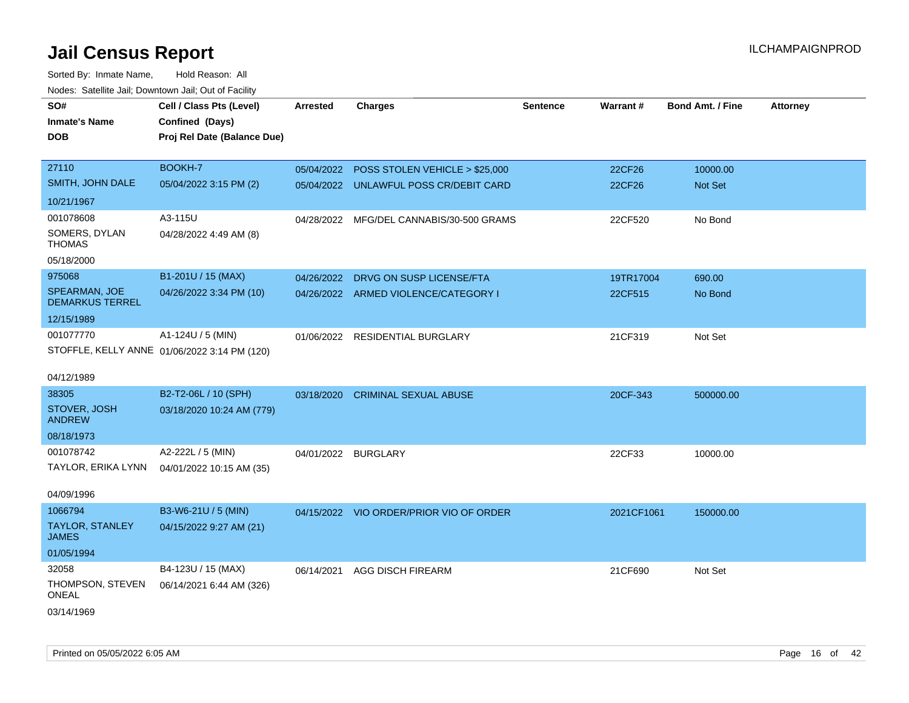# Jail Census Report

ILCHAMPAIGNPROD

Sorted By: Inmate Name, Hold Reason: All

Nodes: Satellite Jail; Downtown Jail; Out of Facility

| SO# / Inmate's Name / DOB | Cell / Class Pts (Level) / Confined (Days) / Proj Rel Date (Balance Due) | Arrested | Charges | Sentence | Warrant # | Bond Amt. / Fine | Attorney |
|---|---|---|---|---|---|---|---|
| 27110<br>SMITH, JOHN DALE<br>10/21/1967 | BOOKH-7<br>05/04/2022 3:15 PM (2) | 05/04/2022 | POSS STOLEN VEHICLE > $25,000 | | 22CF26 | 10000.00 | |
| | | 05/04/2022 | UNLAWFUL POSS CR/DEBIT CARD | | 22CF26 | Not Set | |
| 001078608<br>SOMERS, DYLAN THOMAS<br>05/18/2000 | A3-115U<br>04/28/2022 4:49 AM (8) | 04/28/2022 | MFG/DEL CANNABIS/30-500 GRAMS | | 22CF520 | No Bond | |
| 975068<br>SPEARMAN, JOE DEMARKUS TERREL<br>12/15/1989 | B1-201U / 15 (MAX)<br>04/26/2022 3:34 PM (10) | 04/26/2022 | DRVG ON SUSP LICENSE/FTA | | 19TR17004 | 690.00 | |
| | | 04/26/2022 | ARMED VIOLENCE/CATEGORY I | | 22CF515 | No Bond | |
| 001077770<br>STOFFLE, KELLY ANNE<br>04/12/1989 | A1-124U / 5 (MIN)<br>01/06/2022 3:14 PM (120) | 01/06/2022 | RESIDENTIAL BURGLARY | | 21CF319 | Not Set | |
| 38305<br>STOVER, JOSH ANDREW<br>08/18/1973 | B2-T2-06L / 10 (SPH)<br>03/18/2020 10:24 AM (779) | 03/18/2020 | CRIMINAL SEXUAL ABUSE | | 20CF-343 | 500000.00 | |
| 001078742<br>TAYLOR, ERIKA LYNN<br>04/09/1996 | A2-222L / 5 (MIN)<br>04/01/2022 10:15 AM (35) | 04/01/2022 | BURGLARY | | 22CF33 | 10000.00 | |
| 1066794<br>TAYLOR, STANLEY JAMES<br>01/05/1994 | B3-W6-21U / 5 (MIN)<br>04/15/2022 9:27 AM (21) | 04/15/2022 | VIO ORDER/PRIOR VIO OF ORDER | | 2021CF1061 | 150000.00 | |
| 32058<br>THOMPSON, STEVEN ONEAL<br>03/14/1969 | B4-123U / 15 (MAX)<br>06/14/2021 6:44 AM (326) | 06/14/2021 | AGG DISCH FIREARM | | 21CF690 | Not Set | |

Printed on 05/05/2022 6:05 AM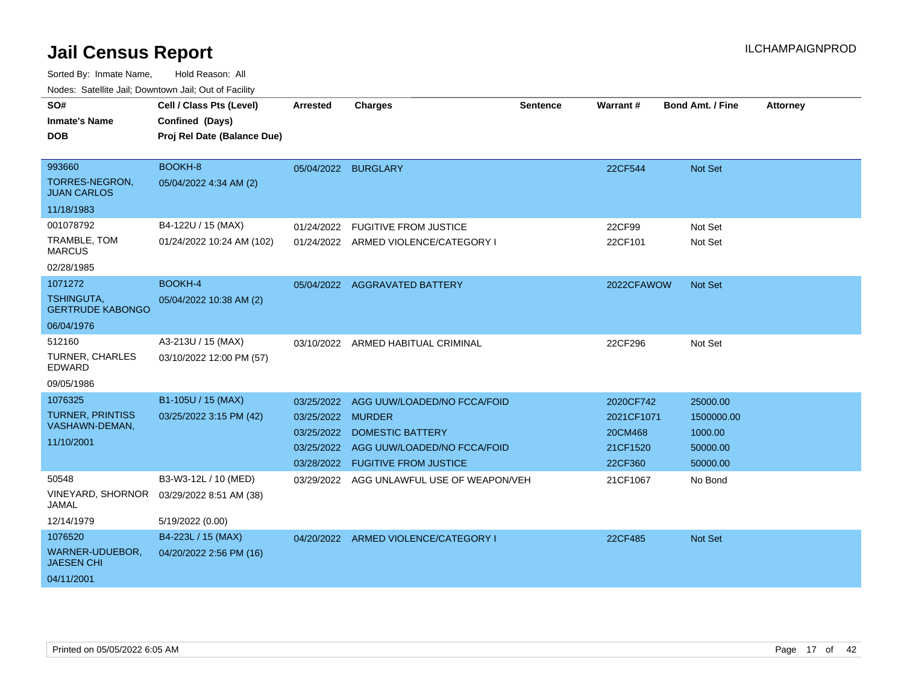# Jail Census Report

Sorted By: Inmate Name, Hold Reason: All

Nodes: Satellite Jail; Downtown Jail; Out of Facility

| SO# / Inmate's Name / DOB | Cell / Class Pts (Level) / Confined (Days) / Proj Rel Date (Balance Due) | Arrested | Charges | Sentence | Warrant # | Bond Amt. / Fine | Attorney |
|---|---|---|---|---|---|---|---|
| 993660<br>TORRES-NEGRON, JUAN CARLOS<br>11/18/1983 | BOOKH-8<br>05/04/2022 4:34 AM (2) | 05/04/2022 | BURGLARY | | 22CF544 | Not Set | |
| 001078792<br>TRAMBLE, TOM MARCUS<br>02/28/1985 | B4-122U / 15 (MAX)<br>01/24/2022 10:24 AM (102) | 01/24/2022 | FUGITIVE FROM JUSTICE | | 22CF99 | Not Set | |
| | | 01/24/2022 | ARMED VIOLENCE/CATEGORY I | | 22CF101 | Not Set | |
| 1071272<br>TSHINGUTA, GERTRUDE KABONGO<br>06/04/1976 | BOOKH-4<br>05/04/2022 10:38 AM (2) | 05/04/2022 | AGGRAVATED BATTERY | | 2022CFAWOW | Not Set | |
| 512160<br>TURNER, CHARLES EDWARD<br>09/05/1986 | A3-213U / 15 (MAX)<br>03/10/2022 12:00 PM (57) | 03/10/2022 | ARMED HABITUAL CRIMINAL | | 22CF296 | Not Set | |
| 1076325<br>TURNER, PRINTISS VASHAWN-DEMAN,<br>11/10/2001 | B1-105U / 15 (MAX)<br>03/25/2022 3:15 PM (42) | 03/25/2022 | AGG UUW/LOADED/NO FCCA/FOID | | 2020CF742 | 25000.00 | |
| | | 03/25/2022 | MURDER | | 2021CF1071 | 1500000.00 | |
| | | 03/25/2022 | DOMESTIC BATTERY | | 20CM468 | 1000.00 | |
| | | 03/25/2022 | AGG UUW/LOADED/NO FCCA/FOID | | 21CF1520 | 50000.00 | |
| | | 03/28/2022 | FUGITIVE FROM JUSTICE | | 22CF360 | 50000.00 | |
| 50548<br>VINEYARD, SHORNOR JAMAL<br>12/14/1979 | B3-W3-12L / 10 (MED)<br>03/29/2022 8:51 AM (38)<br>5/19/2022 (0.00) | 03/29/2022 | AGG UNLAWFUL USE OF WEAPON/VEH | | 21CF1067 | No Bond | |
| 1076520<br>WARNER-UDUEBOR, JAESEN CHI<br>04/11/2001 | B4-223L / 15 (MAX)<br>04/20/2022 2:56 PM (16) | 04/20/2022 | ARMED VIOLENCE/CATEGORY I | | 22CF485 | Not Set | |

Printed on 05/05/2022 6:05 AM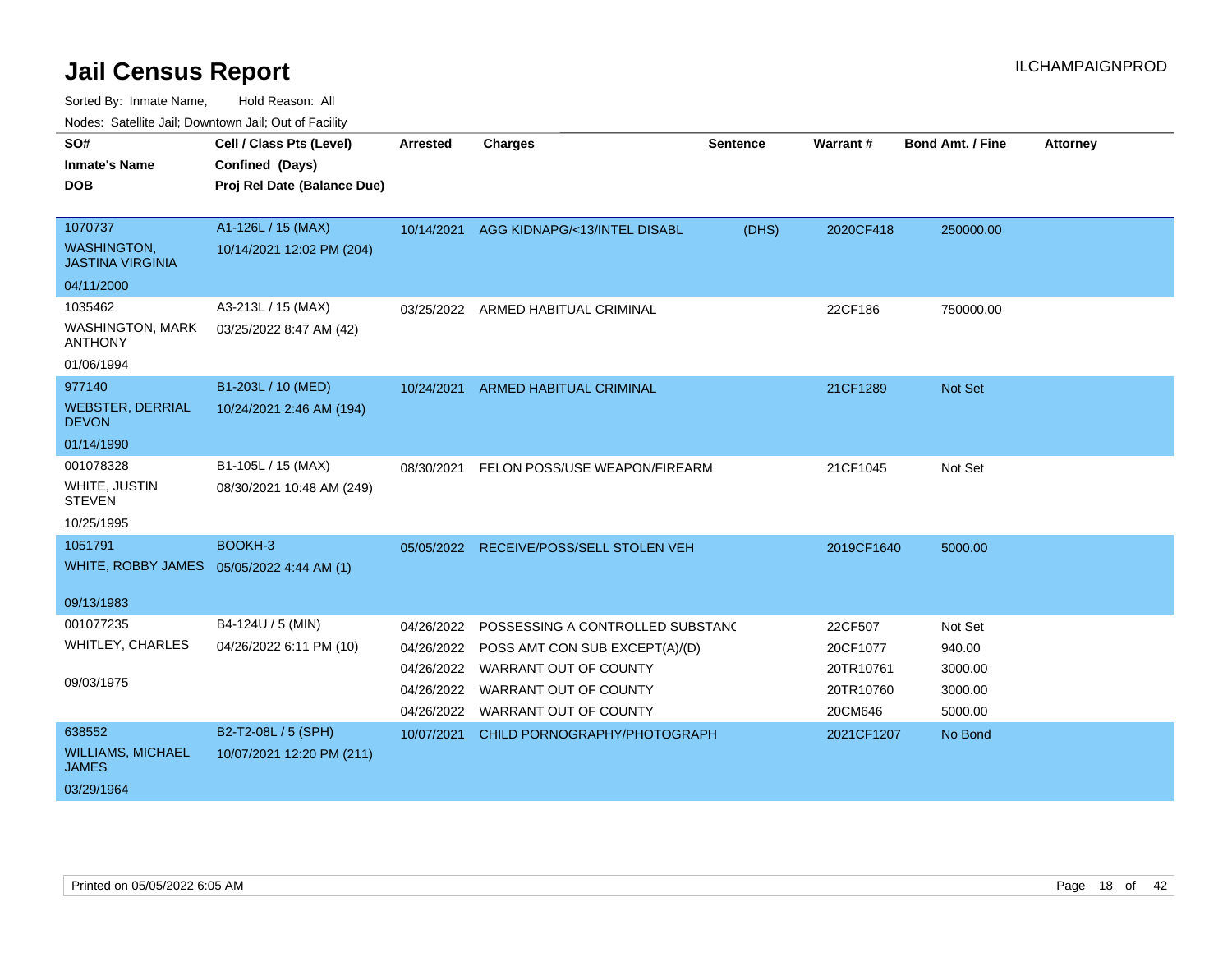# Jail Census Report

ILCHAMPAIGNPROD

Sorted By: Inmate Name, Hold Reason: All

Nodes: Satellite Jail; Downtown Jail; Out of Facility

| SO# / Inmate's Name / DOB | Cell / Class Pts (Level) / Confined (Days) / Proj Rel Date (Balance Due) | Arrested | Charges | Sentence | Warrant # | Bond Amt. / Fine | Attorney |
|---|---|---|---|---|---|---|---|
| 1070737<br>WASHINGTON, JASTINA VIRGINIA<br>04/11/2000 | A1-126L / 15 (MAX)<br>10/14/2021 12:02 PM (204) | 10/14/2021 | AGG KIDNAPG/<13/INTEL DISABL | (DHS) | 2020CF418 | 250000.00 | |
| 1035462<br>WASHINGTON, MARK ANTHONY<br>01/06/1994 | A3-213L / 15 (MAX)<br>03/25/2022 8:47 AM (42) | 03/25/2022 | ARMED HABITUAL CRIMINAL | | 22CF186 | 750000.00 | |
| 977140<br>WEBSTER, DERRIAL DEVON<br>01/14/1990 | B1-203L / 10 (MED)<br>10/24/2021 2:46 AM (194) | 10/24/2021 | ARMED HABITUAL CRIMINAL | | 21CF1289 | Not Set | |
| 001078328<br>WHITE, JUSTIN STEVEN<br>10/25/1995 | B1-105L / 15 (MAX)<br>08/30/2021 10:48 AM (249) | 08/30/2021 | FELON POSS/USE WEAPON/FIREARM | | 21CF1045 | Not Set | |
| 1051791<br>WHITE, ROBBY JAMES<br>09/13/1983 | BOOKH-3<br>05/05/2022 4:44 AM (1) | 05/05/2022 | RECEIVE/POSS/SELL STOLEN VEH | | 2019CF1640 | 5000.00 | |
| 001077235<br>WHITLEY, CHARLES<br>09/03/1975 | B4-124U / 5 (MIN)<br>04/26/2022 6:11 PM (10) | 04/26/2022 | POSSESSING A CONTROLLED SUBSTANC | | 22CF507 | Not Set | |
| | | 04/26/2022 | POSS AMT CON SUB EXCEPT(A)/(D) | | 20CF1077 | 940.00 | |
| | | 04/26/2022 | WARRANT OUT OF COUNTY | | 20TR10761 | 3000.00 | |
| | | 04/26/2022 | WARRANT OUT OF COUNTY | | 20TR10760 | 3000.00 | |
| | | 04/26/2022 | WARRANT OUT OF COUNTY | | 20CM646 | 5000.00 | |
| 638552<br>WILLIAMS, MICHAEL JAMES<br>03/29/1964 | B2-T2-08L / 5 (SPH)<br>10/07/2021 12:20 PM (211) | 10/07/2021 | CHILD PORNOGRAPHY/PHOTOGRAPH | | 2021CF1207 | No Bond | |

Printed on 05/05/2022 6:05 AM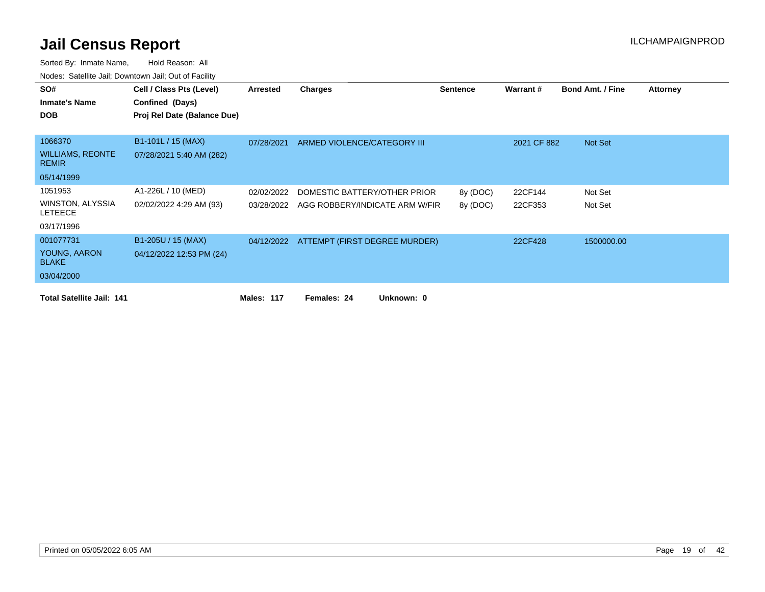# Jail Census Report

ILCHAMPAIGNPROD

Sorted By: Inmate Name, Hold Reason: All

Nodes: Satellite Jail; Downtown Jail; Out of Facility

| SO# / Inmate's Name / DOB | Cell / Class Pts (Level) / Confined (Days) / Proj Rel Date (Balance Due) | Arrested | Charges | Sentence | Warrant # | Bond Amt. / Fine | Attorney |
|---|---|---|---|---|---|---|---|
| 1066370 WILLIAMS, REONTE REMIR 05/14/1999 | B1-101L / 15 (MAX) 07/28/2021 5:40 AM (282) | 07/28/2021 | ARMED VIOLENCE/CATEGORY III | | 2021 CF 882 | Not Set | |
| 1051953 WINSTON, ALYSSIA LETEECE 03/17/1996 | A1-226L / 10 (MED) 02/02/2022 4:29 AM (93) | 02/02/2022 | DOMESTIC BATTERY/OTHER PRIOR | 8y (DOC) | 22CF144 | Not Set | |
| | | 03/28/2022 | AGG ROBBERY/INDICATE ARM W/FIR | 8y (DOC) | 22CF353 | Not Set | |
| 001077731 YOUNG, AARON BLAKE 03/04/2000 | B1-205U / 15 (MAX) 04/12/2022 12:53 PM (24) | 04/12/2022 | ATTEMPT (FIRST DEGREE MURDER) | | 22CF428 | 1500000.00 | |

**Total Satellite Jail: 141** **Males: 117** **Females: 24** **Unknown: 0**

Printed on 05/05/2022 6:05 AM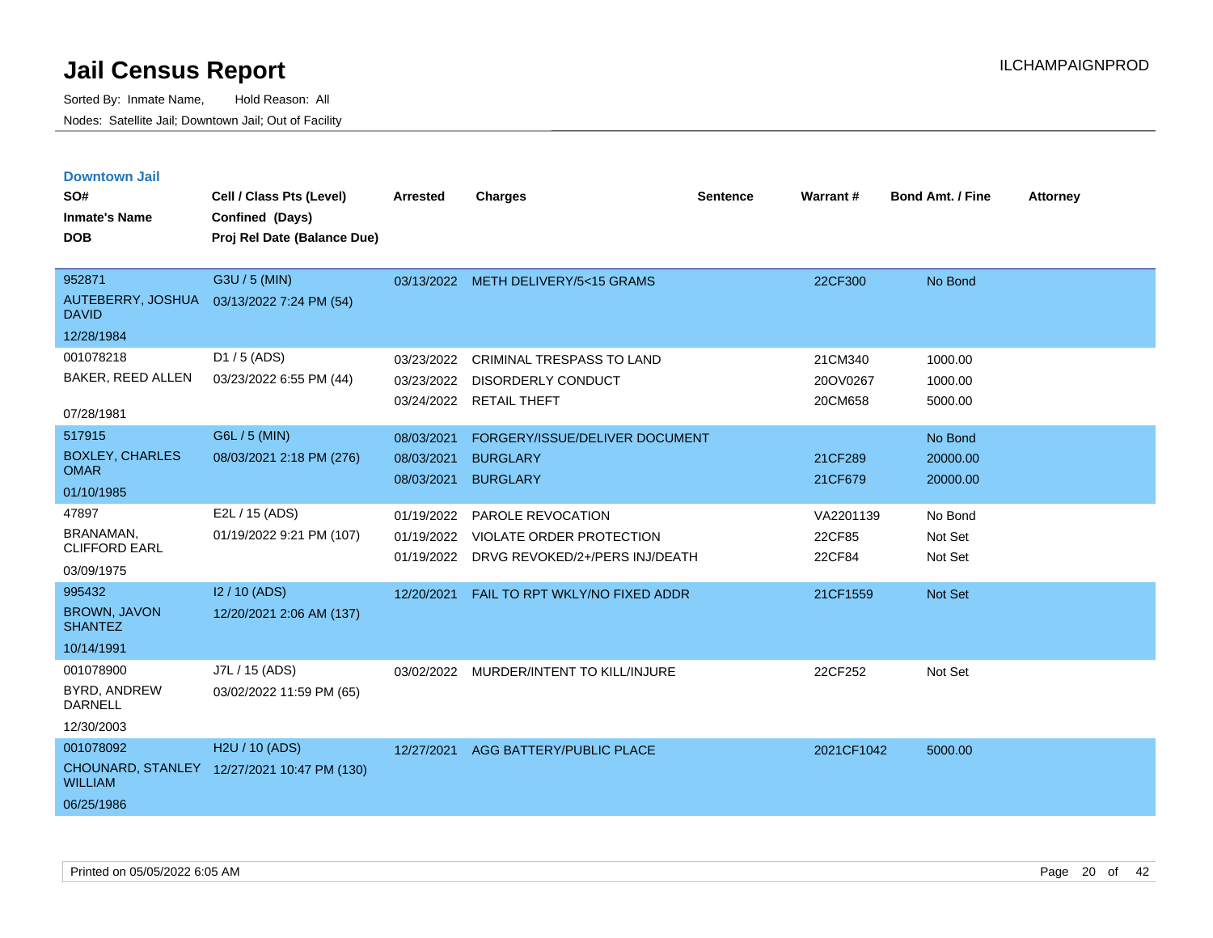# Jail Census Report

Sorted By: Inmate Name, Hold Reason: All

Nodes: Satellite Jail; Downtown Jail; Out of Facility

ILCHAMPAIGNPROD

## Downtown Jail

| SO# / Inmate's Name / DOB | Cell / Class Pts (Level) / Confined (Days) / Proj Rel Date (Balance Due) | Arrested | Charges | Sentence | Warrant # | Bond Amt. / Fine | Attorney |
|---|---|---|---|---|---|---|---|
| 952871<br>AUTEBERRY, JOSHUA DAVID<br>12/28/1984 | G3U / 5 (MIN)<br>03/13/2022 7:24 PM (54) | 03/13/2022 | METH DELIVERY/5<15 GRAMS | | 22CF300 | No Bond | |
| 001078218<br>BAKER, REED ALLEN<br>07/28/1981 | D1 / 5 (ADS)<br>03/23/2022 6:55 PM (44) | 03/23/2022 | CRIMINAL TRESPASS TO LAND | | 21CM340 | 1000.00 | |
| | | 03/23/2022 | DISORDERLY CONDUCT | | 20OV0267 | 1000.00 | |
| | | 03/24/2022 | RETAIL THEFT | | 20CM658 | 5000.00 | |
| 517915<br>BOXLEY, CHARLES OMAR<br>01/10/1985 | G6L / 5 (MIN)<br>08/03/2021 2:18 PM (276) | 08/03/2021 | FORGERY/ISSUE/DELIVER DOCUMENT | | | No Bond | |
| | | 08/03/2021 | BURGLARY | | 21CF289 | 20000.00 | |
| | | 08/03/2021 | BURGLARY | | 21CF679 | 20000.00 | |
| 47897<br>BRANAMAN, CLIFFORD EARL<br>03/09/1975 | E2L / 15 (ADS)<br>01/19/2022 9:21 PM (107) | 01/19/2022 | PAROLE REVOCATION | | VA2201139 | No Bond | |
| | | 01/19/2022 | VIOLATE ORDER PROTECTION | | 22CF85 | Not Set | |
| | | 01/19/2022 | DRVG REVOKED/2+/PERS INJ/DEATH | | 22CF84 | Not Set | |
| 995432<br>BROWN, JAVON SHANTEZ<br>10/14/1991 | I2 / 10 (ADS)<br>12/20/2021 2:06 AM (137) | 12/20/2021 | FAIL TO RPT WKLY/NO FIXED ADDR | | 21CF1559 | Not Set | |
| 001078900<br>BYRD, ANDREW DARNELL<br>12/30/2003 | J7L / 15 (ADS)<br>03/02/2022 11:59 PM (65) | 03/02/2022 | MURDER/INTENT TO KILL/INJURE | | 22CF252 | Not Set | |
| 001078092<br>CHOUNARD, STANLEY WILLIAM<br>06/25/1986 | H2U / 10 (ADS)<br>12/27/2021 10:47 PM (130) | 12/27/2021 | AGG BATTERY/PUBLIC PLACE | | 2021CF1042 | 5000.00 | |

Printed on 05/05/2022 6:05 AM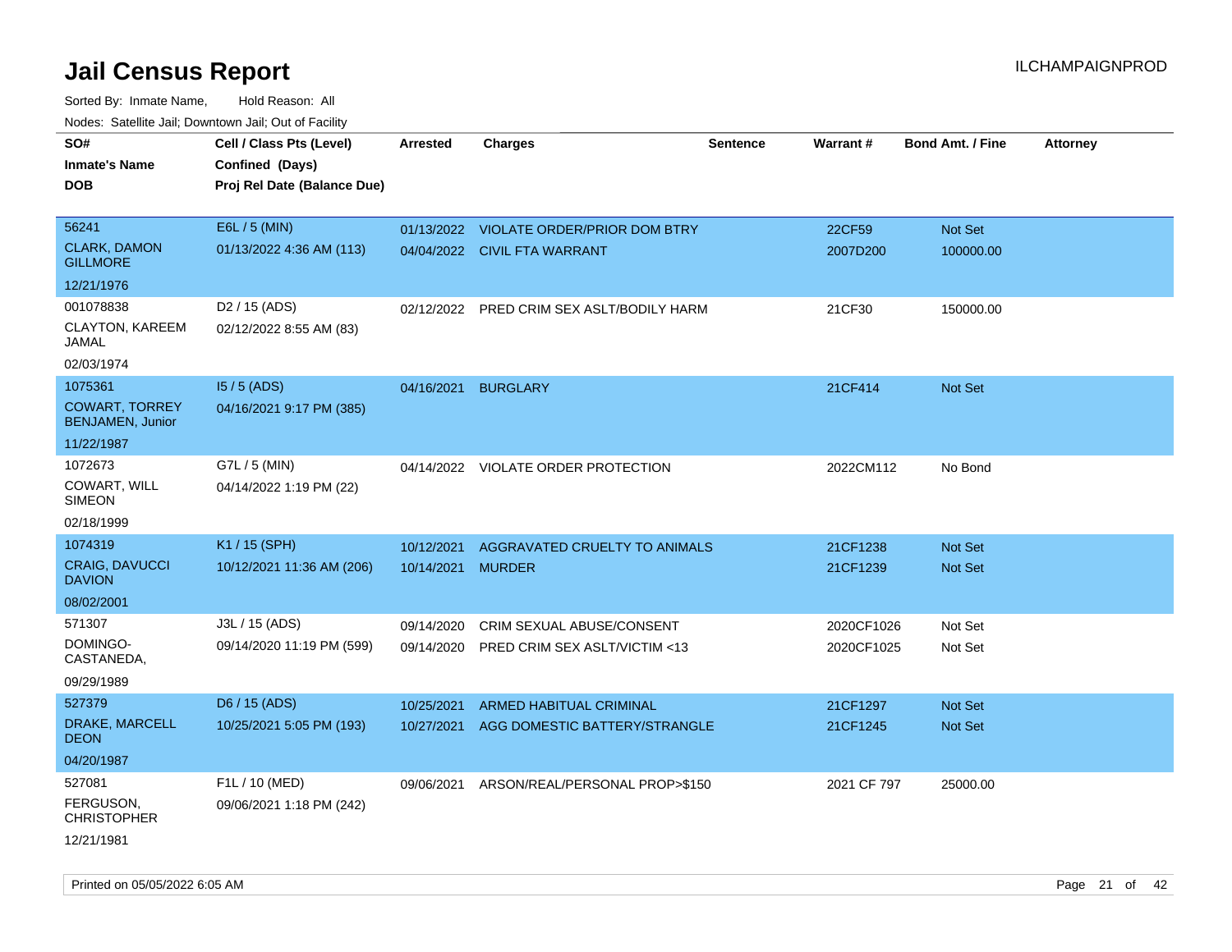# Jail Census Report

ILCHAMPAIGNPROD

Sorted By: Inmate Name, Hold Reason: All

Nodes: Satellite Jail; Downtown Jail; Out of Facility

| SO# / Inmate's Name / DOB | Cell / Class Pts (Level) / Confined (Days) / Proj Rel Date (Balance Due) | Arrested | Charges | Sentence | Warrant # | Bond Amt. / Fine | Attorney |
|---|---|---|---|---|---|---|---|
| 56241<br>CLARK, DAMON GILLMORE<br>12/21/1976 | E6L / 5 (MIN)<br>01/13/2022 4:36 AM (113) | 01/13/2022<br>04/04/2022 | VIOLATE ORDER/PRIOR DOM BTRY<br>CIVIL FTA WARRANT | | 22CF59<br>2007D200 | Not Set<br>100000.00 | |
| 001078838<br>CLAYTON, KAREEM JAMAL<br>02/03/1974 | D2 / 15 (ADS)<br>02/12/2022 8:55 AM (83) | 02/12/2022 | PRED CRIM SEX ASLT/BODILY HARM | | 21CF30 | 150000.00 | |
| 1075361<br>COWART, TORREY BENJAMEN, Junior<br>11/22/1987 | I5 / 5 (ADS)<br>04/16/2021 9:17 PM (385) | 04/16/2021 | BURGLARY | | 21CF414 | Not Set | |
| 1072673<br>COWART, WILL SIMEON<br>02/18/1999 | G7L / 5 (MIN)<br>04/14/2022 1:19 PM (22) | 04/14/2022 | VIOLATE ORDER PROTECTION | | 2022CM112 | No Bond | |
| 1074319<br>CRAIG, DAVUCCI DAVION<br>08/02/2001 | K1 / 15 (SPH)<br>10/12/2021 11:36 AM (206) | 10/12/2021<br>10/14/2021 | AGGRAVATED CRUELTY TO ANIMALS<br>MURDER | | 21CF1238<br>21CF1239 | Not Set<br>Not Set | |
| 571307<br>DOMINGO-CASTANEDA,<br>09/29/1989 | J3L / 15 (ADS)<br>09/14/2020 11:19 PM (599) | 09/14/2020<br>09/14/2020 | CRIM SEXUAL ABUSE/CONSENT<br>PRED CRIM SEX ASLT/VICTIM <13 | | 2020CF1026<br>2020CF1025 | Not Set<br>Not Set | |
| 527379<br>DRAKE, MARCELL DEON<br>04/20/1987 | D6 / 15 (ADS)<br>10/25/2021 5:05 PM (193) | 10/25/2021<br>10/27/2021 | ARMED HABITUAL CRIMINAL<br>AGG DOMESTIC BATTERY/STRANGLE | | 21CF1297<br>21CF1245 | Not Set<br>Not Set | |
| 527081<br>FERGUSON, CHRISTOPHER<br>12/21/1981 | F1L / 10 (MED)<br>09/06/2021 1:18 PM (242) | 09/06/2021 | ARSON/REAL/PERSONAL PROP>$150 | | 2021 CF 797 | 25000.00 | |

Printed on 05/05/2022 6:05 AM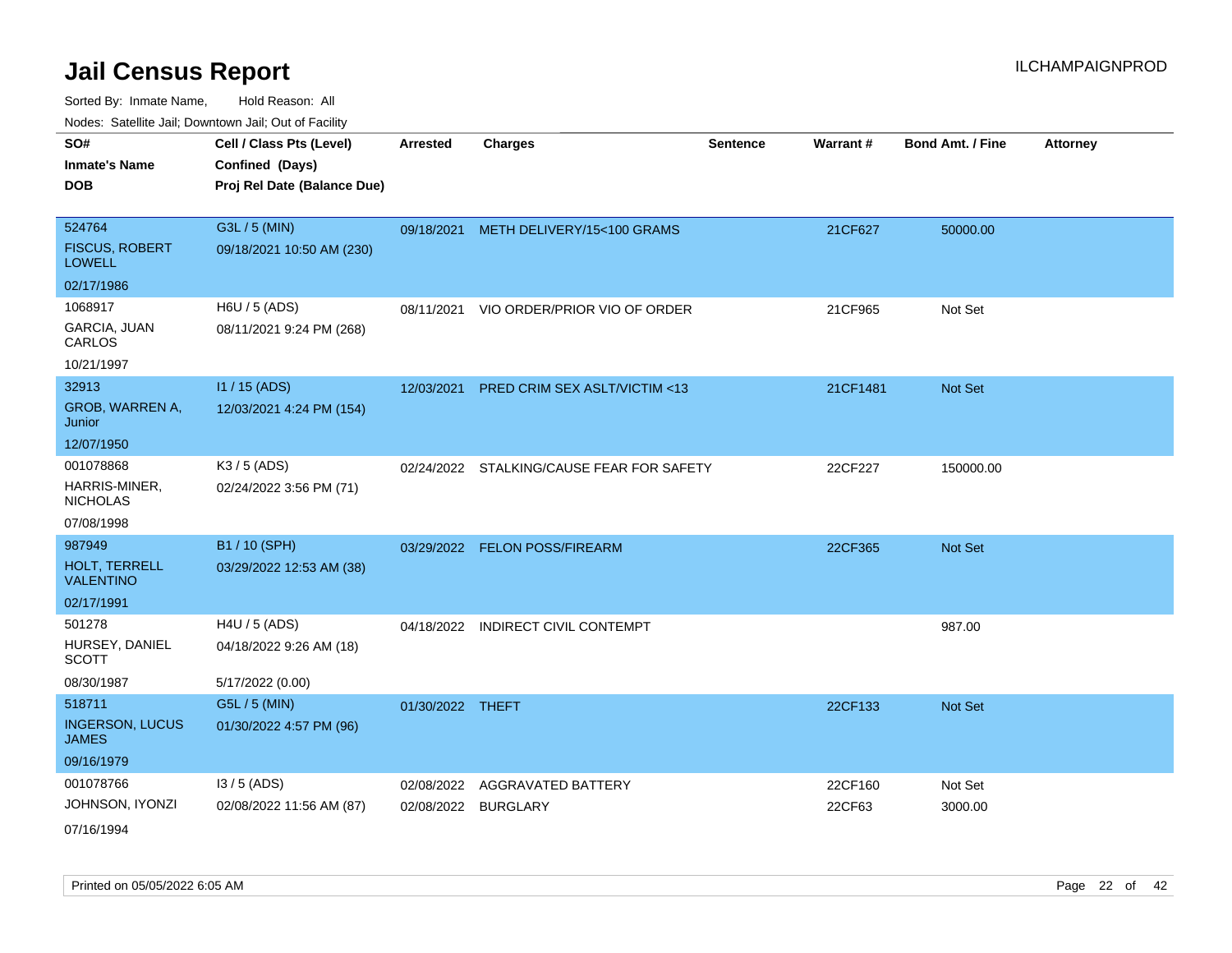# Jail Census Report

ILCHAMPAIGNPROD

Sorted By: Inmate Name, Hold Reason: All

Nodes: Satellite Jail; Downtown Jail; Out of Facility

| SO# / Inmate's Name / DOB | Cell / Class Pts (Level) / Confined (Days) / Proj Rel Date (Balance Due) | Arrested | Charges | Sentence | Warrant # | Bond Amt. / Fine | Attorney |
|---|---|---|---|---|---|---|---|
| 524764<br>FISCUS, ROBERT LOWELL<br>02/17/1986 | G3L / 5 (MIN)<br>09/18/2021 10:50 AM (230) | 09/18/2021 | METH DELIVERY/15<100 GRAMS | | 21CF627 | 50000.00 | |
| 1068917<br>GARCIA, JUAN CARLOS<br>10/21/1997 | H6U / 5 (ADS)<br>08/11/2021 9:24 PM (268) | 08/11/2021 | VIO ORDER/PRIOR VIO OF ORDER | | 21CF965 | Not Set | |
| 32913<br>GROB, WARREN A, Junior<br>12/07/1950 | I1 / 15 (ADS)<br>12/03/2021 4:24 PM (154) | 12/03/2021 | PRED CRIM SEX ASLT/VICTIM <13 | | 21CF1481 | Not Set | |
| 001078868<br>HARRIS-MINER, NICHOLAS<br>07/08/1998 | K3 / 5 (ADS)<br>02/24/2022 3:56 PM (71) | 02/24/2022 | STALKING/CAUSE FEAR FOR SAFETY | | 22CF227 | 150000.00 | |
| 987949<br>HOLT, TERRELL VALENTINO<br>02/17/1991 | B1 / 10 (SPH)<br>03/29/2022 12:53 AM (38) | 03/29/2022 | FELON POSS/FIREARM | | 22CF365 | Not Set | |
| 501278<br>HURSEY, DANIEL SCOTT<br>08/30/1987 | H4U / 5 (ADS)<br>04/18/2022 9:26 AM (18)<br>5/17/2022 (0.00) | 04/18/2022 | INDIRECT CIVIL CONTEMPT | | | 987.00 | |
| 518711<br>INGERSON, LUCUS JAMES<br>09/16/1979 | G5L / 5 (MIN)<br>01/30/2022 4:57 PM (96) | 01/30/2022 | THEFT | | 22CF133 | Not Set | |
| 001078766<br>JOHNSON, IYONZI<br>07/16/1994 | I3 / 5 (ADS)<br>02/08/2022 11:56 AM (87) | 02/08/2022<br>02/08/2022 | AGGRAVATED BATTERY<br>BURGLARY | | 22CF160<br>22CF63 | Not Set<br>3000.00 | |

Printed on 05/05/2022 6:05 AM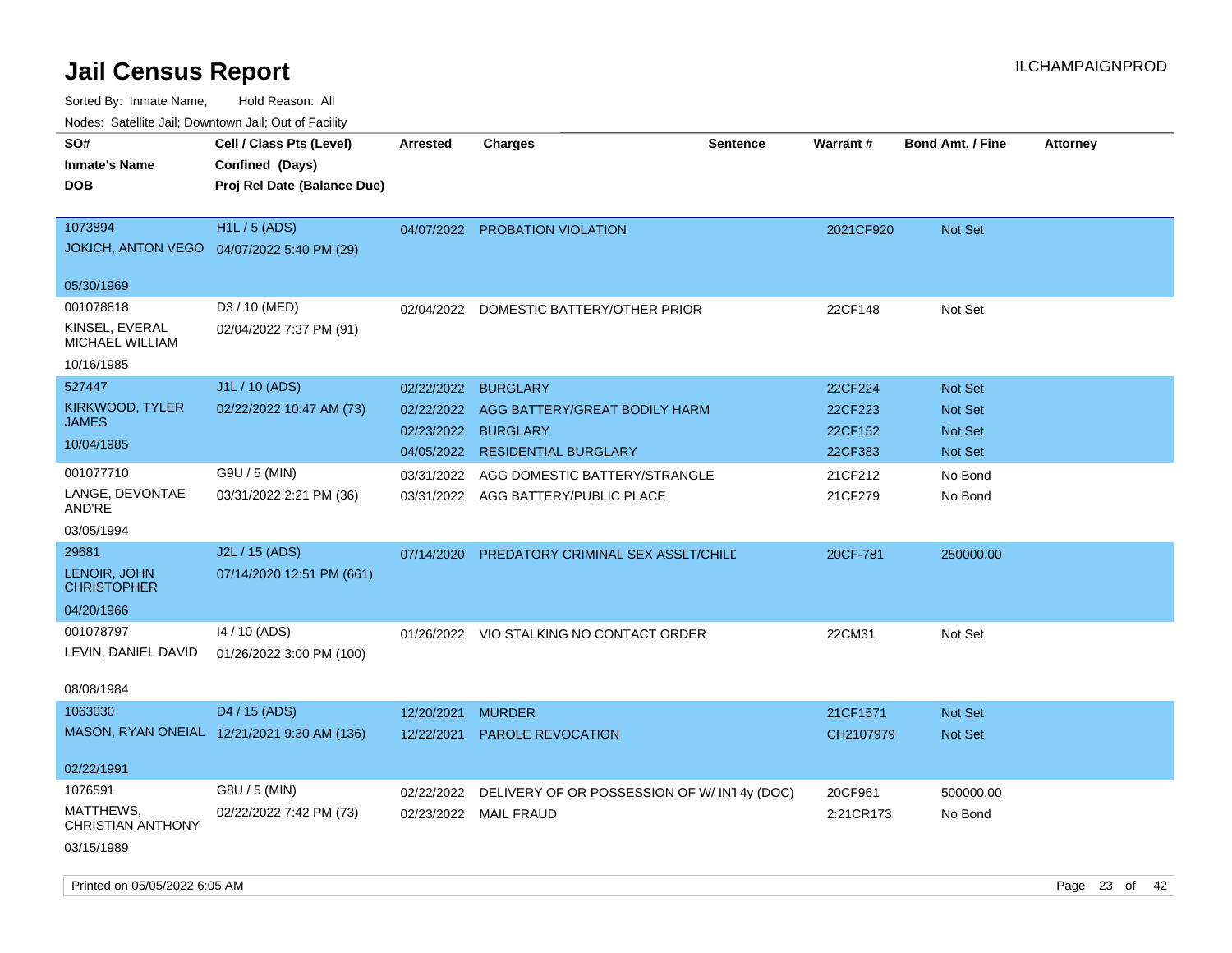# Jail Census Report

ILCHAMPAIGNPROD

Sorted By: Inmate Name, Hold Reason: All

Nodes: Satellite Jail; Downtown Jail; Out of Facility

| SO# / Inmate's Name / DOB | Cell / Class Pts (Level) / Confined (Days) / Proj Rel Date (Balance Due) | Arrested | Charges | Sentence | Warrant # | Bond Amt. / Fine | Attorney |
|---|---|---|---|---|---|---|---|
| 1073894 JOKICH, ANTON VEGO 05/30/1969 | H1L / 5 (ADS) 04/07/2022 5:40 PM (29) | 04/07/2022 | PROBATION VIOLATION | | 2021CF920 | Not Set | |
| 001078818 KINSEL, EVERAL MICHAEL WILLIAM 10/16/1985 | D3 / 10 (MED) 02/04/2022 7:37 PM (91) | 02/04/2022 | DOMESTIC BATTERY/OTHER PRIOR | | 22CF148 | Not Set | |
| 527447 KIRKWOOD, TYLER JAMES 10/04/1985 | J1L / 10 (ADS) 02/22/2022 10:47 AM (73) | 02/22/2022 | BURGLARY | | 22CF224 | Not Set | |
| | | 02/22/2022 | AGG BATTERY/GREAT BODILY HARM | | 22CF223 | Not Set | |
| | | 02/23/2022 | BURGLARY | | 22CF152 | Not Set | |
| | | 04/05/2022 | RESIDENTIAL BURGLARY | | 22CF383 | Not Set | |
| 001077710 LANGE, DEVONTAE AND'RE 03/05/1994 | G9U / 5 (MIN) 03/31/2022 2:21 PM (36) | 03/31/2022 | AGG DOMESTIC BATTERY/STRANGLE | | 21CF212 | No Bond | |
| | | 03/31/2022 | AGG BATTERY/PUBLIC PLACE | | 21CF279 | No Bond | |
| 29681 LENOIR, JOHN CHRISTOPHER 04/20/1966 | J2L / 15 (ADS) 07/14/2020 12:51 PM (661) | 07/14/2020 | PREDATORY CRIMINAL SEX ASSLT/CHILD | | 20CF-781 | 250000.00 | |
| 001078797 LEVIN, DANIEL DAVID 08/08/1984 | I4 / 10 (ADS) 01/26/2022 3:00 PM (100) | 01/26/2022 | VIO STALKING NO CONTACT ORDER | | 22CM31 | Not Set | |
| 1063030 MASON, RYAN ONEIAL 02/22/1991 | D4 / 15 (ADS) 12/21/2021 9:30 AM (136) | 12/20/2021 | MURDER | | 21CF1571 | Not Set | |
| | | 12/22/2021 | PAROLE REVOCATION | | CH2107979 | Not Set | |
| 1076591 MATTHEWS, CHRISTIAN ANTHONY 03/15/1989 | G8U / 5 (MIN) 02/22/2022 7:42 PM (73) | 02/22/2022 | DELIVERY OF OR POSSESSION OF W/ INT | 4y (DOC) | 20CF961 | 500000.00 | |
| | | 02/23/2022 | MAIL FRAUD | | 2:21CR173 | No Bond | |

Printed on 05/05/2022 6:05 AM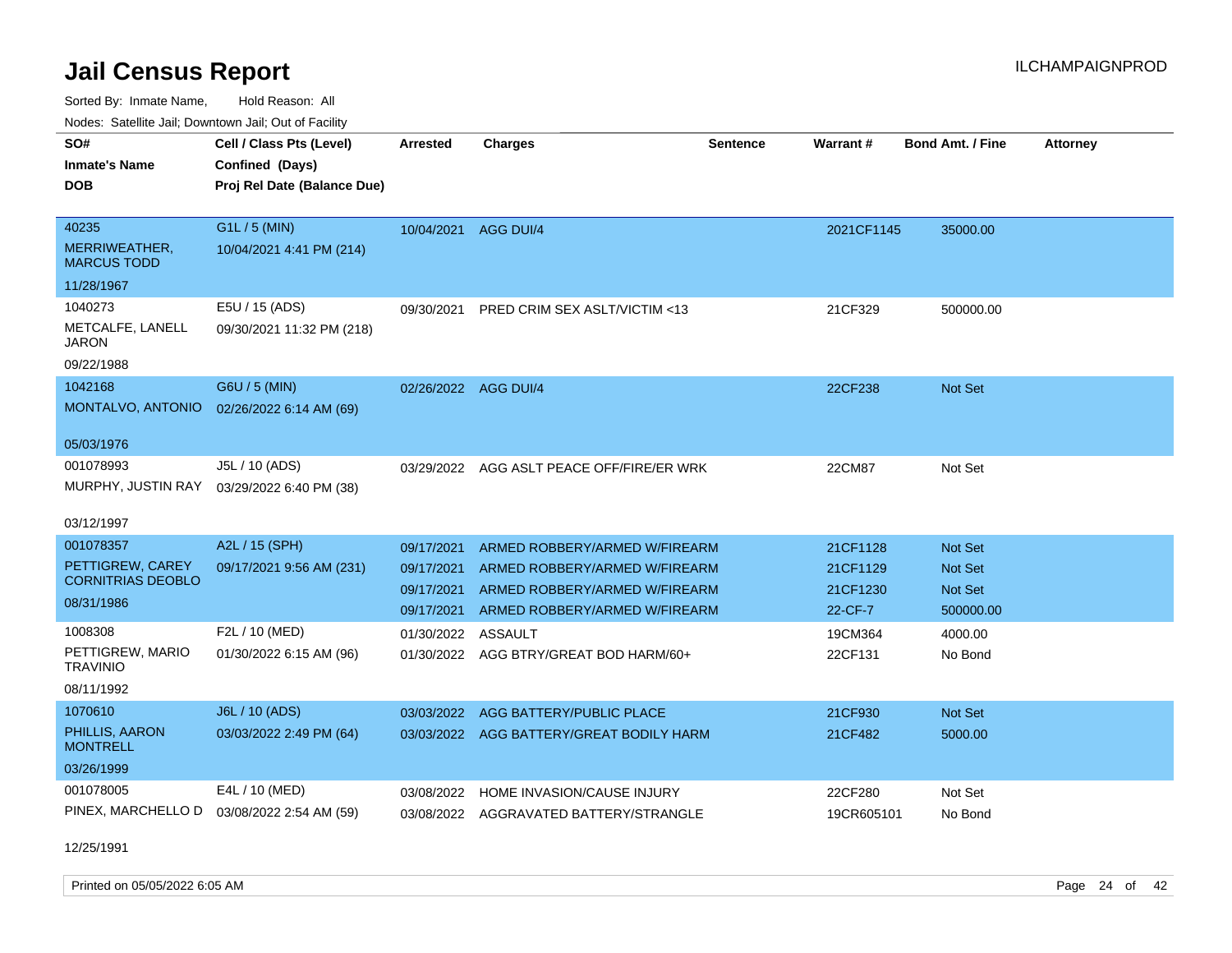# Jail Census Report

ILCHAMPAIGNPROD

Sorted By: Inmate Name, Hold Reason: All

Nodes: Satellite Jail; Downtown Jail; Out of Facility

| SO# / Inmate's Name / DOB | Cell / Class Pts (Level) / Confined (Days) / Proj Rel Date (Balance Due) | Arrested | Charges | Sentence | Warrant # | Bond Amt. / Fine | Attorney |
|---|---|---|---|---|---|---|---|
| 40235 MERRIWEATHER, MARCUS TODD 11/28/1967 | G1L / 5 (MIN) 10/04/2021 4:41 PM (214) | 10/04/2021 | AGG DUI/4 | | 2021CF1145 | 35000.00 | |
| 1040273 METCALFE, LANELL JARON 09/22/1988 | E5U / 15 (ADS) 09/30/2021 11:32 PM (218) | 09/30/2021 | PRED CRIM SEX ASLT/VICTIM <13 | | 21CF329 | 500000.00 | |
| 1042168 MONTALVO, ANTONIO 05/03/1976 | G6U / 5 (MIN) 02/26/2022 6:14 AM (69) | 02/26/2022 | AGG DUI/4 | | 22CF238 | Not Set | |
| 001078993 MURPHY, JUSTIN RAY 03/12/1997 | J5L / 10 (ADS) 03/29/2022 6:40 PM (38) | 03/29/2022 | AGG ASLT PEACE OFF/FIRE/ER WRK | | 22CM87 | Not Set | |
| 001078357 PETTIGREW, CAREY CORNITRIAS DEOBLO 08/31/1986 | A2L / 15 (SPH) 09/17/2021 9:56 AM (231) | 09/17/2021 | ARMED ROBBERY/ARMED W/FIREARM | | 21CF1128 | Not Set | |
| | | 09/17/2021 | ARMED ROBBERY/ARMED W/FIREARM | | 21CF1129 | Not Set | |
| | | 09/17/2021 | ARMED ROBBERY/ARMED W/FIREARM | | 21CF1230 | Not Set | |
| | | 09/17/2021 | ARMED ROBBERY/ARMED W/FIREARM | | 22-CF-7 | 500000.00 | |
| 1008308 PETTIGREW, MARIO TRAVINIO 08/11/1992 | F2L / 10 (MED) 01/30/2022 6:15 AM (96) | 01/30/2022 | ASSAULT | | 19CM364 | 4000.00 | |
| | | 01/30/2022 | AGG BTRY/GREAT BOD HARM/60+ | | 22CF131 | No Bond | |
| 1070610 PHILLIS, AARON MONTRELL 03/26/1999 | J6L / 10 (ADS) 03/03/2022 2:49 PM (64) | 03/03/2022 | AGG BATTERY/PUBLIC PLACE | | 21CF930 | Not Set | |
| | | 03/03/2022 | AGG BATTERY/GREAT BODILY HARM | | 21CF482 | 5000.00 | |
| 001078005 PINEX, MARCHELLO D 12/25/1991 | E4L / 10 (MED) 03/08/2022 2:54 AM (59) | 03/08/2022 | HOME INVASION/CAUSE INJURY | | 22CF280 | Not Set | |
| | | 03/08/2022 | AGGRAVATED BATTERY/STRANGLE | | 19CR605101 | No Bond | |

Printed on 05/05/2022 6:05 AM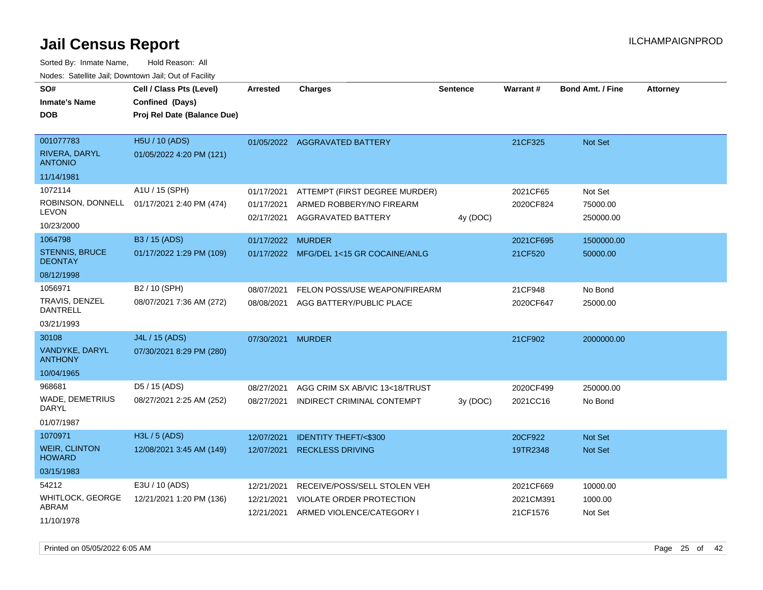# Jail Census Report

ILCHAMPAIGNPROD

Sorted By: Inmate Name, Hold Reason: All

Nodes: Satellite Jail; Downtown Jail; Out of Facility

| SO# / Inmate's Name / DOB | Cell / Class Pts (Level) / Confined (Days) / Proj Rel Date (Balance Due) | Arrested | Charges | Sentence | Warrant # | Bond Amt. / Fine | Attorney |
|---|---|---|---|---|---|---|---|
| 001077783<br>RIVERA, DARYL ANTONIO<br>11/14/1981 | H5U / 10 (ADS)<br>01/05/2022 4:20 PM (121) | 01/05/2022 | AGGRAVATED BATTERY | | 21CF325 | Not Set | |
| 1072114<br>ROBINSON, DONNELL LEVON<br>10/23/2000 | A1U / 15 (SPH)<br>01/17/2021 2:40 PM (474) | 01/17/2021 | ATTEMPT (FIRST DEGREE MURDER) | | 2021CF65 | Not Set | |
| | | 01/17/2021 | ARMED ROBBERY/NO FIREARM | | 2020CF824 | 75000.00 | |
| | | 02/17/2021 | AGGRAVATED BATTERY | 4y (DOC) | | 250000.00 | |
| 1064798<br>STENNIS, BRUCE DEONTAY<br>08/12/1998 | B3 / 15 (ADS)<br>01/17/2022 1:29 PM (109) | 01/17/2022 | MURDER | | 2021CF695 | 1500000.00 | |
| | | 01/17/2022 | MFG/DEL 1<15 GR COCAINE/ANLG | | 21CF520 | 50000.00 | |
| 1056971<br>TRAVIS, DENZEL DANTRELL<br>03/21/1993 | B2 / 10 (SPH)<br>08/07/2021 7:36 AM (272) | 08/07/2021 | FELON POSS/USE WEAPON/FIREARM | | 21CF948 | No Bond | |
| | | 08/08/2021 | AGG BATTERY/PUBLIC PLACE | | 2020CF647 | 25000.00 | |
| 30108<br>VANDYKE, DARYL ANTHONY<br>10/04/1965 | J4L / 15 (ADS)<br>07/30/2021 8:29 PM (280) | 07/30/2021 | MURDER | | 21CF902 | 2000000.00 | |
| 968681<br>WADE, DEMETRIUS DARYL<br>01/07/1987 | D5 / 15 (ADS)<br>08/27/2021 2:25 AM (252) | 08/27/2021 | AGG CRIM SX AB/VIC 13<18/TRUST | | 2020CF499 | 250000.00 | |
| | | 08/27/2021 | INDIRECT CRIMINAL CONTEMPT | 3y (DOC) | 2021CC16 | No Bond | |
| 1070971<br>WEIR, CLINTON HOWARD<br>03/15/1983 | H3L / 5 (ADS)<br>12/08/2021 3:45 AM (149) | 12/07/2021 | IDENTITY THEFT/<$300 | | 20CF922 | Not Set | |
| | | 12/07/2021 | RECKLESS DRIVING | | 19TR2348 | Not Set | |
| 54212<br>WHITLOCK, GEORGE ABRAM<br>11/10/1978 | E3U / 10 (ADS)<br>12/21/2021 1:20 PM (136) | 12/21/2021 | RECEIVE/POSS/SELL STOLEN VEH | | 2021CF669 | 10000.00 | |
| | | 12/21/2021 | VIOLATE ORDER PROTECTION | | 2021CM391 | 1000.00 | |
| | | 12/21/2021 | ARMED VIOLENCE/CATEGORY I | | 21CF1576 | Not Set | |

Printed on 05/05/2022 6:05 AM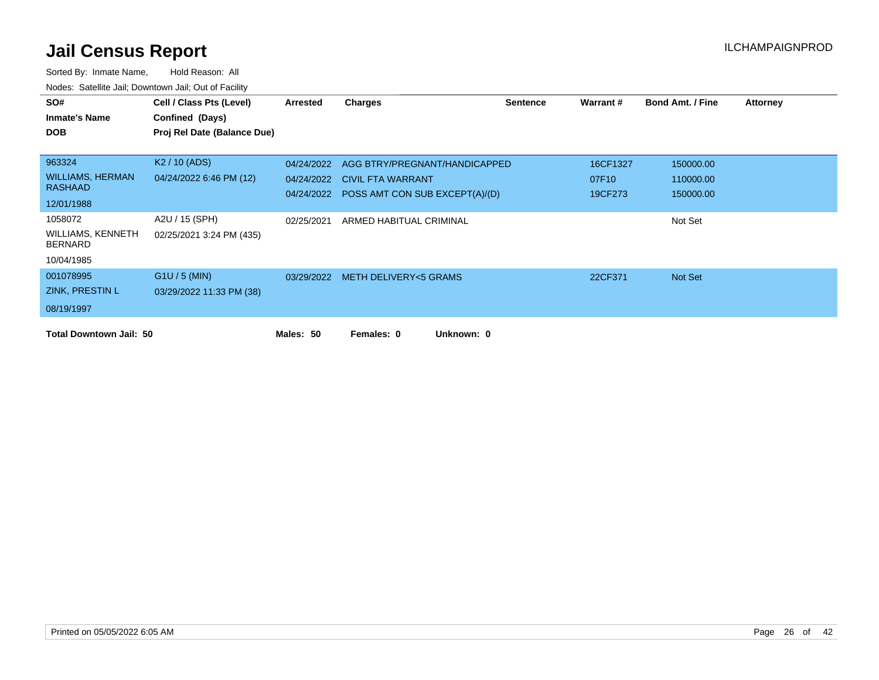# Jail Census Report

ILCHAMPAIGNPROD

Sorted By: Inmate Name, Hold Reason: All

Nodes: Satellite Jail; Downtown Jail; Out of Facility

| SO# / Inmate's Name / DOB | Cell / Class Pts (Level) / Confined (Days) / Proj Rel Date (Balance Due) | Arrested | Charges | Sentence | Warrant # | Bond Amt. / Fine | Attorney |
|---|---|---|---|---|---|---|---|
| 963324 | K2 / 10 (ADS) | 04/24/2022 | AGG BTRY/PREGNANT/HANDICAPPED | | 16CF1327 | 150000.00 | |
| WILLIAMS, HERMAN RASHAAD | 04/24/2022 6:46 PM (12) | 04/24/2022 | CIVIL FTA WARRANT | | 07F10 | 110000.00 | |
| 12/01/1988 | | 04/24/2022 | POSS AMT CON SUB EXCEPT(A)/(D) | | 19CF273 | 150000.00 | |
| 1058072 | A2U / 15 (SPH) | 02/25/2021 | ARMED HABITUAL CRIMINAL | | | Not Set | |
| WILLIAMS, KENNETH BERNARD | 02/25/2021 3:24 PM (435) | | | | | | |
| 10/04/1985 | | | | | | | |
| 001078995 | G1U / 5 (MIN) | 03/29/2022 | METH DELIVERY<5 GRAMS | | 22CF371 | Not Set | |
| ZINK, PRESTIN L | 03/29/2022 11:33 PM (38) | | | | | | |
| 08/19/1997 | | | | | | | |

**Total Downtown Jail: 50** **Males: 50** **Females: 0** **Unknown: 0**

Printed on 05/05/2022 6:05 AM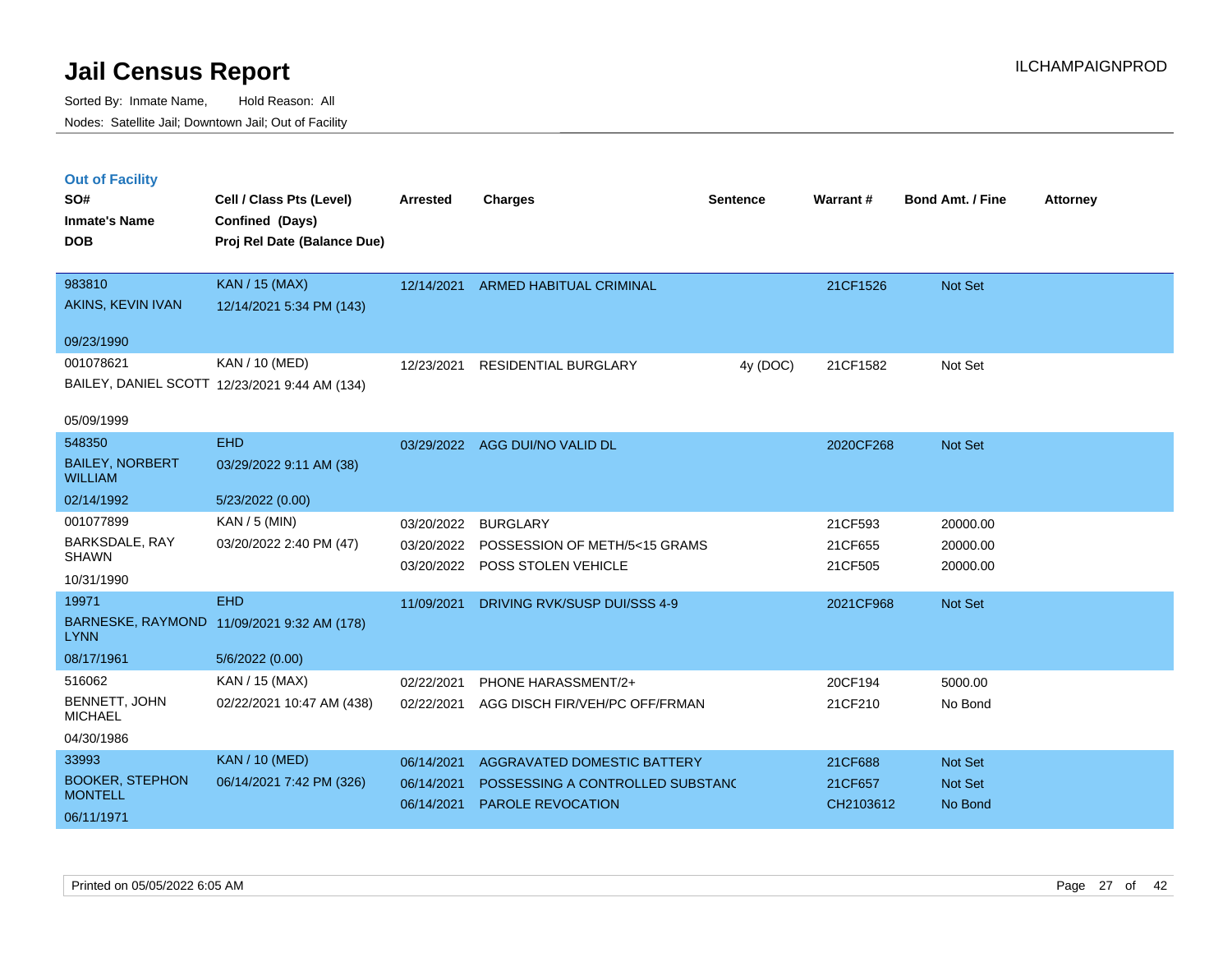# Jail Census Report

Sorted By: Inmate Name, Hold Reason: All

Nodes: Satellite Jail; Downtown Jail; Out of Facility

ILCHAMPAIGNPROD

## Out of Facility

| SO# / Inmate's Name / DOB | Cell / Class Pts (Level) / Confined (Days) / Proj Rel Date (Balance Due) | Arrested | Charges | Sentence | Warrant # | Bond Amt. / Fine | Attorney |
|---|---|---|---|---|---|---|---|
| 983810<br>AKINS, KEVIN IVAN<br>09/23/1990 | KAN / 15 (MAX)<br>12/14/2021 5:34 PM (143) | 12/14/2021 | ARMED HABITUAL CRIMINAL | | 21CF1526 | Not Set | |
| 001078621<br>BAILEY, DANIEL SCOTT<br>05/09/1999 | KAN / 10 (MED)<br>12/23/2021 9:44 AM (134) | 12/23/2021 | RESIDENTIAL BURGLARY | 4y (DOC) | 21CF1582 | Not Set | |
| 548350<br>BAILEY, NORBERT WILLIAM<br>02/14/1992 | EHD<br>03/29/2022 9:11 AM (38)<br>5/23/2022 (0.00) | 03/29/2022 | AGG DUI/NO VALID DL | | 2020CF268 | Not Set | |
| 001077899<br>BARKSDALE, RAY SHAWN<br>10/31/1990 | KAN / 5 (MIN)<br>03/20/2022 2:40 PM (47) | 03/20/2022<br>03/20/2022<br>03/20/2022 | BURGLARY<br>POSSESSION OF METH/5<15 GRAMS<br>POSS STOLEN VEHICLE | | 21CF593<br>21CF655<br>21CF505 | 20000.00<br>20000.00<br>20000.00 | |
| 19971<br>BARNESKE, RAYMOND LYNN<br>08/17/1961 | EHD<br>11/09/2021 9:32 AM (178)<br>5/6/2022 (0.00) | 11/09/2021 | DRIVING RVK/SUSP DUI/SSS 4-9 | | 2021CF968 | Not Set | |
| 516062<br>BENNETT, JOHN MICHAEL<br>04/30/1986 | KAN / 15 (MAX)<br>02/22/2021 10:47 AM (438) | 02/22/2021<br>02/22/2021 | PHONE HARASSMENT/2+<br>AGG DISCH FIR/VEH/PC OFF/FRMAN | | 20CF194<br>21CF210 | 5000.00<br>No Bond | |
| 33993<br>BOOKER, STEPHON MONTELL<br>06/11/1971 | KAN / 10 (MED)<br>06/14/2021 7:42 PM (326) | 06/14/2021<br>06/14/2021<br>06/14/2021 | AGGRAVATED DOMESTIC BATTERY<br>POSSESSING A CONTROLLED SUBSTANC<br>PAROLE REVOCATION | | 21CF688<br>21CF657<br>CH2103612 | Not Set<br>Not Set<br>No Bond | |

Printed on 05/05/2022 6:05 AM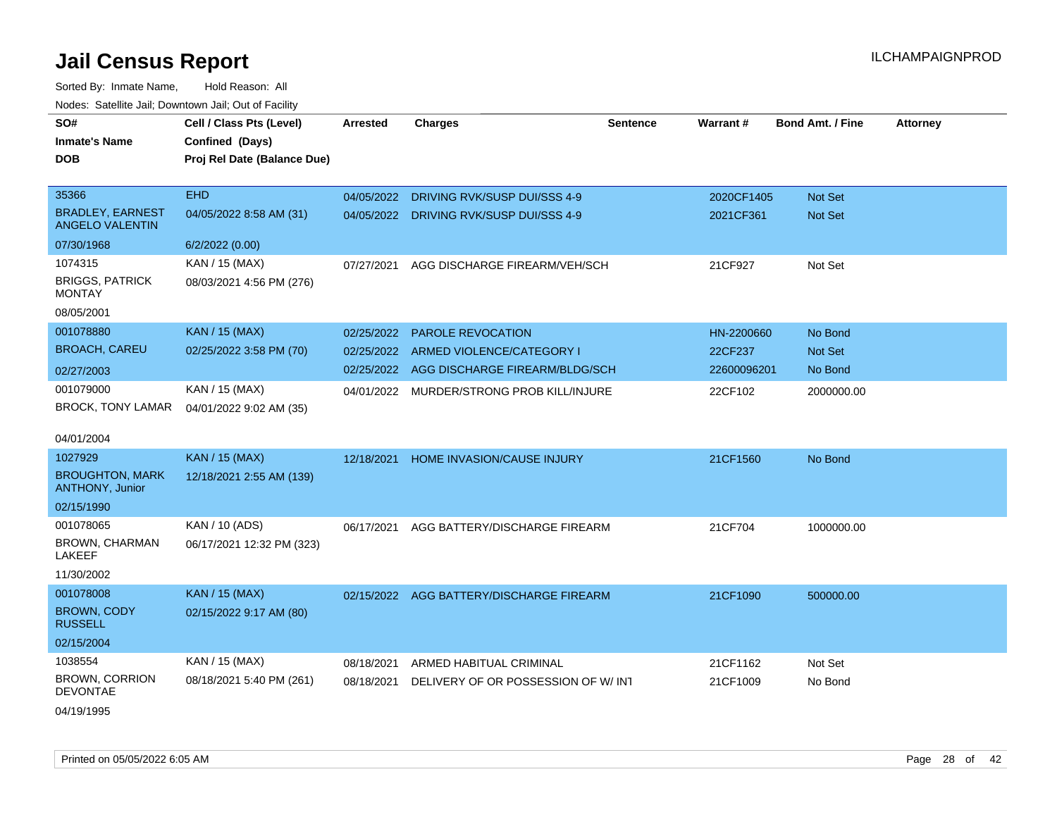# Jail Census Report

ILCHAMPAIGNPROD

Sorted By: Inmate Name, Hold Reason: All

Nodes: Satellite Jail; Downtown Jail; Out of Facility

| SO# / Inmate's Name / DOB | Cell / Class Pts (Level) / Confined (Days) / Proj Rel Date (Balance Due) | Arrested | Charges | Sentence | Warrant # | Bond Amt. / Fine | Attorney |
|---|---|---|---|---|---|---|---|
| 35366 | EHD | 04/05/2022 | DRIVING RVK/SUSP DUI/SSS 4-9 | | 2020CF1405 | Not Set | |
| BRADLEY, EARNEST ANGELO VALENTIN | 04/05/2022 8:58 AM (31) | 04/05/2022 | DRIVING RVK/SUSP DUI/SSS 4-9 | | 2021CF361 | Not Set | |
| 07/30/1968 | 6/2/2022 (0.00) | | | | | | |
| 1074315 | KAN / 15 (MAX) | 07/27/2021 | AGG DISCHARGE FIREARM/VEH/SCH | | 21CF927 | Not Set | |
| BRIGGS, PATRICK MONTAY | 08/03/2021 4:56 PM (276) | | | | | | |
| 08/05/2001 | | | | | | | |
| 001078880 | KAN / 15 (MAX) | 02/25/2022 | PAROLE REVOCATION | | HN-2200660 | No Bond | |
| BROACH, CAREU | 02/25/2022 3:58 PM (70) | 02/25/2022 | ARMED VIOLENCE/CATEGORY I | | 22CF237 | Not Set | |
| 02/27/2003 | | 02/25/2022 | AGG DISCHARGE FIREARM/BLDG/SCH | | 22600096201 | No Bond | |
| 001079000 | KAN / 15 (MAX) | 04/01/2022 | MURDER/STRONG PROB KILL/INJURE | | 22CF102 | 2000000.00 | |
| BROCK, TONY LAMAR | 04/01/2022 9:02 AM (35) | | | | | | |
| 04/01/2004 | | | | | | | |
| 1027929 | KAN / 15 (MAX) | 12/18/2021 | HOME INVASION/CAUSE INJURY | | 21CF1560 | No Bond | |
| BROUGHTON, MARK ANTHONY, Junior | 12/18/2021 2:55 AM (139) | | | | | | |
| 02/15/1990 | | | | | | | |
| 001078065 | KAN / 10 (ADS) | 06/17/2021 | AGG BATTERY/DISCHARGE FIREARM | | 21CF704 | 1000000.00 | |
| BROWN, CHARMAN LAKEEF | 06/17/2021 12:32 PM (323) | | | | | | |
| 11/30/2002 | | | | | | | |
| 001078008 | KAN / 15 (MAX) | 02/15/2022 | AGG BATTERY/DISCHARGE FIREARM | | 21CF1090 | 500000.00 | |
| BROWN, CODY RUSSELL | 02/15/2022 9:17 AM (80) | | | | | | |
| 02/15/2004 | | | | | | | |
| 1038554 | KAN / 15 (MAX) | 08/18/2021 | ARMED HABITUAL CRIMINAL | | 21CF1162 | Not Set | |
| BROWN, CORRION DEVONTAE | 08/18/2021 5:40 PM (261) | 08/18/2021 | DELIVERY OF OR POSSESSION OF W/ INT | | 21CF1009 | No Bond | |
| 04/19/1995 | | | | | | | |

Printed on 05/05/2022 6:05 AM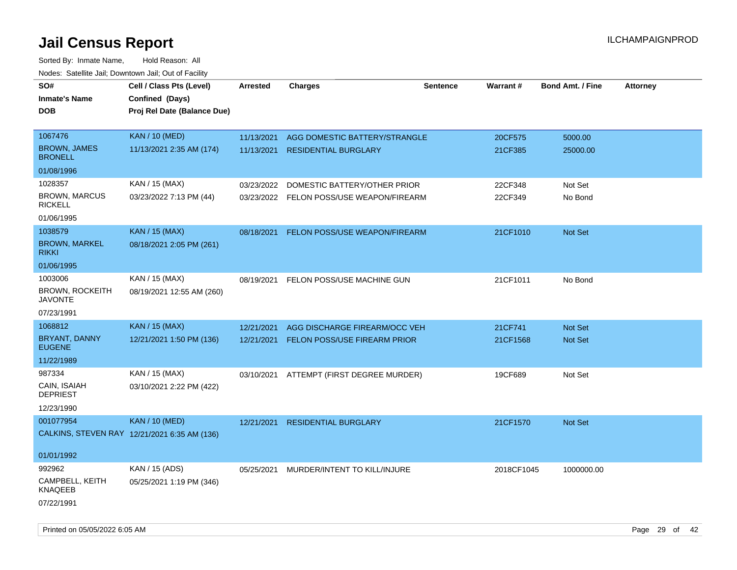# Jail Census Report

ILCHAMPAIGNPROD

Sorted By: Inmate Name, Hold Reason: All

Nodes: Satellite Jail; Downtown Jail; Out of Facility

| SO# / Inmate's Name / DOB | Cell / Class Pts (Level) / Confined (Days) / Proj Rel Date (Balance Due) | Arrested | Charges | Sentence | Warrant # | Bond Amt. / Fine | Attorney |
|---|---|---|---|---|---|---|---|
| 1067476<br>BROWN, JAMES BRONELL<br>01/08/1996 | KAN / 10 (MED)<br>11/13/2021 2:35 AM (174) | 11/13/2021<br>11/13/2021 | AGG DOMESTIC BATTERY/STRANGLE<br>RESIDENTIAL BURGLARY | | 20CF575<br>21CF385 | 5000.00<br>25000.00 | |
| 1028357<br>BROWN, MARCUS RICKELL<br>01/06/1995 | KAN / 15 (MAX)<br>03/23/2022 7:13 PM (44) | 03/23/2022<br>03/23/2022 | DOMESTIC BATTERY/OTHER PRIOR<br>FELON POSS/USE WEAPON/FIREARM | | 22CF348<br>22CF349 | Not Set<br>No Bond | |
| 1038579<br>BROWN, MARKEL RIKKI<br>01/06/1995 | KAN / 15 (MAX)<br>08/18/2021 2:05 PM (261) | 08/18/2021 | FELON POSS/USE WEAPON/FIREARM | | 21CF1010 | Not Set | |
| 1003006<br>BROWN, ROCKEITH JAVONTE<br>07/23/1991 | KAN / 15 (MAX)<br>08/19/2021 12:55 AM (260) | 08/19/2021 | FELON POSS/USE MACHINE GUN | | 21CF1011 | No Bond | |
| 1068812<br>BRYANT, DANNY EUGENE<br>11/22/1989 | KAN / 15 (MAX)<br>12/21/2021 1:50 PM (136) | 12/21/2021<br>12/21/2021 | AGG DISCHARGE FIREARM/OCC VEH<br>FELON POSS/USE FIREARM PRIOR | | 21CF741<br>21CF1568 | Not Set<br>Not Set | |
| 987334<br>CAIN, ISAIAH DEPRIEST<br>12/23/1990 | KAN / 15 (MAX)<br>03/10/2021 2:22 PM (422) | 03/10/2021 | ATTEMPT (FIRST DEGREE MURDER) | | 19CF689 | Not Set | |
| 001077954<br>CALKINS, STEVEN RAY<br>01/01/1992 | KAN / 10 (MED)<br>12/21/2021 6:35 AM (136) | 12/21/2021 | RESIDENTIAL BURGLARY | | 21CF1570 | Not Set | |
| 992962<br>CAMPBELL, KEITH KNAQEEB<br>07/22/1991 | KAN / 15 (ADS)<br>05/25/2021 1:19 PM (346) | 05/25/2021 | MURDER/INTENT TO KILL/INJURE | | 2018CF1045 | 1000000.00 | |

Printed on 05/05/2022 6:05 AM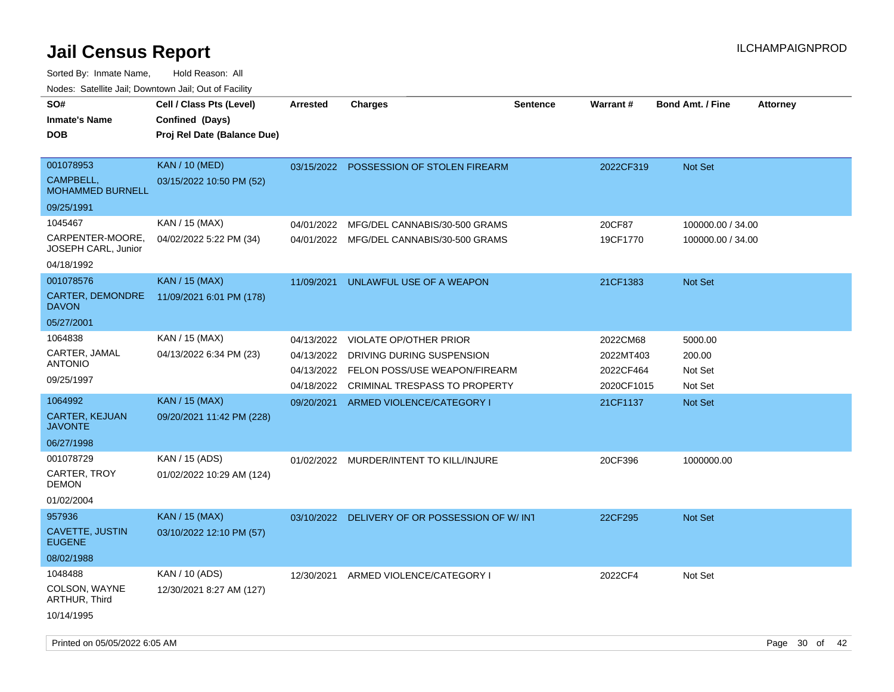# Jail Census Report

ILCHAMPAIGNPROD

Sorted By: Inmate Name, Hold Reason: All

Nodes: Satellite Jail; Downtown Jail; Out of Facility

| SO# / Inmate's Name / DOB | Cell / Class Pts (Level) / Confined (Days) / Proj Rel Date (Balance Due) | Arrested | Charges | Sentence | Warrant # | Bond Amt. / Fine | Attorney |
|---|---|---|---|---|---|---|---|
| 001078953 CAMPBELL, MOHAMMED BURNELL 09/25/1991 | KAN / 10 (MED) 03/15/2022 10:50 PM (52) | 03/15/2022 | POSSESSION OF STOLEN FIREARM | | 2022CF319 | Not Set | |
| 1045467 CARPENTER-MOORE, JOSEPH CARL, Junior 04/18/1992 | KAN / 15 (MAX) 04/02/2022 5:22 PM (34) | 04/01/2022 | MFG/DEL CANNABIS/30-500 GRAMS | | 20CF87 | 100000.00 / 34.00 | |
| | | 04/01/2022 | MFG/DEL CANNABIS/30-500 GRAMS | | 19CF1770 | 100000.00 / 34.00 | |
| 001078576 CARTER, DEMONDRE DAVON 05/27/2001 | KAN / 15 (MAX) 11/09/2021 6:01 PM (178) | 11/09/2021 | UNLAWFUL USE OF A WEAPON | | 21CF1383 | Not Set | |
| 1064838 CARTER, JAMAL ANTONIO 09/25/1997 | KAN / 15 (MAX) 04/13/2022 6:34 PM (23) | 04/13/2022 | VIOLATE OP/OTHER PRIOR | | 2022CM68 | 5000.00 | |
| | | 04/13/2022 | DRIVING DURING SUSPENSION | | 2022MT403 | 200.00 | |
| | | 04/13/2022 | FELON POSS/USE WEAPON/FIREARM | | 2022CF464 | Not Set | |
| | | 04/18/2022 | CRIMINAL TRESPASS TO PROPERTY | | 2020CF1015 | Not Set | |
| 1064992 CARTER, KEJUAN JAVONTE 06/27/1998 | KAN / 15 (MAX) 09/20/2021 11:42 PM (228) | 09/20/2021 | ARMED VIOLENCE/CATEGORY I | | 21CF1137 | Not Set | |
| 001078729 CARTER, TROY DEMON 01/02/2004 | KAN / 15 (ADS) 01/02/2022 10:29 AM (124) | 01/02/2022 | MURDER/INTENT TO KILL/INJURE | | 20CF396 | 1000000.00 | |
| 957936 CAVETTE, JUSTIN EUGENE 08/02/1988 | KAN / 15 (MAX) 03/10/2022 12:10 PM (57) | 03/10/2022 | DELIVERY OF OR POSSESSION OF W/ INT | | 22CF295 | Not Set | |
| 1048488 COLSON, WAYNE ARTHUR, Third 10/14/1995 | KAN / 10 (ADS) 12/30/2021 8:27 AM (127) | 12/30/2021 | ARMED VIOLENCE/CATEGORY I | | 2022CF4 | Not Set | |

Printed on 05/05/2022 6:05 AM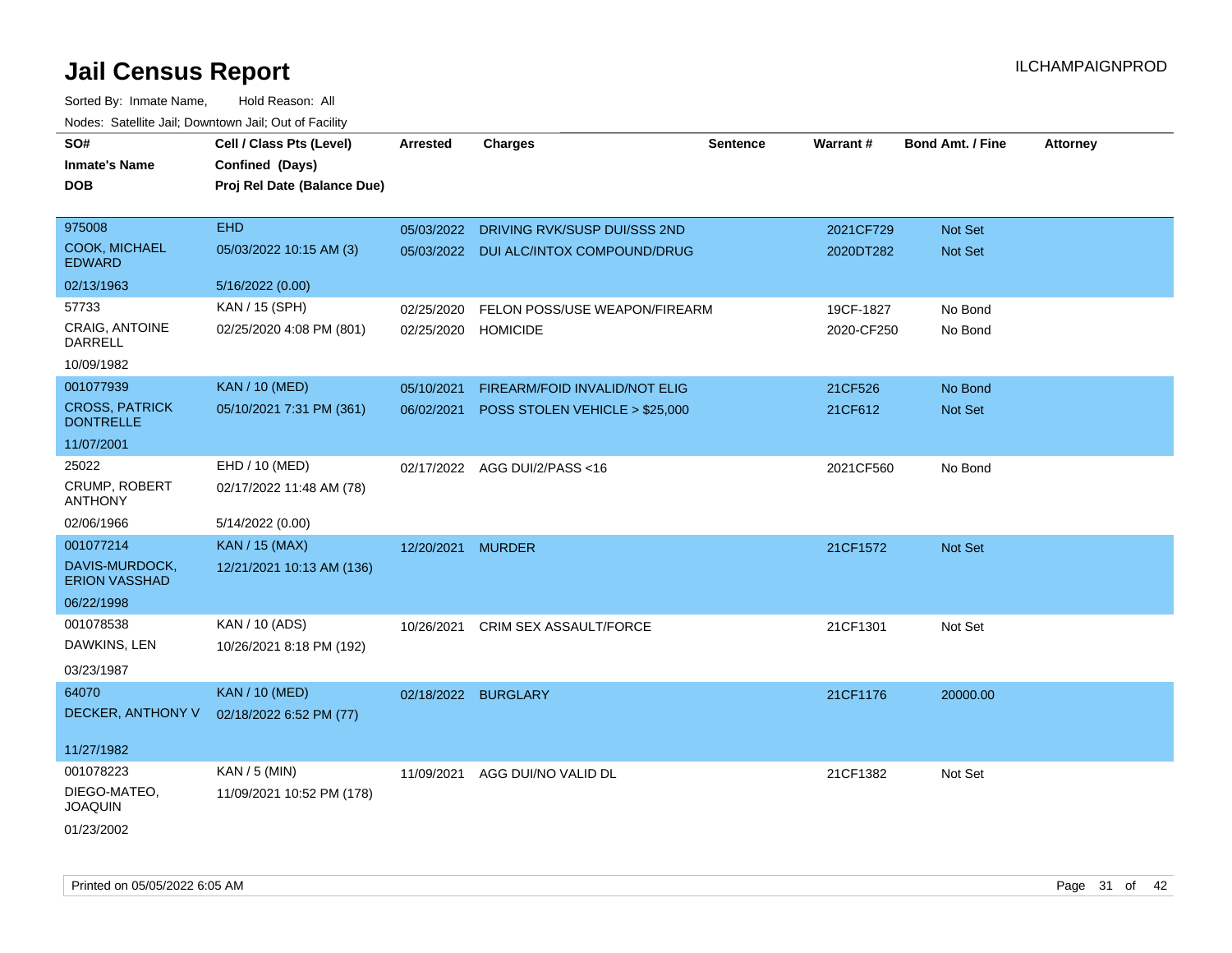# Jail Census Report

Sorted By: Inmate Name, Hold Reason: All

Nodes: Satellite Jail; Downtown Jail; Out of Facility

ILCHAMPAIGNPROD

| SO# / Inmate's Name / DOB | Cell / Class Pts (Level) / Confined (Days) / Proj Rel Date (Balance Due) | Arrested | Charges | Sentence | Warrant # | Bond Amt. / Fine | Attorney |
|---|---|---|---|---|---|---|---|
| 975008<br>COOK, MICHAEL EDWARD<br>02/13/1963 | EHD<br>05/03/2022 10:15 AM (3)<br>5/16/2022 (0.00) | 05/03/2022<br>05/03/2022 | DRIVING RVK/SUSP DUI/SSS 2ND<br>DUI ALC/INTOX COMPOUND/DRUG | | 2021CF729<br>2020DT282 | Not Set<br>Not Set | |
| 57733<br>CRAIG, ANTOINE DARRELL<br>10/09/1982 | KAN / 15 (SPH)<br>02/25/2020 4:08 PM (801) | 02/25/2020<br>02/25/2020 | FELON POSS/USE WEAPON/FIREARM<br>HOMICIDE | | 19CF-1827<br>2020-CF250 | No Bond<br>No Bond | |
| 001077939<br>CROSS, PATRICK DONTRELLE<br>11/07/2001 | KAN / 10 (MED)<br>05/10/2021 7:31 PM (361) | 05/10/2021<br>06/02/2021 | FIREARM/FOID INVALID/NOT ELIG<br>POSS STOLEN VEHICLE > $25,000 | | 21CF526<br>21CF612 | No Bond<br>Not Set | |
| 25022<br>CRUMP, ROBERT ANTHONY<br>02/06/1966 | EHD / 10 (MED)<br>02/17/2022 11:48 AM (78)<br>5/14/2022 (0.00) | 02/17/2022 | AGG DUI/2/PASS <16 | | 2021CF560 | No Bond | |
| 001077214<br>DAVIS-MURDOCK, ERION VASSHAD<br>06/22/1998 | KAN / 15 (MAX)<br>12/21/2021 10:13 AM (136) | 12/20/2021 | MURDER | | 21CF1572 | Not Set | |
| 001078538<br>DAWKINS, LEN<br>03/23/1987 | KAN / 10 (ADS)<br>10/26/2021 8:18 PM (192) | 10/26/2021 | CRIM SEX ASSAULT/FORCE | | 21CF1301 | Not Set | |
| 64070<br>DECKER, ANTHONY V<br>11/27/1982 | KAN / 10 (MED)<br>02/18/2022 6:52 PM (77) | 02/18/2022 | BURGLARY | | 21CF1176 | 20000.00 | |
| 001078223<br>DIEGO-MATEO, JOAQUIN<br>01/23/2002 | KAN / 5 (MIN)<br>11/09/2021 10:52 PM (178) | 11/09/2021 | AGG DUI/NO VALID DL | | 21CF1382 | Not Set | |

Printed on 05/05/2022 6:05 AM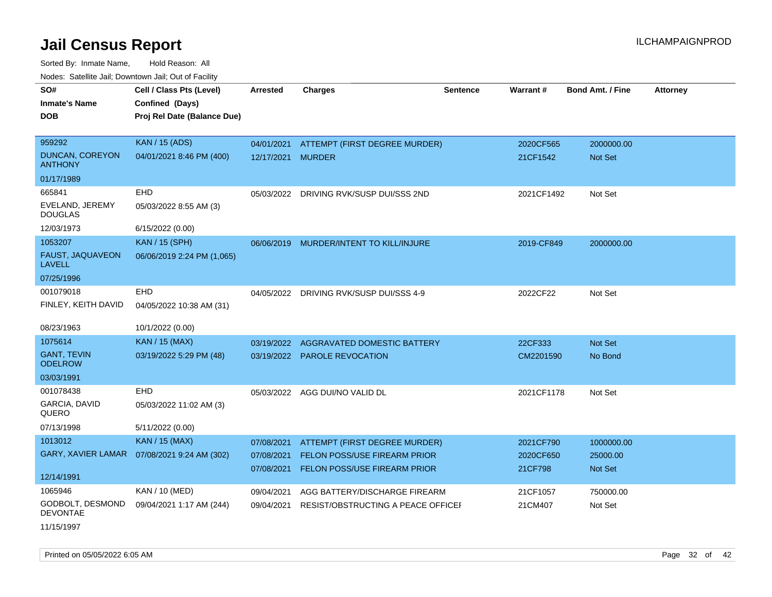# Jail Census Report

Sorted By: Inmate Name, Hold Reason: All

Nodes: Satellite Jail; Downtown Jail; Out of Facility

| SO# / Inmate's Name / DOB | Cell / Class Pts (Level) / Confined (Days) / Proj Rel Date (Balance Due) | Arrested | Charges | Sentence | Warrant # | Bond Amt. / Fine | Attorney |
|---|---|---|---|---|---|---|---|
| 959292<br>DUNCAN, COREYON ANTHONY<br>01/17/1989 | KAN / 15 (ADS)<br>04/01/2021 8:46 PM (400) | 04/01/2021<br>12/17/2021 | ATTEMPT (FIRST DEGREE MURDER)<br>MURDER | | 2020CF565<br>21CF1542 | 2000000.00<br>Not Set | |
| 665841<br>EVELAND, JEREMY DOUGLAS<br>12/03/1973 | EHD<br>05/03/2022 8:55 AM (3)<br>6/15/2022 (0.00) | 05/03/2022 | DRIVING RVK/SUSP DUI/SSS 2ND | | 2021CF1492 | Not Set | |
| 1053207<br>FAUST, JAQUAVEON LAVELL<br>07/25/1996 | KAN / 15 (SPH)<br>06/06/2019 2:24 PM (1,065) | 06/06/2019 | MURDER/INTENT TO KILL/INJURE | | 2019-CF849 | 2000000.00 | |
| 001079018<br>FINLEY, KEITH DAVID<br>08/23/1963 | EHD<br>04/05/2022 10:38 AM (31)<br>10/1/2022 (0.00) | 04/05/2022 | DRIVING RVK/SUSP DUI/SSS 4-9 | | 2022CF22 | Not Set | |
| 1075614<br>GANT, TEVIN ODELROW<br>03/03/1991 | KAN / 15 (MAX)<br>03/19/2022 5:29 PM (48) | 03/19/2022<br>03/19/2022 | AGGRAVATED DOMESTIC BATTERY<br>PAROLE REVOCATION | | 22CF333<br>CM2201590 | Not Set<br>No Bond | |
| 001078438<br>GARCIA, DAVID QUERO<br>07/13/1998 | EHD<br>05/03/2022 11:02 AM (3)<br>5/11/2022 (0.00) | 05/03/2022 | AGG DUI/NO VALID DL | | 2021CF1178 | Not Set | |
| 1013012<br>GARY, XAVIER LAMAR<br>12/14/1991 | KAN / 15 (MAX)<br>07/08/2021 9:24 AM (302) | 07/08/2021<br>07/08/2021<br>07/08/2021 | ATTEMPT (FIRST DEGREE MURDER)<br>FELON POSS/USE FIREARM PRIOR<br>FELON POSS/USE FIREARM PRIOR | | 2021CF790<br>2020CF650<br>21CF798 | 1000000.00<br>25000.00<br>Not Set | |
| 1065946<br>GODBOLT, DESMOND DEVONTAE<br>11/15/1997 | KAN / 10 (MED)<br>09/04/2021 1:17 AM (244) | 09/04/2021<br>09/04/2021 | AGG BATTERY/DISCHARGE FIREARM<br>RESIST/OBSTRUCTING A PEACE OFFICEI | | 21CF1057<br>21CM407 | 750000.00<br>Not Set | |

Printed on 05/05/2022 6:05 AM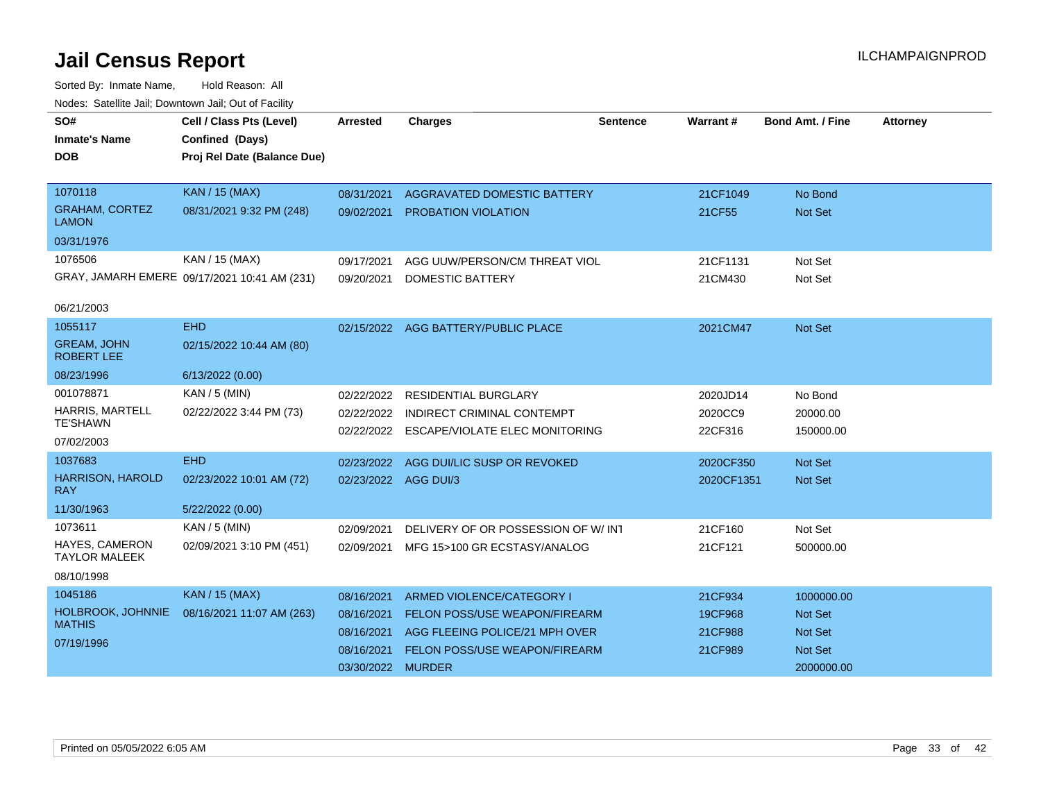# Jail Census Report

ILCHAMPAIGNPROD

Sorted By: Inmate Name, Hold Reason: All

Nodes: Satellite Jail; Downtown Jail; Out of Facility

| SO# / Inmate's Name / DOB | Cell / Class Pts (Level) / Confined (Days) / Proj Rel Date (Balance Due) | Arrested | Charges | Sentence | Warrant # | Bond Amt. / Fine | Attorney |
|---|---|---|---|---|---|---|---|
| 1070118 | KAN / 15 (MAX) | 08/31/2021 | AGGRAVATED DOMESTIC BATTERY | | 21CF1049 | No Bond | |
| GRAHAM, CORTEZ LAMON | 08/31/2021 9:32 PM (248) | 09/02/2021 | PROBATION VIOLATION | | 21CF55 | Not Set | |
| 03/31/1976 | | | | | | | |
| 1076506 | KAN / 15 (MAX) | 09/17/2021 | AGG UUW/PERSON/CM THREAT VIOL | | 21CF1131 | Not Set | |
| GRAY, JAMARH EMERE | 09/17/2021 10:41 AM (231) | 09/20/2021 | DOMESTIC BATTERY | | 21CM430 | Not Set | |
| 06/21/2003 | | | | | | | |
| 1055117 | EHD | 02/15/2022 | AGG BATTERY/PUBLIC PLACE | | 2021CM47 | Not Set | |
| GREAM, JOHN ROBERT LEE | 02/15/2022 10:44 AM (80) | | | | | | |
| 08/23/1996 | 6/13/2022 (0.00) | | | | | | |
| 001078871 | KAN / 5 (MIN) | 02/22/2022 | RESIDENTIAL BURGLARY | | 2020JD14 | No Bond | |
| HARRIS, MARTELL TE'SHAWN | 02/22/2022 3:44 PM (73) | 02/22/2022 | INDIRECT CRIMINAL CONTEMPT | | 2020CC9 | 20000.00 | |
| 07/02/2003 | | 02/22/2022 | ESCAPE/VIOLATE ELEC MONITORING | | 22CF316 | 150000.00 | |
| 1037683 | EHD | 02/23/2022 | AGG DUI/LIC SUSP OR REVOKED | | 2020CF350 | Not Set | |
| HARRISON, HAROLD RAY | 02/23/2022 10:01 AM (72) | 02/23/2022 | AGG DUI/3 | | 2020CF1351 | Not Set | |
| 11/30/1963 | 5/22/2022 (0.00) | | | | | | |
| 1073611 | KAN / 5 (MIN) | 02/09/2021 | DELIVERY OF OR POSSESSION OF W/ INT | | 21CF160 | Not Set | |
| HAYES, CAMERON TAYLOR MALEEK | 02/09/2021 3:10 PM (451) | 02/09/2021 | MFG 15>100 GR ECSTASY/ANALOG | | 21CF121 | 500000.00 | |
| 08/10/1998 | | | | | | | |
| 1045186 | KAN / 15 (MAX) | 08/16/2021 | ARMED VIOLENCE/CATEGORY I | | 21CF934 | 1000000.00 | |
| HOLBROOK, JOHNNIE MATHIS | 08/16/2021 11:07 AM (263) | 08/16/2021 | FELON POSS/USE WEAPON/FIREARM | | 19CF968 | Not Set | |
| 07/19/1996 | | 08/16/2021 | AGG FLEEING POLICE/21 MPH OVER | | 21CF988 | Not Set | |
| | | 08/16/2021 | FELON POSS/USE WEAPON/FIREARM | | 21CF989 | Not Set | |
| | | 03/30/2022 | MURDER | | | 2000000.00 | |

Printed on 05/05/2022 6:05 AM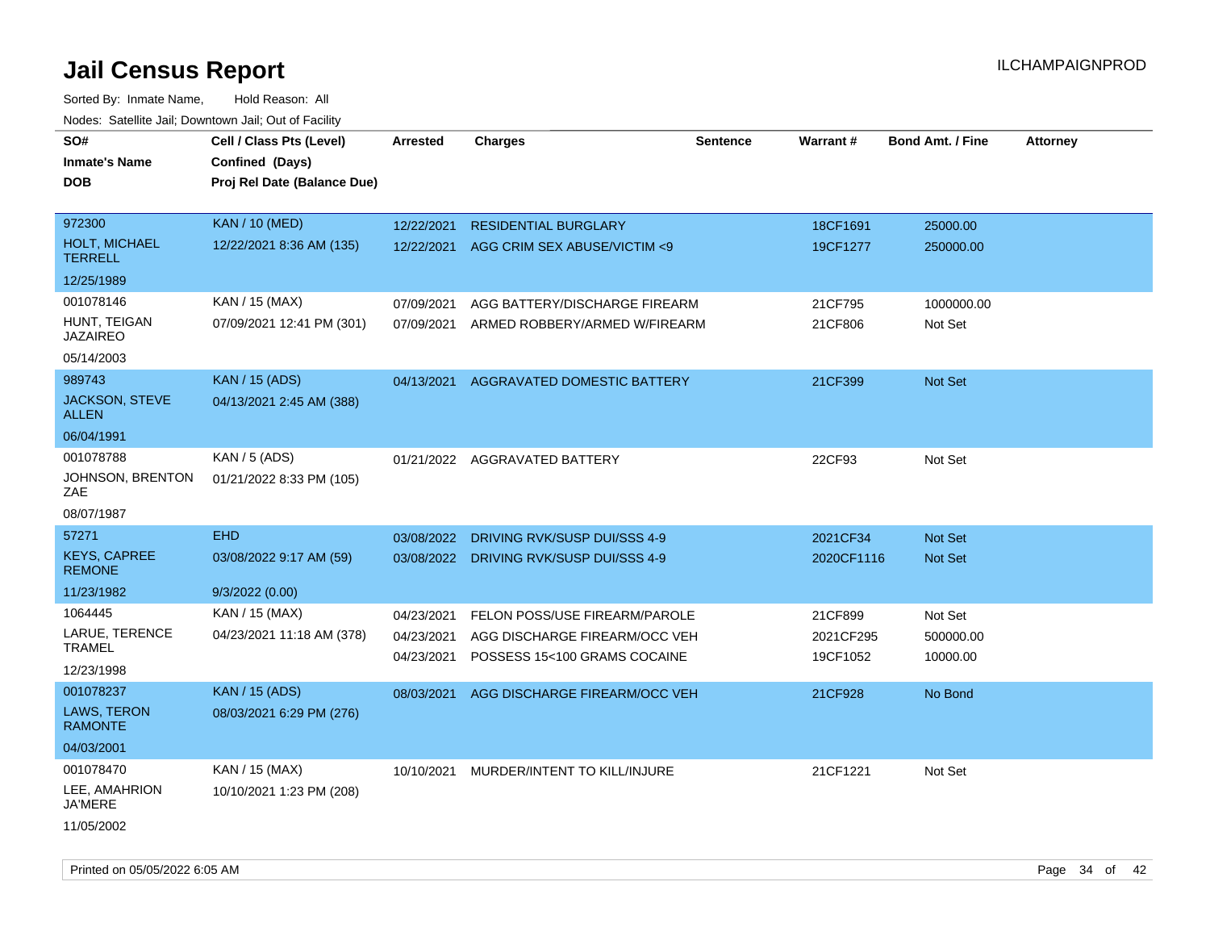# Jail Census Report

Sorted By: Inmate Name, Hold Reason: All

Nodes: Satellite Jail; Downtown Jail; Out of Facility

| SO# / Inmate's Name / DOB | Cell / Class Pts (Level) / Confined (Days) / Proj Rel Date (Balance Due) | Arrested | Charges | Sentence | Warrant # | Bond Amt. / Fine | Attorney |
|---|---|---|---|---|---|---|---|
| 972300<br>HOLT, MICHAEL TERRELL<br>12/25/1989 | KAN / 10 (MED)<br>12/22/2021 8:36 AM (135) | 12/22/2021<br>12/22/2021 | RESIDENTIAL BURGLARY<br>AGG CRIM SEX ABUSE/VICTIM <9 | | 18CF1691<br>19CF1277 | 25000.00<br>250000.00 | |
| 001078146<br>HUNT, TEIGAN JAZAIREO<br>05/14/2003 | KAN / 15 (MAX)<br>07/09/2021 12:41 PM (301) | 07/09/2021<br>07/09/2021 | AGG BATTERY/DISCHARGE FIREARM<br>ARMED ROBBERY/ARMED W/FIREARM | | 21CF795<br>21CF806 | 1000000.00<br>Not Set | |
| 989743<br>JACKSON, STEVE ALLEN<br>06/04/1991 | KAN / 15 (ADS)<br>04/13/2021 2:45 AM (388) | 04/13/2021 | AGGRAVATED DOMESTIC BATTERY | | 21CF399 | Not Set | |
| 001078788<br>JOHNSON, BRENTON ZAE<br>08/07/1987 | KAN / 5 (ADS)<br>01/21/2022 8:33 PM (105) | 01/21/2022 | AGGRAVATED BATTERY | | 22CF93 | Not Set | |
| 57271<br>KEYS, CAPREE REMONE<br>11/23/1982 | EHD<br>03/08/2022 9:17 AM (59)<br>9/3/2022 (0.00) | 03/08/2022<br>03/08/2022 | DRIVING RVK/SUSP DUI/SSS 4-9<br>DRIVING RVK/SUSP DUI/SSS 4-9 | | 2021CF34<br>2020CF1116 | Not Set<br>Not Set | |
| 1064445<br>LARUE, TERENCE TRAMEL<br>12/23/1998 | KAN / 15 (MAX)<br>04/23/2021 11:18 AM (378) | 04/23/2021<br>04/23/2021<br>04/23/2021 | FELON POSS/USE FIREARM/PAROLE<br>AGG DISCHARGE FIREARM/OCC VEH<br>POSSESS 15<100 GRAMS COCAINE | | 21CF899<br>2021CF295<br>19CF1052 | Not Set<br>500000.00<br>10000.00 | |
| 001078237<br>LAWS, TERON RAMONTE<br>04/03/2001 | KAN / 15 (ADS)<br>08/03/2021 6:29 PM (276) | 08/03/2021 | AGG DISCHARGE FIREARM/OCC VEH | | 21CF928 | No Bond | |
| 001078470<br>LEE, AMAHRION JA'MERE<br>11/05/2002 | KAN / 15 (MAX)<br>10/10/2021 1:23 PM (208) | 10/10/2021 | MURDER/INTENT TO KILL/INJURE | | 21CF1221 | Not Set | |

Printed on 05/05/2022 6:05 AM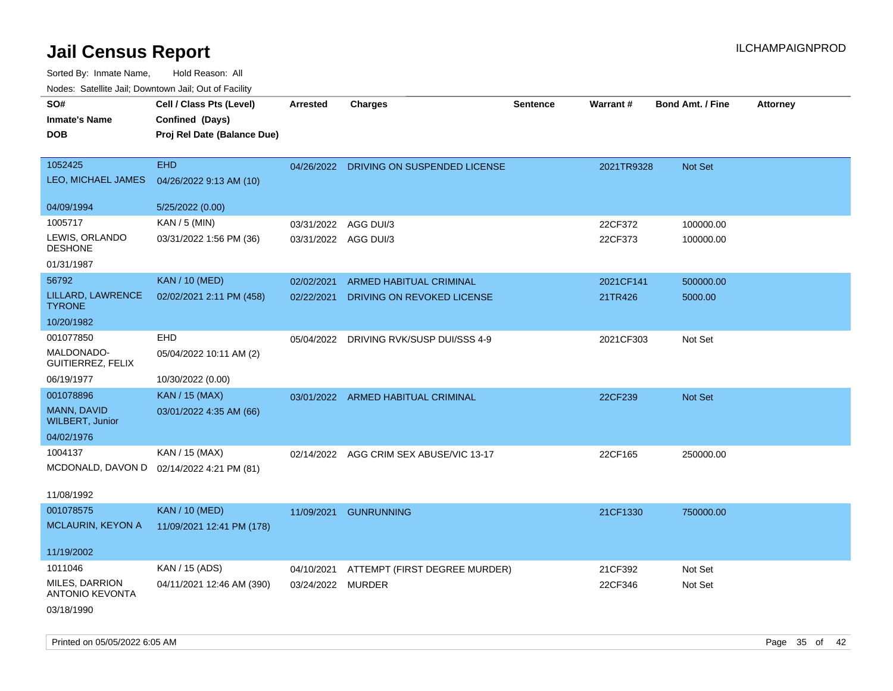# Jail Census Report

ILCHAMPAIGNPROD

Sorted By: Inmate Name, Hold Reason: All

Nodes: Satellite Jail; Downtown Jail; Out of Facility

| SO# / Inmate's Name / DOB | Cell / Class Pts (Level) / Confined (Days) / Proj Rel Date (Balance Due) | Arrested | Charges | Sentence | Warrant # | Bond Amt. / Fine | Attorney |
|---|---|---|---|---|---|---|---|
| 1052425<br>LEO, MICHAEL JAMES<br>04/09/1994 | EHD<br>04/26/2022 9:13 AM (10)<br>5/25/2022 (0.00) | 04/26/2022 | DRIVING ON SUSPENDED LICENSE | | 2021TR9328 | Not Set | |
| 1005717<br>LEWIS, ORLANDO DESHONE<br>01/31/1987 | KAN / 5 (MIN)<br>03/31/2022 1:56 PM (36) | 03/31/2022<br>03/31/2022 | AGG DUI/3<br>AGG DUI/3 | | 22CF372<br>22CF373 | 100000.00<br>100000.00 | |
| 56792<br>LILLARD, LAWRENCE TYRONE<br>10/20/1982 | KAN / 10 (MED)<br>02/02/2021 2:11 PM (458) | 02/02/2021<br>02/22/2021 | ARMED HABITUAL CRIMINAL<br>DRIVING ON REVOKED LICENSE | | 2021CF141<br>21TR426 | 500000.00<br>5000.00 | |
| 001077850<br>MALDONADO-GUITIERREZ, FELIX<br>06/19/1977 | EHD<br>05/04/2022 10:11 AM (2)<br>10/30/2022 (0.00) | 05/04/2022 | DRIVING RVK/SUSP DUI/SSS 4-9 | | 2021CF303 | Not Set | |
| 001078896<br>MANN, DAVID WILBERT, Junior<br>04/02/1976 | KAN / 15 (MAX)<br>03/01/2022 4:35 AM (66) | 03/01/2022 | ARMED HABITUAL CRIMINAL | | 22CF239 | Not Set | |
| 1004137<br>MCDONALD, DAVON D<br>11/08/1992 | KAN / 15 (MAX)<br>02/14/2022 4:21 PM (81) | 02/14/2022 | AGG CRIM SEX ABUSE/VIC 13-17 | | 22CF165 | 250000.00 | |
| 001078575<br>MCLAURIN, KEYON A<br>11/19/2002 | KAN / 10 (MED)<br>11/09/2021 12:41 PM (178) | 11/09/2021 | GUNRUNNING | | 21CF1330 | 750000.00 | |
| 1011046<br>MILES, DARRION ANTONIO KEVONTA<br>03/18/1990 | KAN / 15 (ADS)<br>04/11/2021 12:46 AM (390) | 04/10/2021<br>03/24/2022 | ATTEMPT (FIRST DEGREE MURDER)<br>MURDER | | 21CF392<br>22CF346 | Not Set<br>Not Set | |

Printed on 05/05/2022 6:05 AM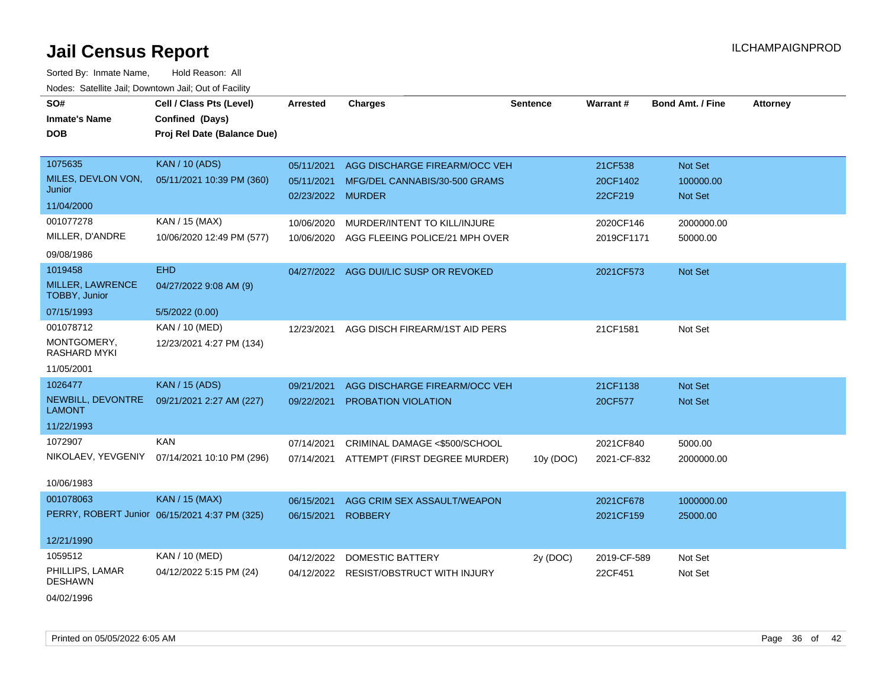# Jail Census Report

Sorted By: Inmate Name, Hold Reason: All

Nodes: Satellite Jail; Downtown Jail; Out of Facility

| SO# / Inmate's Name / DOB | Cell / Class Pts (Level) / Confined (Days) / Proj Rel Date (Balance Due) | Arrested | Charges | Sentence | Warrant # | Bond Amt. / Fine | Attorney |
|---|---|---|---|---|---|---|---|
| 1075635<br>MILES, DEVLON VON, Junior<br>11/04/2000 | KAN / 10 (ADS)<br>05/11/2021 10:39 PM (360) | 05/11/2021<br>05/11/2021<br>02/23/2022 | AGG DISCHARGE FIREARM/OCC VEH<br>MFG/DEL CANNABIS/30-500 GRAMS<br>MURDER | | 21CF538<br>20CF1402<br>22CF219 | Not Set<br>100000.00<br>Not Set | |
| 001077278<br>MILLER, D'ANDRE<br>09/08/1986 | KAN / 15 (MAX)<br>10/06/2020 12:49 PM (577) | 10/06/2020<br>10/06/2020 | MURDER/INTENT TO KILL/INJURE<br>AGG FLEEING POLICE/21 MPH OVER | | 2020CF146<br>2019CF1171 | 2000000.00<br>50000.00 | |
| 1019458<br>MILLER, LAWRENCE TOBBY, Junior<br>07/15/1993 | EHD<br>04/27/2022 9:08 AM (9)<br>5/5/2022 (0.00) | 04/27/2022 | AGG DUI/LIC SUSP OR REVOKED | | 2021CF573 | Not Set | |
| 001078712<br>MONTGOMERY, RASHARD MYKI<br>11/05/2001 | KAN / 10 (MED)<br>12/23/2021 4:27 PM (134) | 12/23/2021 | AGG DISCH FIREARM/1ST AID PERS | | 21CF1581 | Not Set | |
| 1026477<br>NEWBILL, DEVONTRE LAMONT<br>11/22/1993 | KAN / 15 (ADS)<br>09/21/2021 2:27 AM (227) | 09/21/2021<br>09/22/2021 | AGG DISCHARGE FIREARM/OCC VEH<br>PROBATION VIOLATION | | 21CF1138<br>20CF577 | Not Set<br>Not Set | |
| 1072907<br>NIKOLAEV, YEVGENIY<br>10/06/1983 | KAN<br>07/14/2021 10:10 PM (296) | 07/14/2021<br>07/14/2021 | CRIMINAL DAMAGE <$500/SCHOOL<br>ATTEMPT (FIRST DEGREE MURDER) | <br>10y (DOC) | 2021CF840<br>2021-CF-832 | 5000.00<br>2000000.00 | |
| 001078063<br>PERRY, ROBERT Junior<br>12/21/1990 | KAN / 15 (MAX)<br>06/15/2021 4:37 PM (325) | 06/15/2021<br>06/15/2021 | AGG CRIM SEX ASSAULT/WEAPON<br>ROBBERY | | 2021CF678<br>2021CF159 | 1000000.00<br>25000.00 | |
| 1059512<br>PHILLIPS, LAMAR DESHAWN<br>04/02/1996 | KAN / 10 (MED)<br>04/12/2022 5:15 PM (24) | 04/12/2022<br>04/12/2022 | DOMESTIC BATTERY<br>RESIST/OBSTRUCT WITH INJURY | 2y (DOC)<br> | 2019-CF-589<br>22CF451 | Not Set<br>Not Set | |

Printed on 05/05/2022 6:05 AM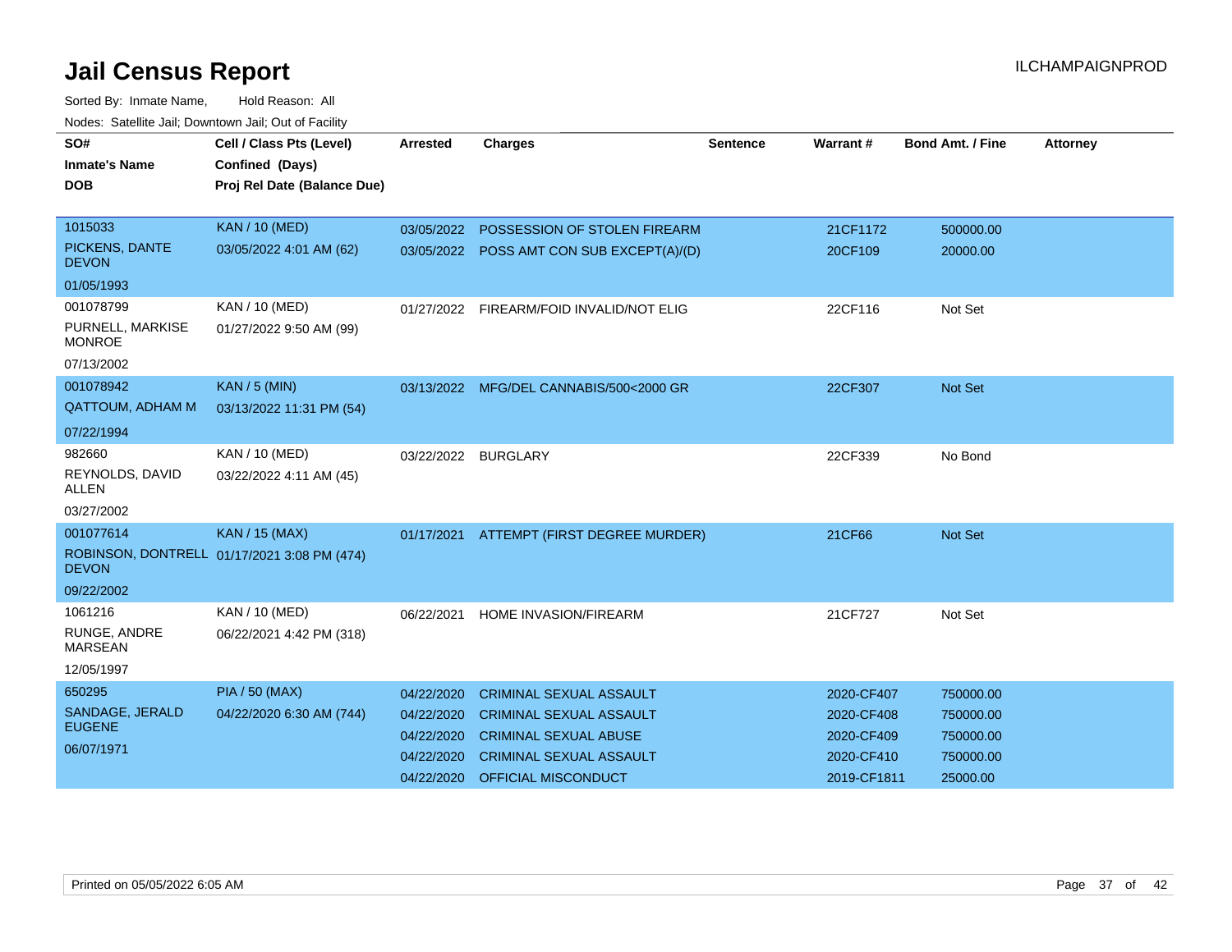# Jail Census Report

ILCHAMPAIGNPROD

Sorted By: Inmate Name, Hold Reason: All

Nodes: Satellite Jail; Downtown Jail; Out of Facility

| SO# / Inmate's Name / DOB | Cell / Class Pts (Level) / Confined (Days) / Proj Rel Date (Balance Due) | Arrested | Charges | Sentence | Warrant # | Bond Amt. / Fine | Attorney |
|---|---|---|---|---|---|---|---|
| 1015033<br>PICKENS, DANTE DEVON<br>01/05/1993 | KAN / 10 (MED)<br>03/05/2022 4:01 AM (62) | 03/05/2022 | POSSESSION OF STOLEN FIREARM | | 21CF1172 | 500000.00 | |
| | | 03/05/2022 | POSS AMT CON SUB EXCEPT(A)/(D) | | 20CF109 | 20000.00 | |
| 001078799<br>PURNELL, MARKISE MONROE<br>07/13/2002 | KAN / 10 (MED)<br>01/27/2022 9:50 AM (99) | 01/27/2022 | FIREARM/FOID INVALID/NOT ELIG | | 22CF116 | Not Set | |
| 001078942<br>QATTOUM, ADHAM M<br>07/22/1994 | KAN / 5 (MIN)<br>03/13/2022 11:31 PM (54) | 03/13/2022 | MFG/DEL CANNABIS/500<2000 GR | | 22CF307 | Not Set | |
| 982660<br>REYNOLDS, DAVID ALLEN<br>03/27/2002 | KAN / 10 (MED)<br>03/22/2022 4:11 AM (45) | 03/22/2022 | BURGLARY | | 22CF339 | No Bond | |
| 001077614<br>ROBINSON, DONTRELL DEVON<br>09/22/2002 | KAN / 15 (MAX)<br>01/17/2021 3:08 PM (474) | 01/17/2021 | ATTEMPT (FIRST DEGREE MURDER) | | 21CF66 | Not Set | |
| 1061216<br>RUNGE, ANDRE MARSEAN<br>12/05/1997 | KAN / 10 (MED)<br>06/22/2021 4:42 PM (318) | 06/22/2021 | HOME INVASION/FIREARM | | 21CF727 | Not Set | |
| 650295<br>SANDAGE, JERALD EUGENE<br>06/07/1971 | PIA / 50 (MAX)<br>04/22/2020 6:30 AM (744) | 04/22/2020 | CRIMINAL SEXUAL ASSAULT | | 2020-CF407 | 750000.00 | |
| | | 04/22/2020 | CRIMINAL SEXUAL ASSAULT | | 2020-CF408 | 750000.00 | |
| | | 04/22/2020 | CRIMINAL SEXUAL ABUSE | | 2020-CF409 | 750000.00 | |
| | | 04/22/2020 | CRIMINAL SEXUAL ASSAULT | | 2020-CF410 | 750000.00 | |
| | | 04/22/2020 | OFFICIAL MISCONDUCT | | 2019-CF1811 | 25000.00 | |

Printed on 05/05/2022 6:05 AM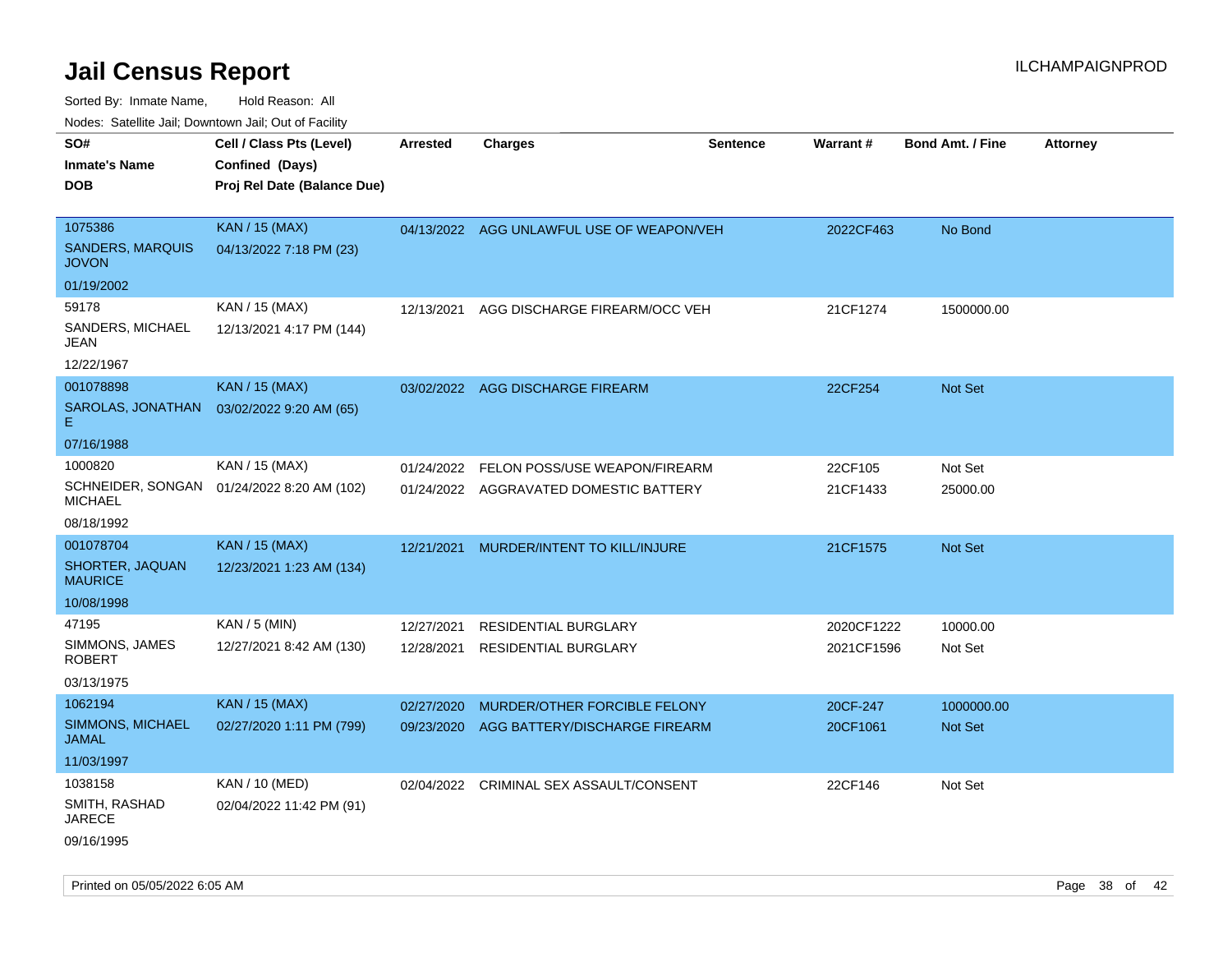# Jail Census Report

Sorted By: Inmate Name, Hold Reason: All

Nodes: Satellite Jail; Downtown Jail; Out of Facility

| SO# / Inmate's Name / DOB | Cell / Class Pts (Level) / Confined (Days) / Proj Rel Date (Balance Due) | Arrested | Charges | Sentence | Warrant # | Bond Amt. / Fine | Attorney |
|---|---|---|---|---|---|---|---|
| 1075386<br>SANDERS, MARQUIS JOVON<br>01/19/2002 | KAN / 15 (MAX)<br>04/13/2022 7:18 PM (23) | 04/13/2022 | AGG UNLAWFUL USE OF WEAPON/VEH | | 2022CF463 | No Bond | |
| 59178<br>SANDERS, MICHAEL JEAN<br>12/22/1967 | KAN / 15 (MAX)<br>12/13/2021 4:17 PM (144) | 12/13/2021 | AGG DISCHARGE FIREARM/OCC VEH | | 21CF1274 | 1500000.00 | |
| 001078898<br>SAROLAS, JONATHAN E<br>07/16/1988 | KAN / 15 (MAX)<br>03/02/2022 9:20 AM (65) | 03/02/2022 | AGG DISCHARGE FIREARM | | 22CF254 | Not Set | |
| 1000820<br>SCHNEIDER, SONGAN MICHAEL<br>08/18/1992 | KAN / 15 (MAX)<br>01/24/2022 8:20 AM (102) | 01/24/2022 | FELON POSS/USE WEAPON/FIREARM | | 22CF105 | Not Set | |
| | | 01/24/2022 | AGGRAVATED DOMESTIC BATTERY | | 21CF1433 | 25000.00 | |
| 001078704<br>SHORTER, JAQUAN MAURICE<br>10/08/1998 | KAN / 15 (MAX)<br>12/23/2021 1:23 AM (134) | 12/21/2021 | MURDER/INTENT TO KILL/INJURE | | 21CF1575 | Not Set | |
| 47195<br>SIMMONS, JAMES ROBERT<br>03/13/1975 | KAN / 5 (MIN)<br>12/27/2021 8:42 AM (130) | 12/27/2021 | RESIDENTIAL BURGLARY | | 2020CF1222 | 10000.00 | |
| | | 12/28/2021 | RESIDENTIAL BURGLARY | | 2021CF1596 | Not Set | |
| 1062194<br>SIMMONS, MICHAEL JAMAL<br>11/03/1997 | KAN / 15 (MAX)<br>02/27/2020 1:11 PM (799) | 02/27/2020 | MURDER/OTHER FORCIBLE FELONY | | 20CF-247 | 1000000.00 | |
| | | 09/23/2020 | AGG BATTERY/DISCHARGE FIREARM | | 20CF1061 | Not Set | |
| 1038158<br>SMITH, RASHAD JARECE<br>09/16/1995 | KAN / 10 (MED)<br>02/04/2022 11:42 PM (91) | 02/04/2022 | CRIMINAL SEX ASSAULT/CONSENT | | 22CF146 | Not Set | |

Printed on 05/05/2022 6:05 AM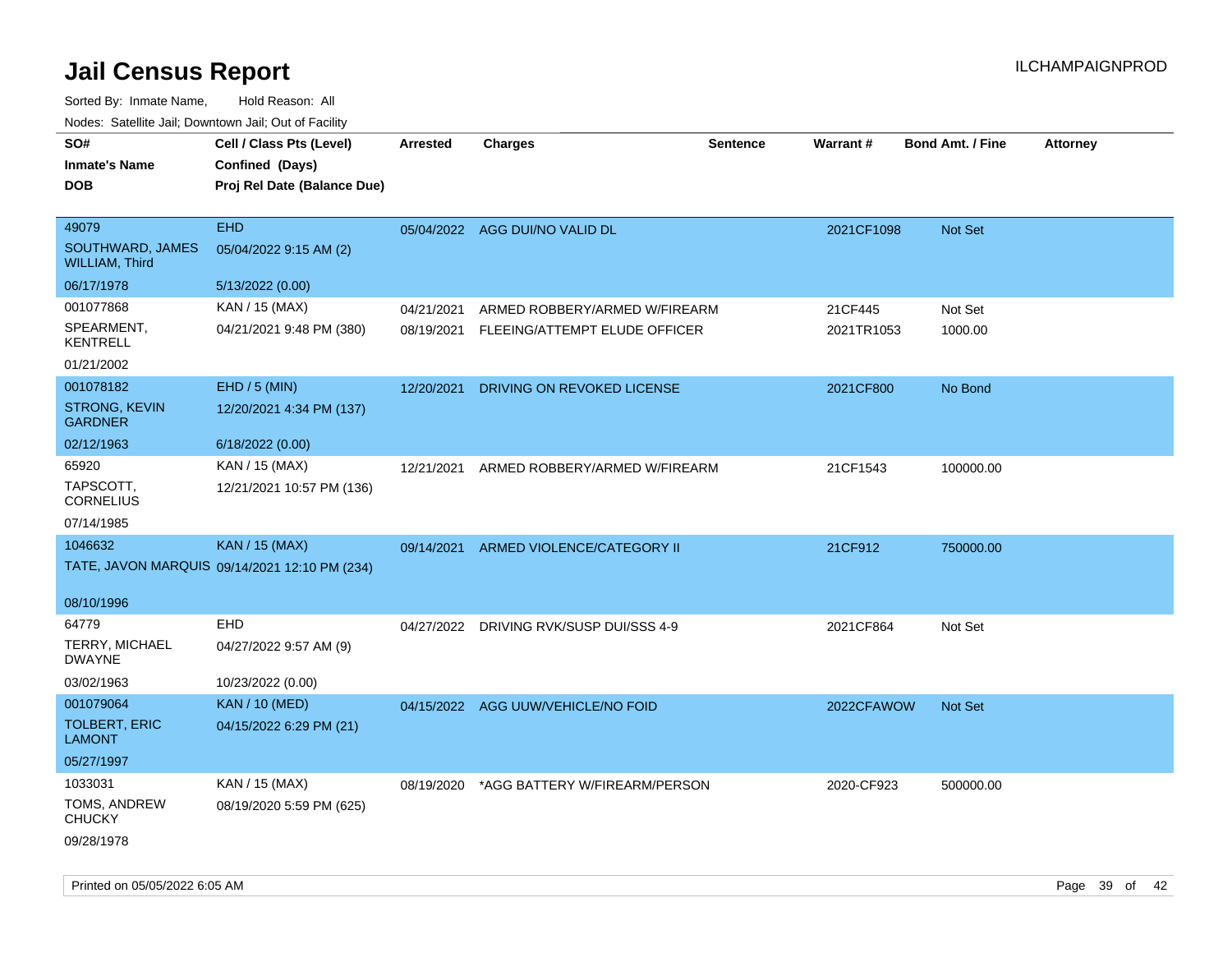# Jail Census Report

ILCHAMPAIGNPROD

Sorted By: Inmate Name, Hold Reason: All

Nodes: Satellite Jail; Downtown Jail; Out of Facility

| SO#<br>Inmate's Name<br>DOB | Cell / Class Pts (Level)<br>Confined (Days)<br>Proj Rel Date (Balance Due) | Arrested | Charges | Sentence | Warrant # | Bond Amt. / Fine | Attorney |
|---|---|---|---|---|---|---|---|
| 49079<br>SOUTHWARD, JAMES WILLIAM, Third<br>06/17/1978 | EHD<br>05/04/2022 9:15 AM (2)<br>5/13/2022 (0.00) | 05/04/2022 | AGG DUI/NO VALID DL | | 2021CF1098 | Not Set | |
| 001077868<br>SPEARMENT, KENTRELL<br>01/21/2002 | KAN / 15 (MAX)<br>04/21/2021 9:48 PM (380) | 04/21/2021<br>08/19/2021 | ARMED ROBBERY/ARMED W/FIREARM<br>FLEEING/ATTEMPT ELUDE OFFICER | | 21CF445<br>2021TR1053 | Not Set<br>1000.00 | |
| 001078182<br>STRONG, KEVIN GARDNER<br>02/12/1963 | EHD / 5 (MIN)<br>12/20/2021 4:34 PM (137)<br>6/18/2022 (0.00) | 12/20/2021 | DRIVING ON REVOKED LICENSE | | 2021CF800 | No Bond | |
| 65920<br>TAPSCOTT, CORNELIUS<br>07/14/1985 | KAN / 15 (MAX)<br>12/21/2021 10:57 PM (136) | 12/21/2021 | ARMED ROBBERY/ARMED W/FIREARM | | 21CF1543 | 100000.00 | |
| 1046632<br>TATE, JAVON MARQUIS<br>08/10/1996 | KAN / 15 (MAX)<br>09/14/2021 12:10 PM (234) | 09/14/2021 | ARMED VIOLENCE/CATEGORY II | | 21CF912 | 750000.00 | |
| 64779<br>TERRY, MICHAEL DWAYNE<br>03/02/1963 | EHD<br>04/27/2022 9:57 AM (9)<br>10/23/2022 (0.00) | 04/27/2022 | DRIVING RVK/SUSP DUI/SSS 4-9 | | 2021CF864 | Not Set | |
| 001079064<br>TOLBERT, ERIC LAMONT<br>05/27/1997 | KAN / 10 (MED)<br>04/15/2022 6:29 PM (21) | 04/15/2022 | AGG UUW/VEHICLE/NO FOID | | 2022CFAWOW | Not Set | |
| 1033031<br>TOMS, ANDREW CHUCKY<br>09/28/1978 | KAN / 15 (MAX)<br>08/19/2020 5:59 PM (625) | 08/19/2020 | *AGG BATTERY W/FIREARM/PERSON | | 2020-CF923 | 500000.00 | |

Printed on 05/05/2022 6:05 AM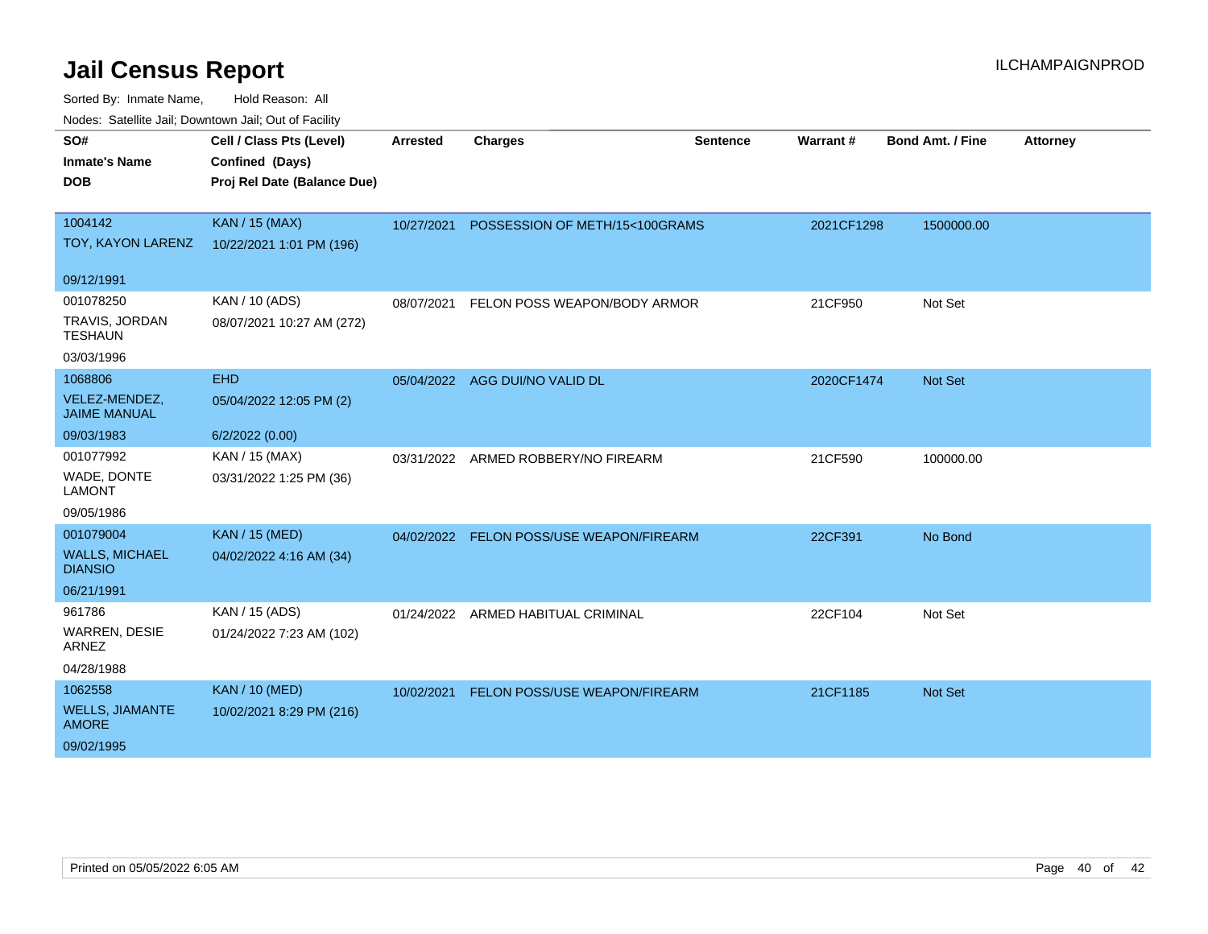# Jail Census Report

ILCHAMPAIGNPROD

Sorted By: Inmate Name, Hold Reason: All

Nodes: Satellite Jail; Downtown Jail; Out of Facility

| SO#<br>Inmate's Name<br>DOB | Cell / Class Pts (Level)<br>Confined (Days)<br>Proj Rel Date (Balance Due) | Arrested | Charges | Sentence | Warrant # | Bond Amt. / Fine | Attorney |
|---|---|---|---|---|---|---|---|
| 1004142<br>TOY, KAYON LARENZ<br>09/12/1991 | KAN / 15 (MAX)<br>10/22/2021 1:01 PM (196) | 10/27/2021 | POSSESSION OF METH/15<100GRAMS | | 2021CF1298 | 1500000.00 | |
| 001078250<br>TRAVIS, JORDAN TESHAUN<br>03/03/1996 | KAN / 10 (ADS)<br>08/07/2021 10:27 AM (272) | 08/07/2021 | FELON POSS WEAPON/BODY ARMOR | | 21CF950 | Not Set | |
| 1068806<br>VELEZ-MENDEZ, JAIME MANUAL<br>09/03/1983 | EHD<br>05/04/2022 12:05 PM (2)<br>6/2/2022 (0.00) | 05/04/2022 | AGG DUI/NO VALID DL | | 2020CF1474 | Not Set | |
| 001077992<br>WADE, DONTE LAMONT<br>09/05/1986 | KAN / 15 (MAX)<br>03/31/2022 1:25 PM (36) | 03/31/2022 | ARMED ROBBERY/NO FIREARM | | 21CF590 | 100000.00 | |
| 001079004<br>WALLS, MICHAEL DIANSIO<br>06/21/1991 | KAN / 15 (MED)<br>04/02/2022 4:16 AM (34) | 04/02/2022 | FELON POSS/USE WEAPON/FIREARM | | 22CF391 | No Bond | |
| 961786<br>WARREN, DESIE ARNEZ<br>04/28/1988 | KAN / 15 (ADS)<br>01/24/2022 7:23 AM (102) | 01/24/2022 | ARMED HABITUAL CRIMINAL | | 22CF104 | Not Set | |
| 1062558<br>WELLS, JIAMANTE AMORE<br>09/02/1995 | KAN / 10 (MED)<br>10/02/2021 8:29 PM (216) | 10/02/2021 | FELON POSS/USE WEAPON/FIREARM | | 21CF1185 | Not Set | |

Printed on 05/05/2022 6:05 AM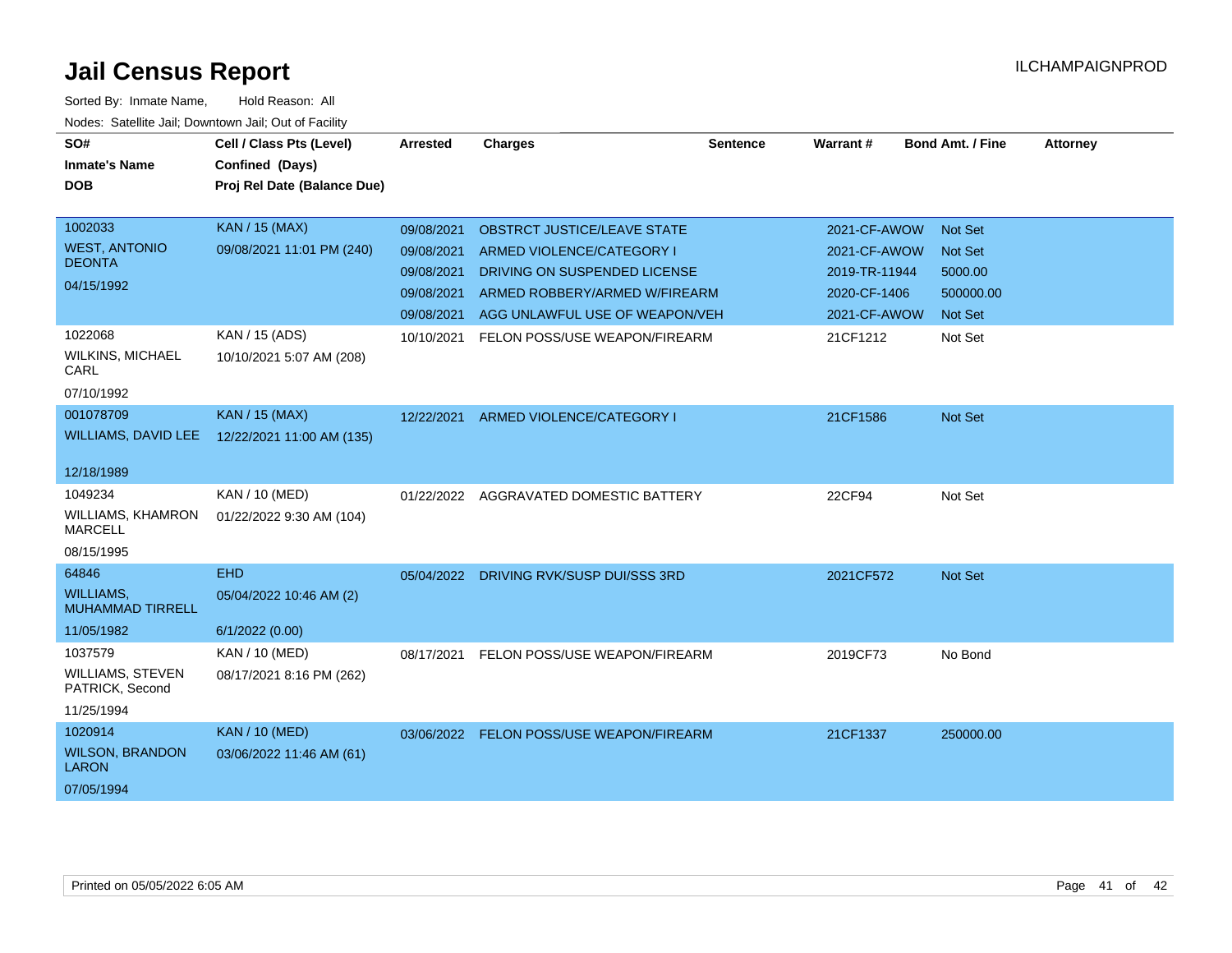# Jail Census Report

Sorted By: Inmate Name, Hold Reason: All

Nodes: Satellite Jail; Downtown Jail; Out of Facility

| SO# / Inmate's Name / DOB | Cell / Class Pts (Level) / Confined (Days) / Proj Rel Date (Balance Due) | Arrested | Charges | Sentence | Warrant # | Bond Amt. / Fine | Attorney |
|---|---|---|---|---|---|---|---|
| 1002033<br>WEST, ANTONIO DEONTA<br>04/15/1992 | KAN / 15 (MAX)<br>09/08/2021 11:01 PM (240) | 09/08/2021 | OBSTRCT JUSTICE/LEAVE STATE | | 2021-CF-AWOW | Not Set | |
| | | 09/08/2021 | ARMED VIOLENCE/CATEGORY I | | 2021-CF-AWOW | Not Set | |
| | | 09/08/2021 | DRIVING ON SUSPENDED LICENSE | | 2019-TR-11944 | 5000.00 | |
| | | 09/08/2021 | ARMED ROBBERY/ARMED W/FIREARM | | 2020-CF-1406 | 500000.00 | |
| | | 09/08/2021 | AGG UNLAWFUL USE OF WEAPON/VEH | | 2021-CF-AWOW | Not Set | |
| 1022068<br>WILKINS, MICHAEL CARL<br>07/10/1992 | KAN / 15 (ADS)<br>10/10/2021 5:07 AM (208) | 10/10/2021 | FELON POSS/USE WEAPON/FIREARM | | 21CF1212 | Not Set | |
| 001078709<br>WILLIAMS, DAVID LEE<br>12/18/1989 | KAN / 15 (MAX)<br>12/22/2021 11:00 AM (135) | 12/22/2021 | ARMED VIOLENCE/CATEGORY I | | 21CF1586 | Not Set | |
| 1049234<br>WILLIAMS, KHAMRON MARCELL<br>08/15/1995 | KAN / 10 (MED)<br>01/22/2022 9:30 AM (104) | 01/22/2022 | AGGRAVATED DOMESTIC BATTERY | | 22CF94 | Not Set | |
| 64846<br>WILLIAMS, MUHAMMAD TIRRELL<br>11/05/1982 | EHD<br>05/04/2022 10:46 AM (2)<br>6/1/2022 (0.00) | 05/04/2022 | DRIVING RVK/SUSP DUI/SSS 3RD | | 2021CF572 | Not Set | |
| 1037579<br>WILLIAMS, STEVEN PATRICK, Second<br>11/25/1994 | KAN / 10 (MED)<br>08/17/2021 8:16 PM (262) | 08/17/2021 | FELON POSS/USE WEAPON/FIREARM | | 2019CF73 | No Bond | |
| 1020914<br>WILSON, BRANDON LARON<br>07/05/1994 | KAN / 10 (MED)<br>03/06/2022 11:46 AM (61) | 03/06/2022 | FELON POSS/USE WEAPON/FIREARM | | 21CF1337 | 250000.00 | |

Printed on 05/05/2022 6:05 AM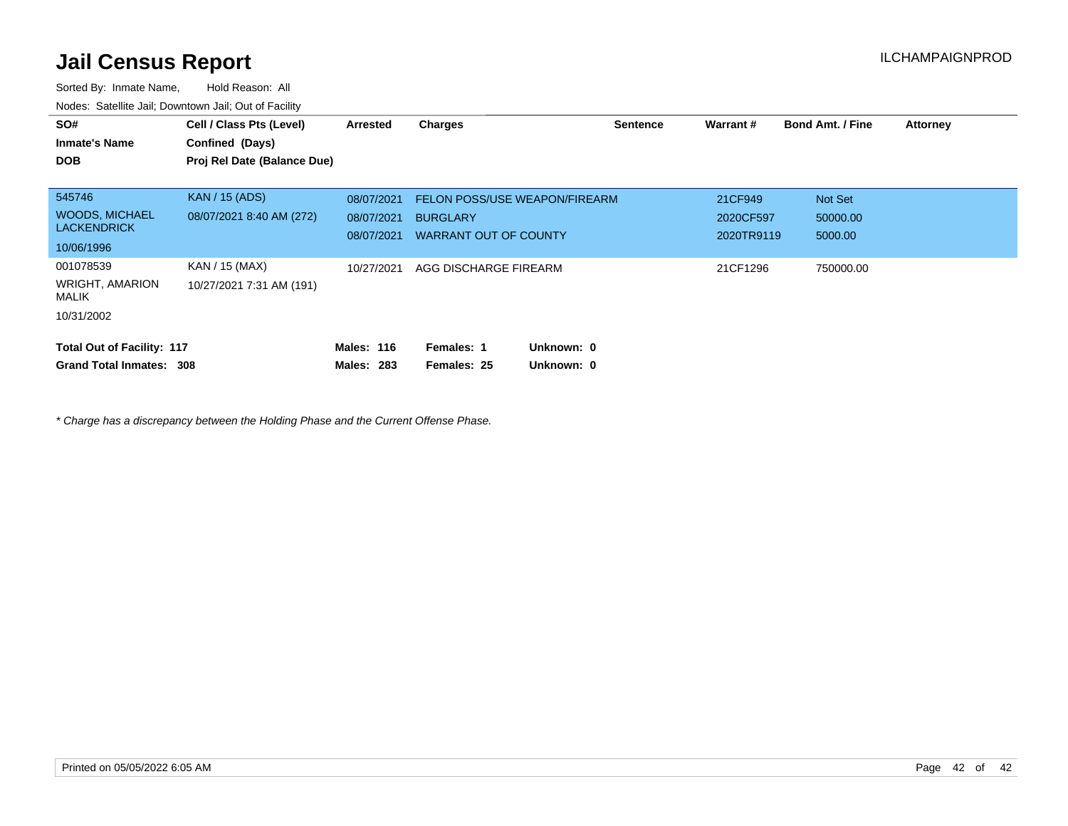# Jail Census Report

ILCHAMPAIGNPROD

Sorted By: Inmate Name, Hold Reason: All

Nodes: Satellite Jail; Downtown Jail; Out of Facility

| SO# / Inmate's Name / DOB | Cell / Class Pts (Level) / Confined (Days) / Proj Rel Date (Balance Due) | Arrested | Charges | Sentence | Warrant # | Bond Amt. / Fine | Attorney |
|---|---|---|---|---|---|---|---|
| 545746<br>WOODS, MICHAEL LACKENDRICK<br>10/06/1996 | KAN / 15 (ADS)<br>08/07/2021 8:40 AM (272) | 08/07/2021 | FELON POSS/USE WEAPON/FIREARM | | 21CF949 | Not Set | |
| | | 08/07/2021 | BURGLARY | | 2020CF597 | 50000.00 | |
| | | 08/07/2021 | WARRANT OUT OF COUNTY | | 2020TR9119 | 5000.00 | |
| 001078539<br>WRIGHT, AMARION MALIK<br>10/31/2002 | KAN / 15 (MAX)<br>10/27/2021 7:31 AM (191) | 10/27/2021 | AGG DISCHARGE FIREARM | | 21CF1296 | 750000.00 | |

| | | | |
|---|---|---|---|
| **Total Out of Facility: 117** | **Males: 116** | **Females: 1** | **Unknown: 0** |
| **Grand Total Inmates: 308** | **Males: 283** | **Females: 25** | **Unknown: 0** |

*\* Charge has a discrepancy between the Holding Phase and the Current Offense Phase.*

Printed on 05/05/2022 6:05 AM